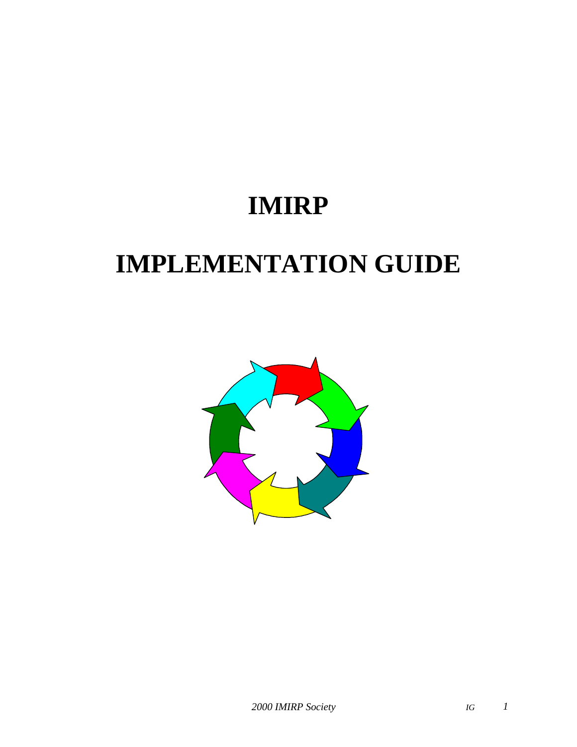# IMIRP

# IMPLEMENTATION GUIDE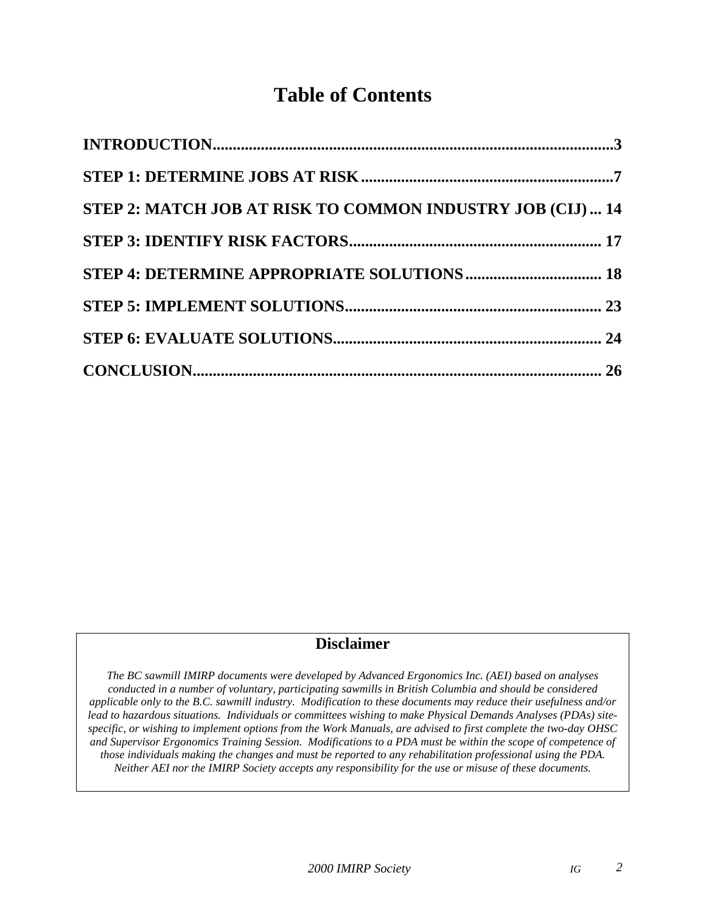# Table of Contents

**INTRODUCTION................................................................................................3**

**STEP 1: DETERMINE JOBS AT RISK...............................................................7**

**STEP 2: MATCH JOB AT RISK TO COMMON INDUSTRY JOB (CIJ) ... 14**

**STEP 3: IDENTIFY RISK FACTORS.............................................................. 17**

**STEP 4: DETERMINE APPROPRIATE SOLUTIONS.................................. 18**

**STEP 5: IMPLEMENT SOLUTIONS............................................................... 23**

**STEP 6: EVALUATE SOLUTIONS.................................................................. 24**

**CONCLUSION..................................................................................................... 26**

## Disclaimer

*The BC sawmill IMIRP documents were developed by Advanced Ergonomics Inc. (AEI) based on analyses conducted in a number of voluntary, participating sawmills in British Columbia and should be considered applicable only to the B.C. sawmill industry. Modification to these documents may reduce their usefulness and/or lead to hazardous situations. Individuals or committees wishing to make Physical Demands Analyses (PDAs) site-specific, or wishing to implement options from the Work Manuals, are advised to first complete the two-day OHSC and Supervisor Ergonomics Training Session. Modifications to a PDA must be within the scope of competence of those individuals making the changes and must be reported to any rehabilitation professional using the PDA. Neither AEI nor the IMIRP Society accepts any responsibility for the use or misuse of these documents.*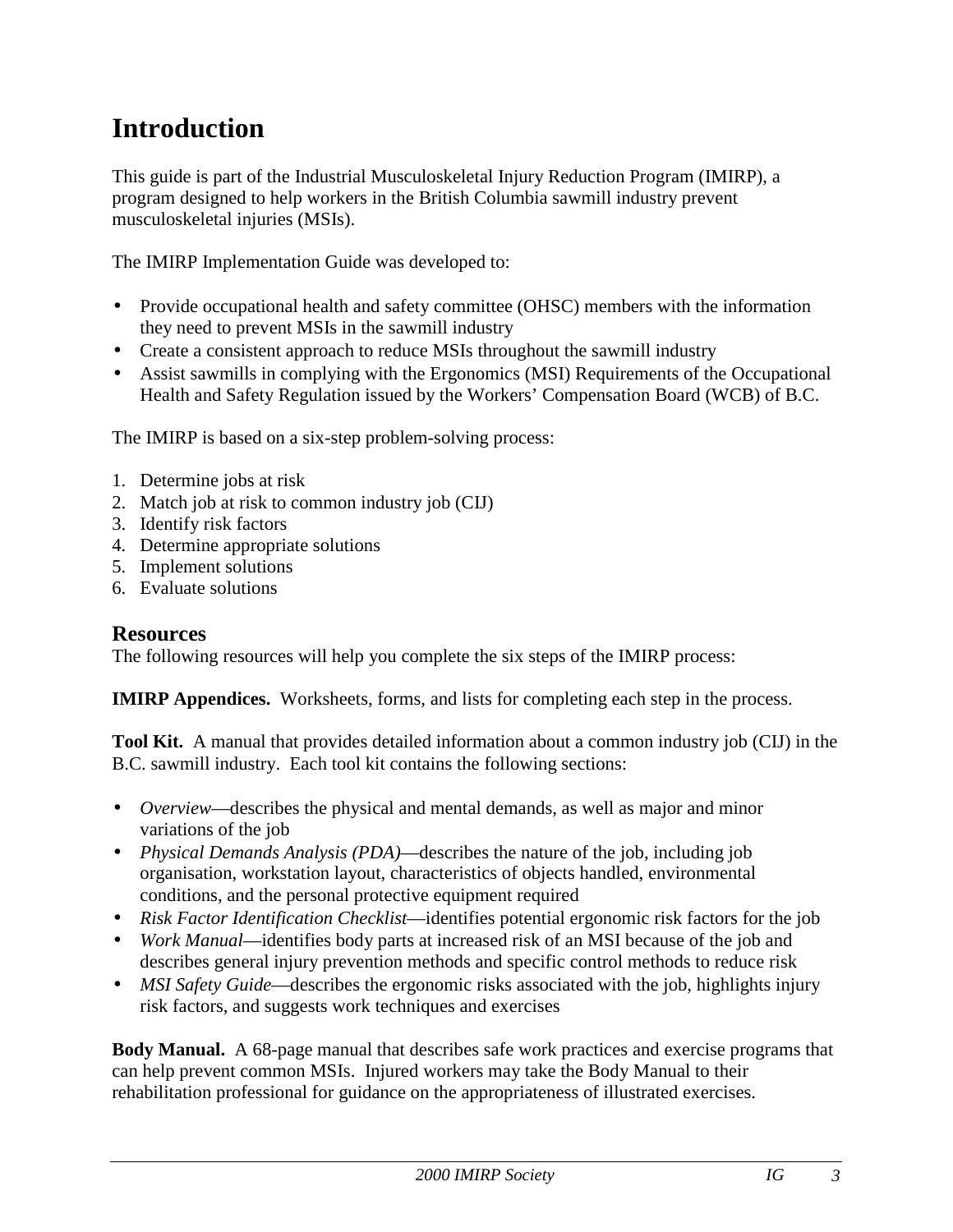# Introduction

This guide is part of the Industrial Musculoskeletal Injury Reduction Program (IMIRP), a program designed to help workers in the British Columbia sawmill industry prevent musculoskeletal injuries (MSIs).

The IMIRP Implementation Guide was developed to:

- Provide occupational health and safety committee (OHSC) members with the information they need to prevent MSIs in the sawmill industry
- Create a consistent approach to reduce MSIs throughout the sawmill industry
- Assist sawmills in complying with the Ergonomics (MSI) Requirements of the Occupational Health and Safety Regulation issued by the Workers' Compensation Board (WCB) of B.C.

The IMIRP is based on a six-step problem-solving process:

1. Determine jobs at risk
2. Match job at risk to common industry job (CIJ)
3. Identify risk factors
4. Determine appropriate solutions
5. Implement solutions
6. Evaluate solutions

## Resources

The following resources will help you complete the six steps of the IMIRP process:

**IMIRP Appendices.** Worksheets, forms, and lists for completing each step in the process.

**Tool Kit.** A manual that provides detailed information about a common industry job (CIJ) in the B.C. sawmill industry. Each tool kit contains the following sections:

- *Overview*—describes the physical and mental demands, as well as major and minor variations of the job
- *Physical Demands Analysis (PDA)*—describes the nature of the job, including job organisation, workstation layout, characteristics of objects handled, environmental conditions, and the personal protective equipment required
- *Risk Factor Identification Checklist*—identifies potential ergonomic risk factors for the job
- *Work Manual*—identifies body parts at increased risk of an MSI because of the job and describes general injury prevention methods and specific control methods to reduce risk
- *MSI Safety Guide*—describes the ergonomic risks associated with the job, highlights injury risk factors, and suggests work techniques and exercises

**Body Manual.** A 68-page manual that describes safe work practices and exercise programs that can help prevent common MSIs. Injured workers may take the Body Manual to their rehabilitation professional for guidance on the appropriateness of illustrated exercises.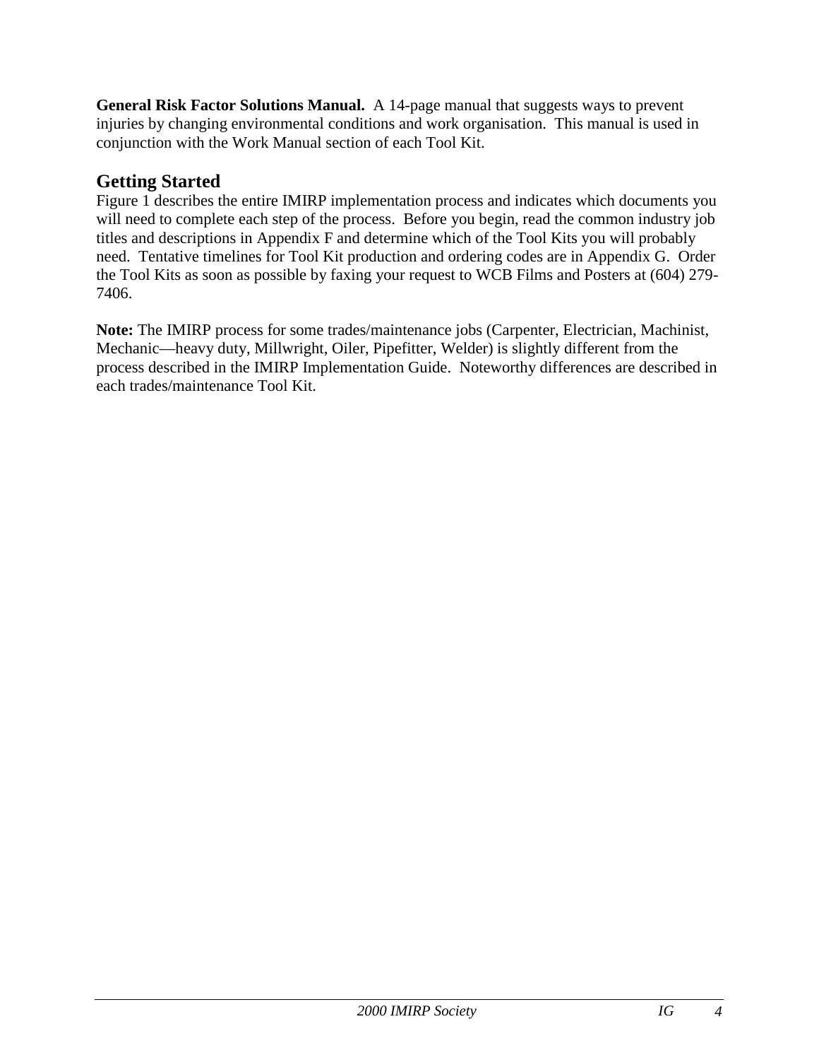**General Risk Factor Solutions Manual.** A 14-page manual that suggests ways to prevent injuries by changing environmental conditions and work organisation. This manual is used in conjunction with the Work Manual section of each Tool Kit.

## Getting Started

Figure 1 describes the entire IMIRP implementation process and indicates which documents you will need to complete each step of the process. Before you begin, read the common industry job titles and descriptions in Appendix F and determine which of the Tool Kits you will probably need. Tentative timelines for Tool Kit production and ordering codes are in Appendix G. Order the Tool Kits as soon as possible by faxing your request to WCB Films and Posters at (604) 279-7406.

**Note:** The IMIRP process for some trades/maintenance jobs (Carpenter, Electrician, Machinist, Mechanic—heavy duty, Millwright, Oiler, Pipefitter, Welder) is slightly different from the process described in the IMIRP Implementation Guide. Noteworthy differences are described in each trades/maintenance Tool Kit.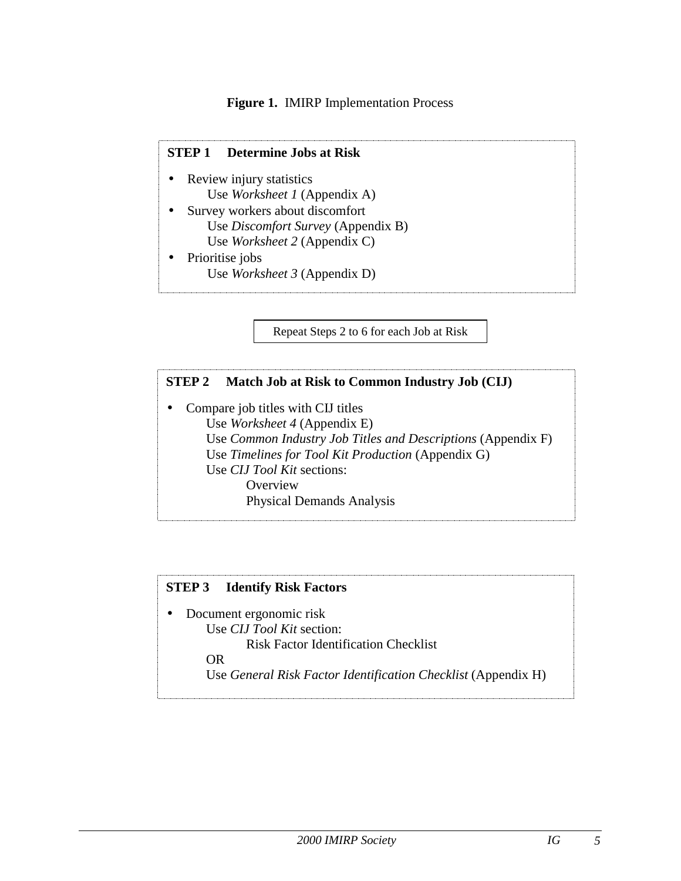**Figure 1.** IMIRP Implementation Process

**STEP 1 Determine Jobs at Risk**

- Review injury statistics
  - Use *Worksheet 1* (Appendix A)
- Survey workers about discomfort
  - Use *Discomfort Survey* (Appendix B)
  - Use *Worksheet 2* (Appendix C)
- Prioritise jobs
  - Use *Worksheet 3* (Appendix D)

Repeat Steps 2 to 6 for each Job at Risk

**STEP 2 Match Job at Risk to Common Industry Job (CIJ)**

- Compare job titles with CIJ titles
  - Use *Worksheet 4* (Appendix E)
  - Use *Common Industry Job Titles and Descriptions* (Appendix F)
  - Use *Timelines for Tool Kit Production* (Appendix G)
  - Use *CIJ Tool Kit* sections:
    - Overview
    - Physical Demands Analysis

**STEP 3 Identify Risk Factors**

- Document ergonomic risk
  - Use *CIJ Tool Kit* section:
    - Risk Factor Identification Checklist
  - OR
  - Use *General Risk Factor Identification Checklist* (Appendix H)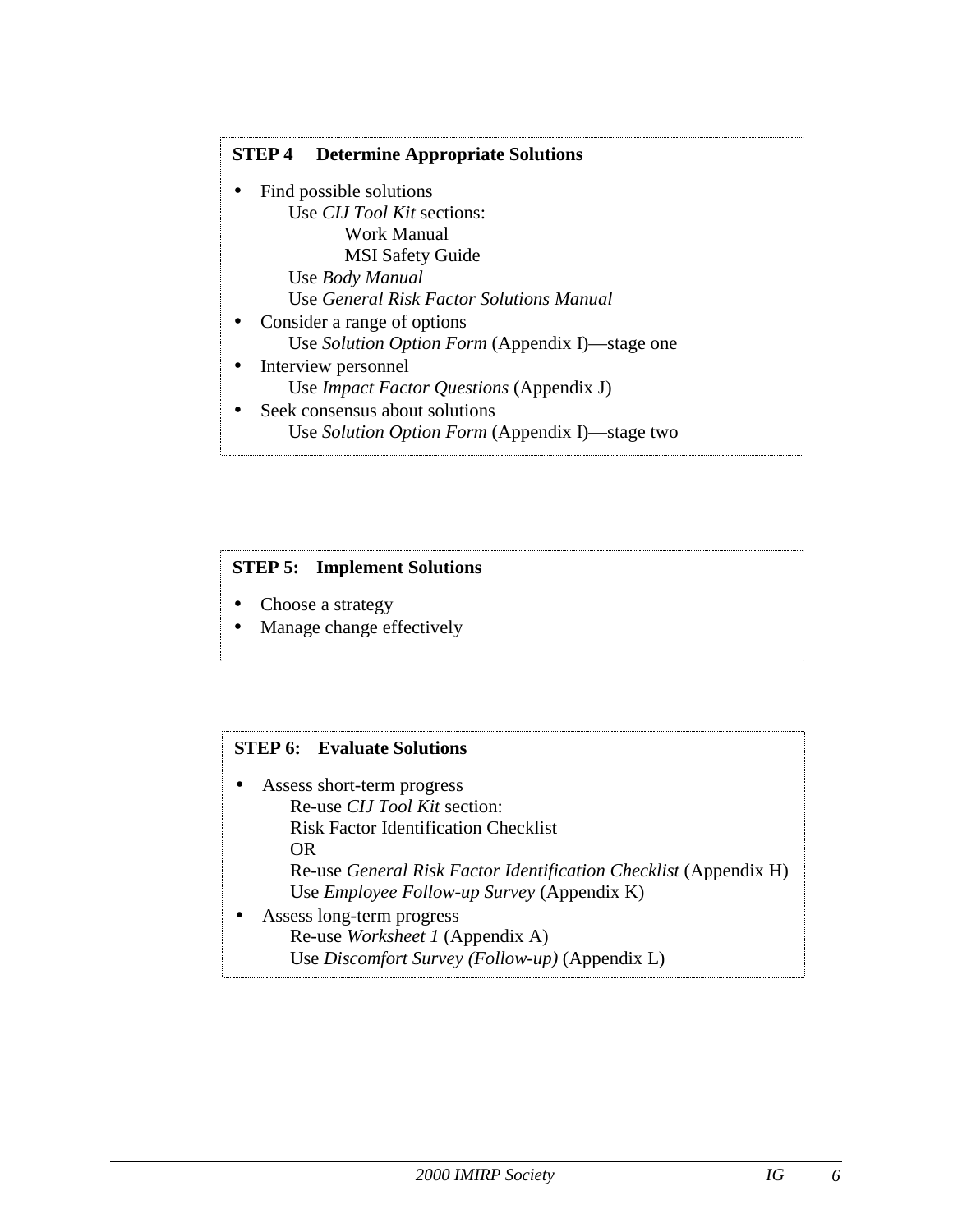**STEP 4 Determine Appropriate Solutions**

- Find possible solutions
  - Use *CIJ Tool Kit* sections:
    - Work Manual
    - MSI Safety Guide
  - Use *Body Manual*
  - Use *General Risk Factor Solutions Manual*
- Consider a range of options
  - Use *Solution Option Form* (Appendix I)—stage one
- Interview personnel
  - Use *Impact Factor Questions* (Appendix J)
- Seek consensus about solutions
  - Use *Solution Option Form* (Appendix I)—stage two

**STEP 5: Implement Solutions**

- Choose a strategy
- Manage change effectively

**STEP 6: Evaluate Solutions**

- Assess short-term progress
  - Re-use *CIJ Tool Kit* section:
  - Risk Factor Identification Checklist
  - OR
  - Re-use *General Risk Factor Identification Checklist* (Appendix H)
  - Use *Employee Follow-up Survey* (Appendix K)
- Assess long-term progress
  - Re-use *Worksheet 1* (Appendix A)
  - Use *Discomfort Survey (Follow-up)* (Appendix L)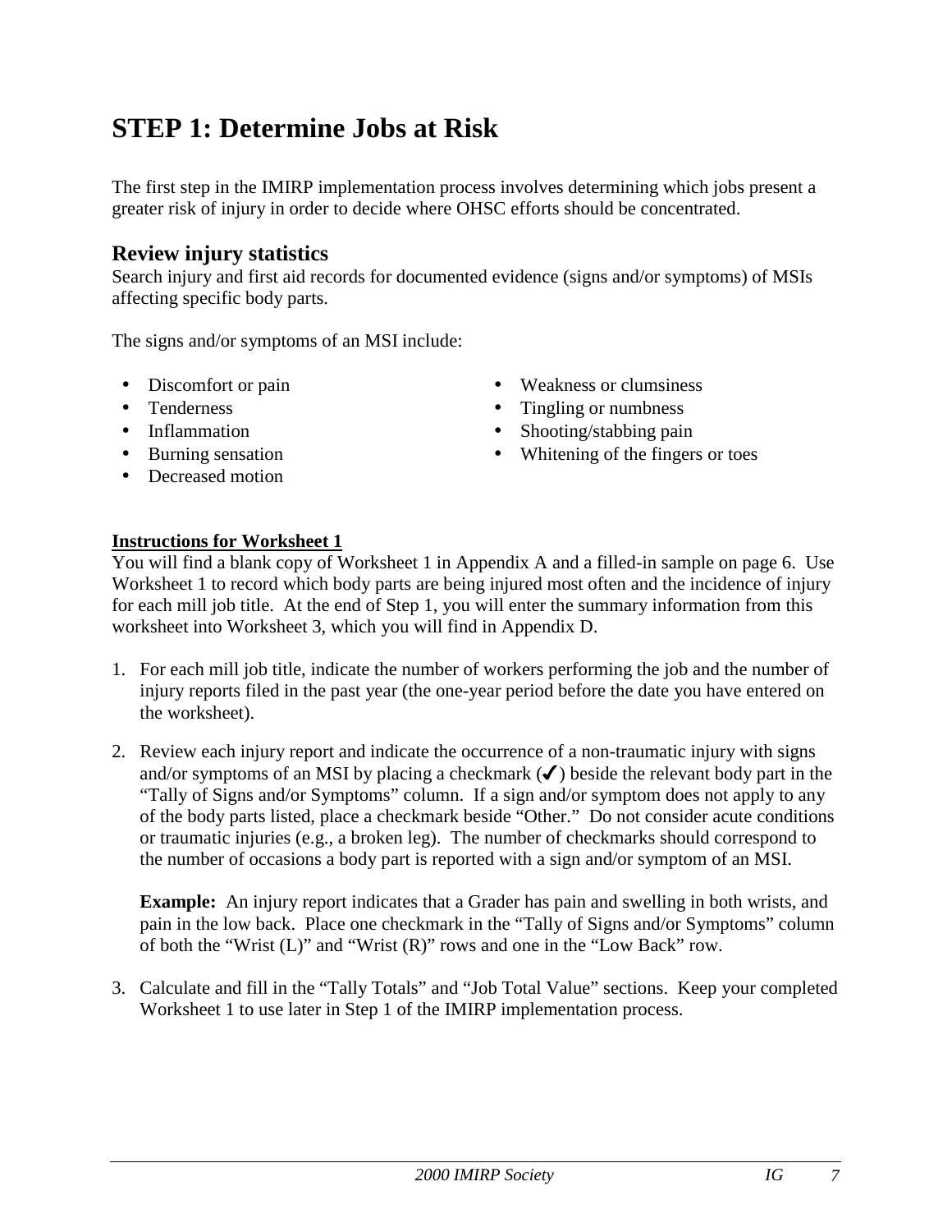# STEP 1: Determine Jobs at Risk

The first step in the IMIRP implementation process involves determining which jobs present a greater risk of injury in order to decide where OHSC efforts should be concentrated.

## Review injury statistics

Search injury and first aid records for documented evidence (signs and/or symptoms) of MSIs affecting specific body parts.

The signs and/or symptoms of an MSI include:

- Discomfort or pain
- Tenderness
- Inflammation
- Burning sensation
- Decreased motion
- Weakness or clumsiness
- Tingling or numbness
- Shooting/stabbing pain
- Whitening of the fingers or toes

**Instructions for Worksheet 1**

You will find a blank copy of Worksheet 1 in Appendix A and a filled-in sample on page 6. Use Worksheet 1 to record which body parts are being injured most often and the incidence of injury for each mill job title. At the end of Step 1, you will enter the summary information from this worksheet into Worksheet 3, which you will find in Appendix D.

1. For each mill job title, indicate the number of workers performing the job and the number of injury reports filed in the past year (the one-year period before the date you have entered on the worksheet).

2. Review each injury report and indicate the occurrence of a non-traumatic injury with signs and/or symptoms of an MSI by placing a checkmark (✓) beside the relevant body part in the "Tally of Signs and/or Symptoms" column. If a sign and/or symptom does not apply to any of the body parts listed, place a checkmark beside "Other." Do not consider acute conditions or traumatic injuries (e.g., a broken leg). The number of checkmarks should correspond to the number of occasions a body part is reported with a sign and/or symptom of an MSI.

   **Example:** An injury report indicates that a Grader has pain and swelling in both wrists, and pain in the low back. Place one checkmark in the "Tally of Signs and/or Symptoms" column of both the "Wrist (L)" and "Wrist (R)" rows and one in the "Low Back" row.

3. Calculate and fill in the "Tally Totals" and "Job Total Value" sections. Keep your completed Worksheet 1 to use later in Step 1 of the IMIRP implementation process.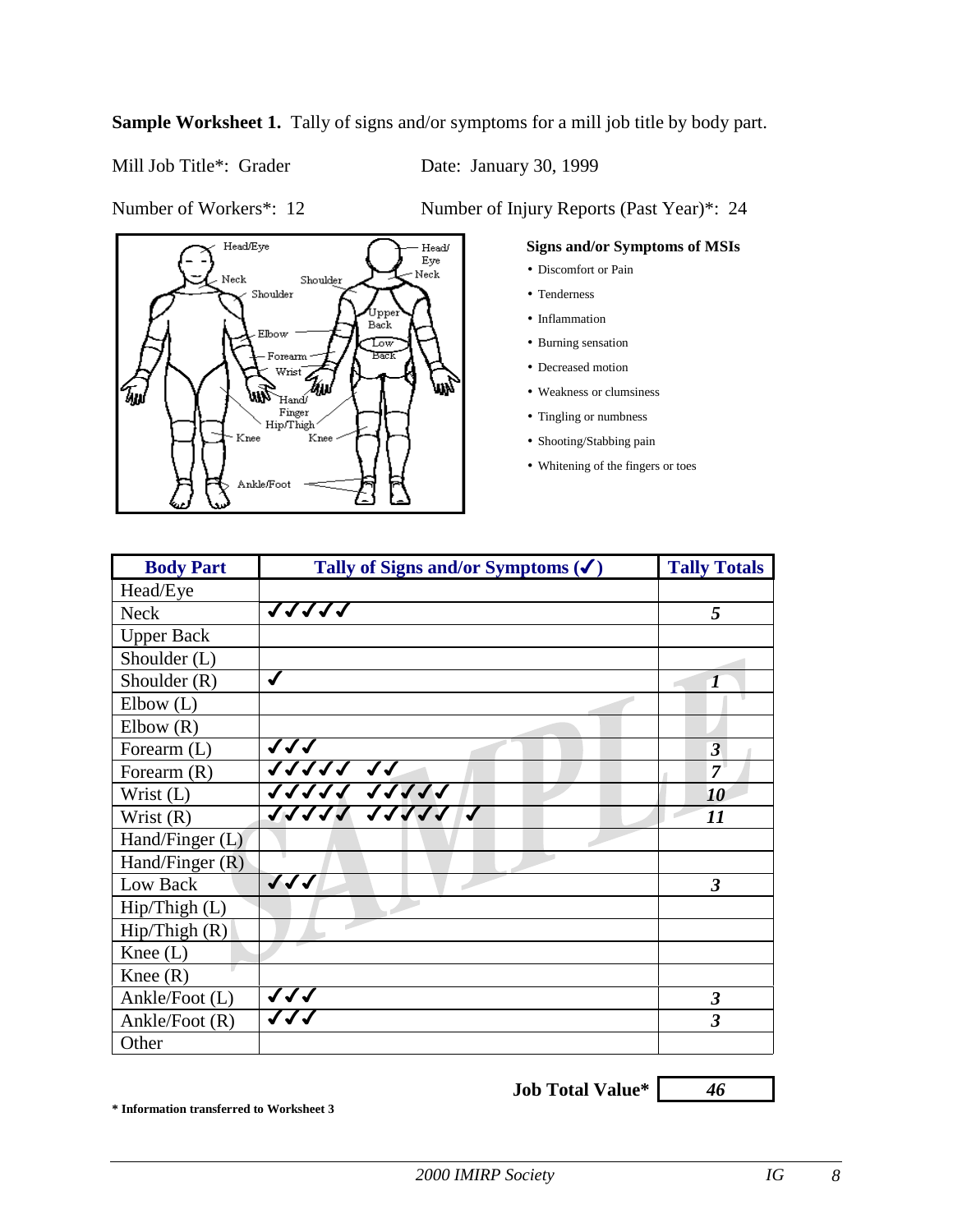**Sample Worksheet 1.** Tally of signs and/or symptoms for a mill job title by body part.

Mill Job Title*: Grader

Date: January 30, 1999

Number of Workers*: 12

Number of Injury Reports (Past Year)*: 24

Head/Eye, Neck, Shoulder, Upper Back, Elbow, Low Back, Forearm, Wrist, Hand/Finger, Hip/Thigh, Knee, Ankle/Foot

**Signs and/or Symptoms of MSIs**

- Discomfort or Pain
- Tenderness
- Inflammation
- Burning sensation
- Decreased motion
- Weakness or clumsiness
- Tingling or numbness
- Shooting/Stabbing pain
- Whitening of the fingers or toes

| Body Part | Tally of Signs and/or Symptoms (✓) | Tally Totals |
|---|---|---|
| Head/Eye | | |
| Neck | ✓✓✓✓✓ | *5* |
| Upper Back | | |
| Shoulder (L) | | |
| Shoulder (R) | ✓ | *1* |
| Elbow (L) | | |
| Elbow (R) | | |
| Forearm (L) | ✓✓✓ | *3* |
| Forearm (R) | ✓✓✓✓✓ ✓✓ | *7* |
| Wrist (L) | ✓✓✓✓✓ ✓✓✓✓✓ | *10* |
| Wrist (R) | ✓✓✓✓✓ ✓✓✓✓✓ ✓ | *11* |
| Hand/Finger (L) | | |
| Hand/Finger (R) | | |
| Low Back | ✓✓✓ | *3* |
| Hip/Thigh (L) | | |
| Hip/Thigh (R) | | |
| Knee (L) | | |
| Knee (R) | | |
| Ankle/Foot (L) | ✓✓✓ | *3* |
| Ankle/Foot (R) | ✓✓✓ | *3* |
| Other | | |

**Job Total Value*** *46*

**\* Information transferred to Worksheet 3**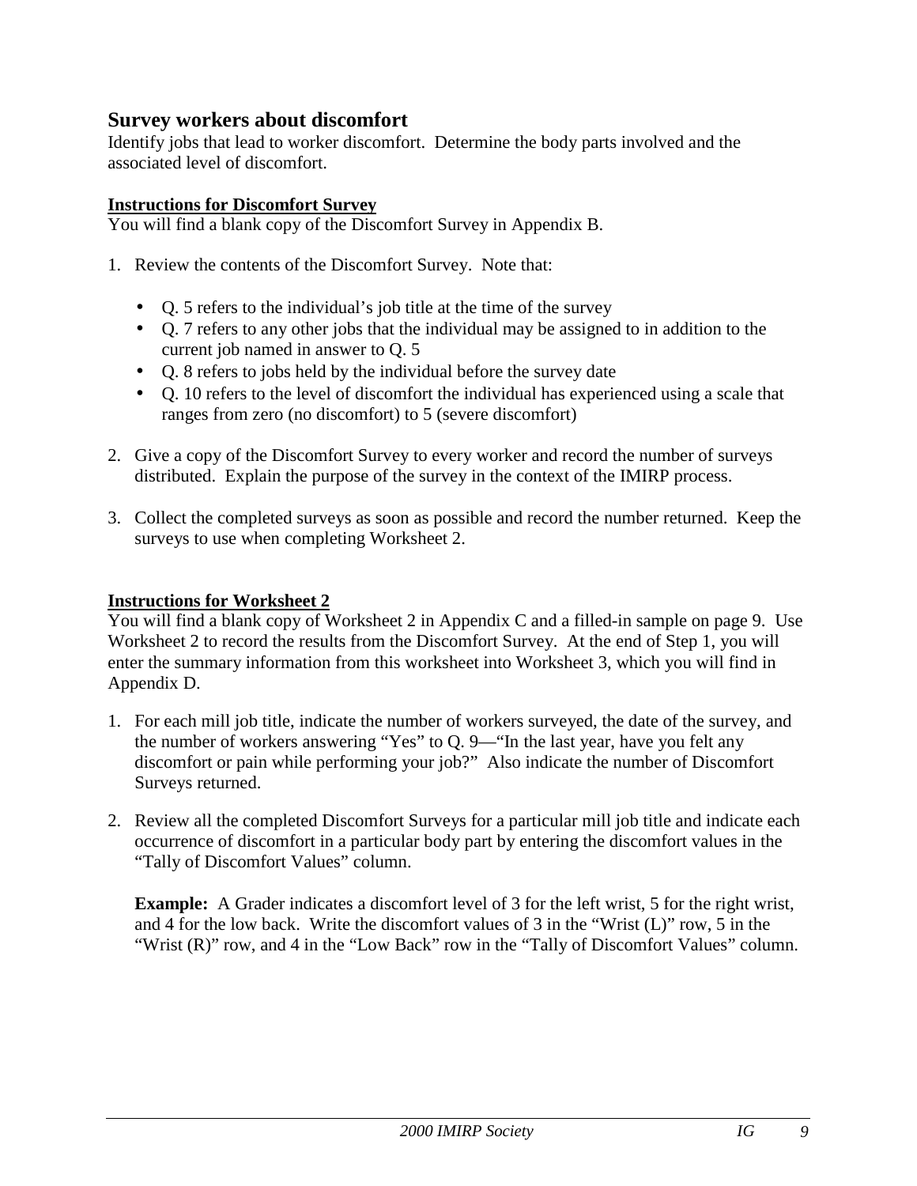## Survey workers about discomfort

Identify jobs that lead to worker discomfort. Determine the body parts involved and the associated level of discomfort.

**Instructions for Discomfort Survey**

You will find a blank copy of the Discomfort Survey in Appendix B.

1. Review the contents of the Discomfort Survey. Note that:
   - Q. 5 refers to the individual's job title at the time of the survey
   - Q. 7 refers to any other jobs that the individual may be assigned to in addition to the current job named in answer to Q. 5
   - Q. 8 refers to jobs held by the individual before the survey date
   - Q. 10 refers to the level of discomfort the individual has experienced using a scale that ranges from zero (no discomfort) to 5 (severe discomfort)
2. Give a copy of the Discomfort Survey to every worker and record the number of surveys distributed. Explain the purpose of the survey in the context of the IMIRP process.
3. Collect the completed surveys as soon as possible and record the number returned. Keep the surveys to use when completing Worksheet 2.

**Instructions for Worksheet 2**

You will find a blank copy of Worksheet 2 in Appendix C and a filled-in sample on page 9. Use Worksheet 2 to record the results from the Discomfort Survey. At the end of Step 1, you will enter the summary information from this worksheet into Worksheet 3, which you will find in Appendix D.

1. For each mill job title, indicate the number of workers surveyed, the date of the survey, and the number of workers answering "Yes" to Q. 9—"In the last year, have you felt any discomfort or pain while performing your job?" Also indicate the number of Discomfort Surveys returned.
2. Review all the completed Discomfort Surveys for a particular mill job title and indicate each occurrence of discomfort in a particular body part by entering the discomfort values in the "Tally of Discomfort Values" column.

   **Example:** A Grader indicates a discomfort level of 3 for the left wrist, 5 for the right wrist, and 4 for the low back. Write the discomfort values of 3 in the "Wrist (L)" row, 5 in the "Wrist (R)" row, and 4 in the "Low Back" row in the "Tally of Discomfort Values" column.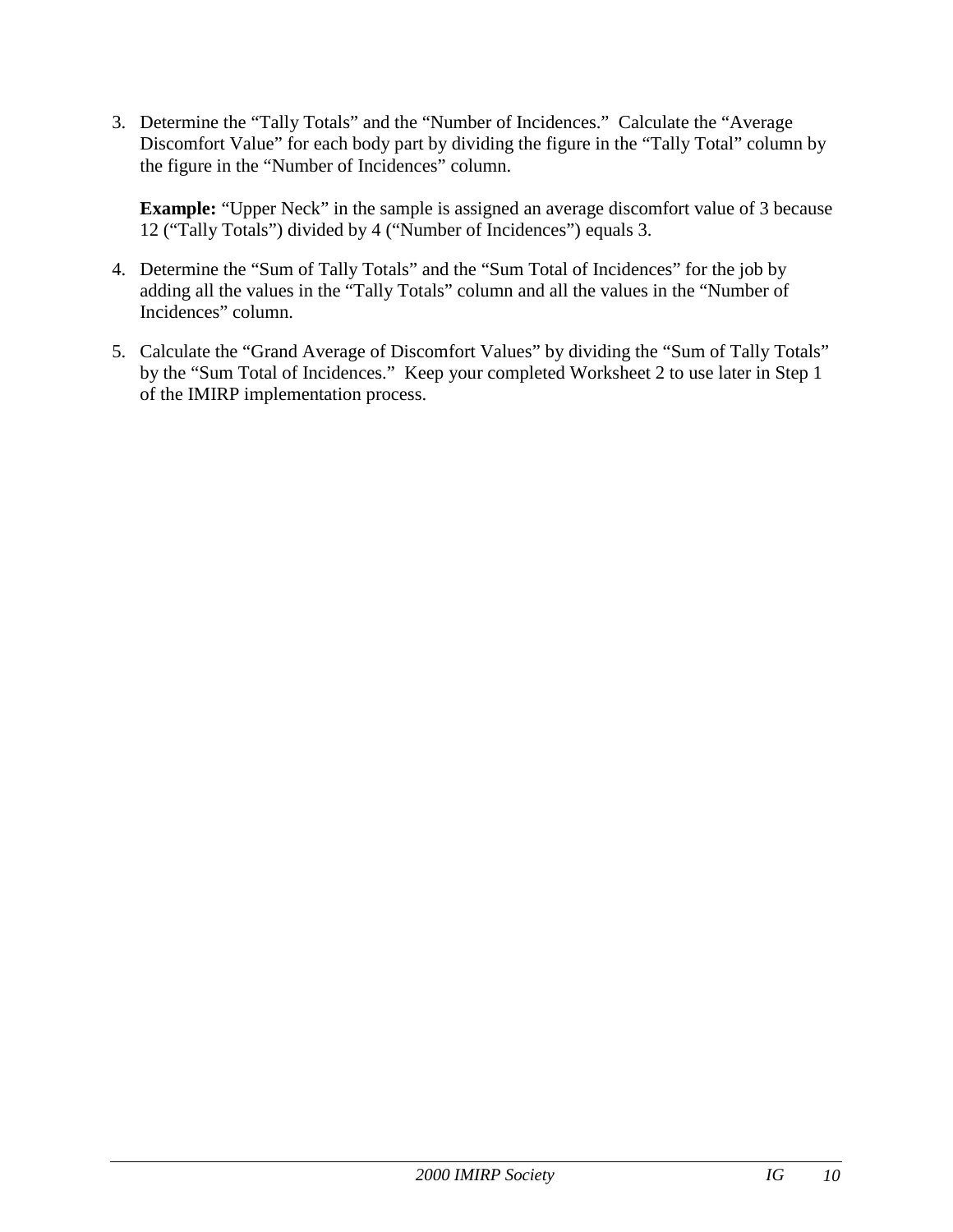3. Determine the "Tally Totals" and the "Number of Incidences." Calculate the "Average Discomfort Value" for each body part by dividing the figure in the "Tally Total" column by the figure in the "Number of Incidences" column.

   **Example:** "Upper Neck" in the sample is assigned an average discomfort value of 3 because 12 ("Tally Totals") divided by 4 ("Number of Incidences") equals 3.

4. Determine the "Sum of Tally Totals" and the "Sum Total of Incidences" for the job by adding all the values in the "Tally Totals" column and all the values in the "Number of Incidences" column.

5. Calculate the "Grand Average of Discomfort Values" by dividing the "Sum of Tally Totals" by the "Sum Total of Incidences." Keep your completed Worksheet 2 to use later in Step 1 of the IMIRP implementation process.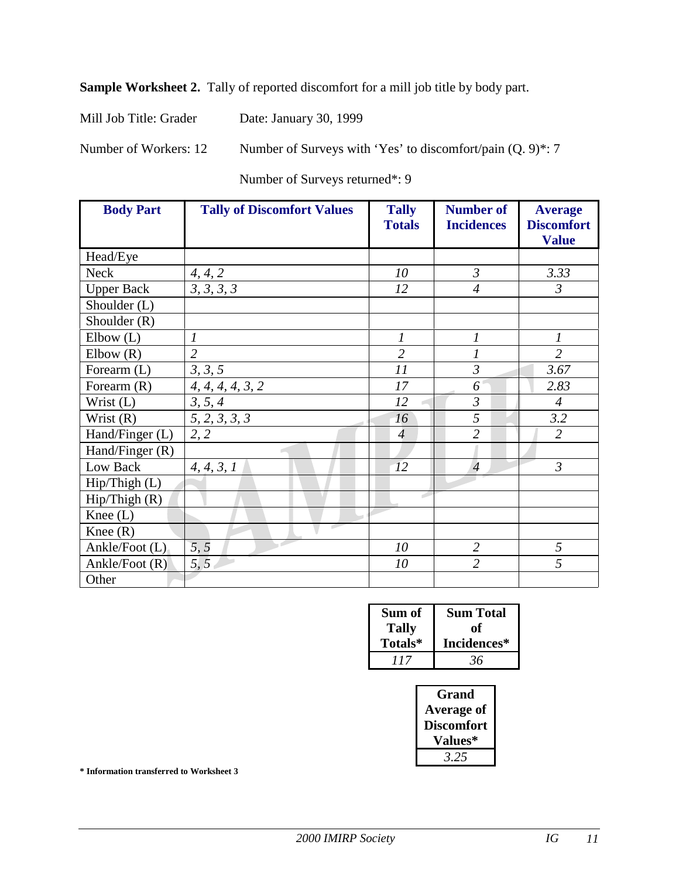**Sample Worksheet 2.** Tally of reported discomfort for a mill job title by body part.

Mill Job Title: Grader Date: January 30, 1999

Number of Workers: 12 Number of Surveys with 'Yes' to discomfort/pain (Q. 9)*: 7

Number of Surveys returned*: 9

| Body Part | Tally of Discomfort Values | Tally Totals | Number of Incidences | Average Discomfort Value |
|---|---|---|---|---|
| Head/Eye | | | | |
| Neck | *4, 4, 2* | *10* | *3* | *3.33* |
| Upper Back | *3, 3, 3, 3* | *12* | *4* | *3* |
| Shoulder (L) | | | | |
| Shoulder (R) | | | | |
| Elbow (L) | *1* | *1* | *1* | *1* |
| Elbow (R) | *2* | *2* | *1* | *2* |
| Forearm (L) | *3, 3, 5* | *11* | *3* | *3.67* |
| Forearm (R) | *4, 4, 4, 4, 3, 2* | *17* | *6* | *2.83* |
| Wrist (L) | *3, 5, 4* | *12* | *3* | *4* |
| Wrist (R) | *5, 2, 3, 3, 3* | *16* | *5* | *3.2* |
| Hand/Finger (L) | *2, 2* | *4* | *2* | *2* |
| Hand/Finger (R) | | | | |
| Low Back | *4, 4, 3, 1* | *12* | *4* | *3* |
| Hip/Thigh (L) | | | | |
| Hip/Thigh (R) | | | | |
| Knee (L) | | | | |
| Knee (R) | | | | |
| Ankle/Foot (L) | *5, 5* | *10* | *2* | *5* |
| Ankle/Foot (R) | *5, 5* | *10* | *2* | *5* |
| Other | | | | |

| Sum of Tally Totals* | Sum Total of Incidences* |
|---|---|
| *117* | *36* |

| Grand Average of Discomfort Values* |
|---|
| *3.25* |

**\* Information transferred to Worksheet 3**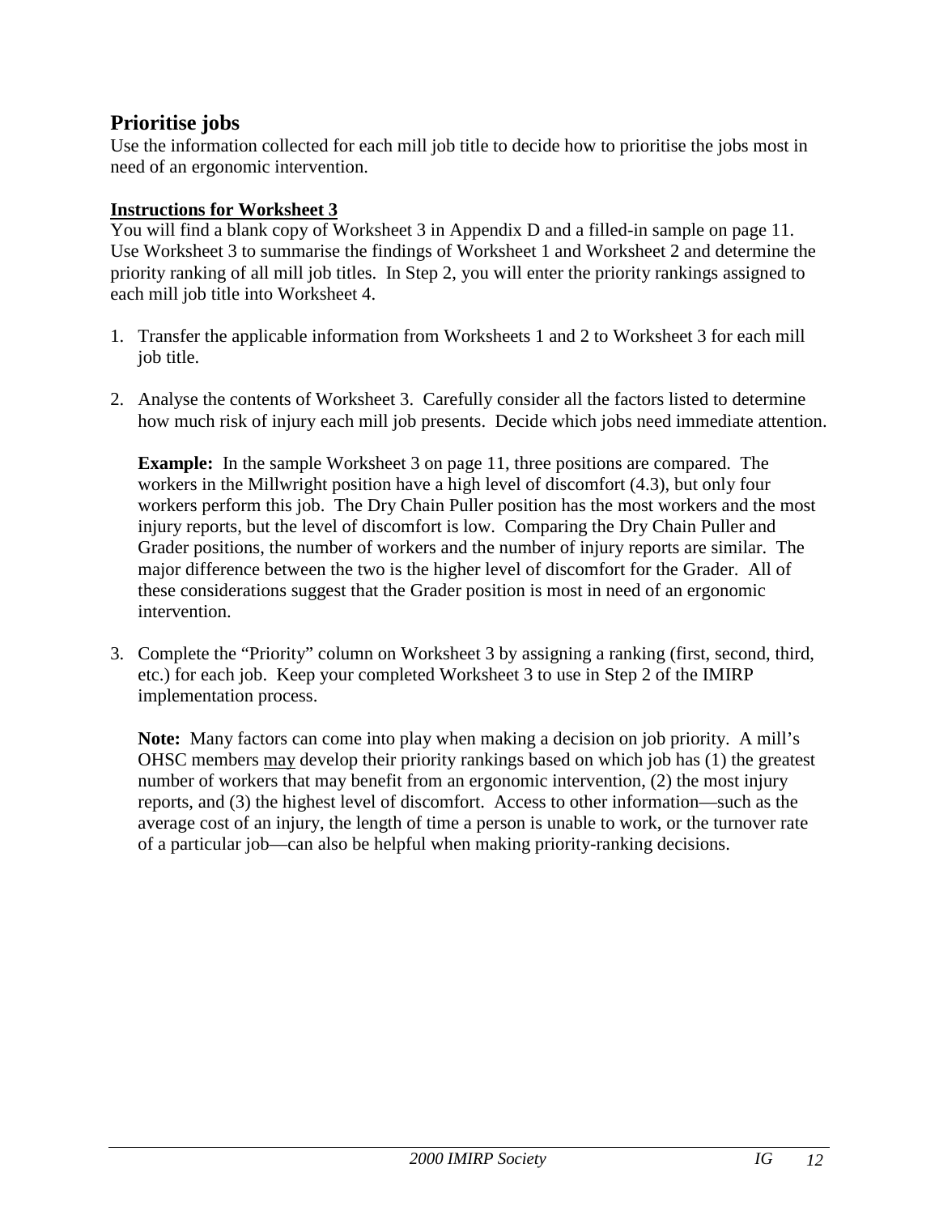## Prioritise jobs

Use the information collected for each mill job title to decide how to prioritise the jobs most in need of an ergonomic intervention.

**Instructions for Worksheet 3**

You will find a blank copy of Worksheet 3 in Appendix D and a filled-in sample on page 11. Use Worksheet 3 to summarise the findings of Worksheet 1 and Worksheet 2 and determine the priority ranking of all mill job titles. In Step 2, you will enter the priority rankings assigned to each mill job title into Worksheet 4.

1. Transfer the applicable information from Worksheets 1 and 2 to Worksheet 3 for each mill job title.

2. Analyse the contents of Worksheet 3. Carefully consider all the factors listed to determine how much risk of injury each mill job presents. Decide which jobs need immediate attention.

   **Example:** In the sample Worksheet 3 on page 11, three positions are compared. The workers in the Millwright position have a high level of discomfort (4.3), but only four workers perform this job. The Dry Chain Puller position has the most workers and the most injury reports, but the level of discomfort is low. Comparing the Dry Chain Puller and Grader positions, the number of workers and the number of injury reports are similar. The major difference between the two is the higher level of discomfort for the Grader. All of these considerations suggest that the Grader position is most in need of an ergonomic intervention.

3. Complete the "Priority" column on Worksheet 3 by assigning a ranking (first, second, third, etc.) for each job. Keep your completed Worksheet 3 to use in Step 2 of the IMIRP implementation process.

   **Note:** Many factors can come into play when making a decision on job priority. A mill's OHSC members may develop their priority rankings based on which job has (1) the greatest number of workers that may benefit from an ergonomic intervention, (2) the most injury reports, and (3) the highest level of discomfort. Access to other information—such as the average cost of an injury, the length of time a person is unable to work, or the turnover rate of a particular job—can also be helpful when making priority-ranking decisions.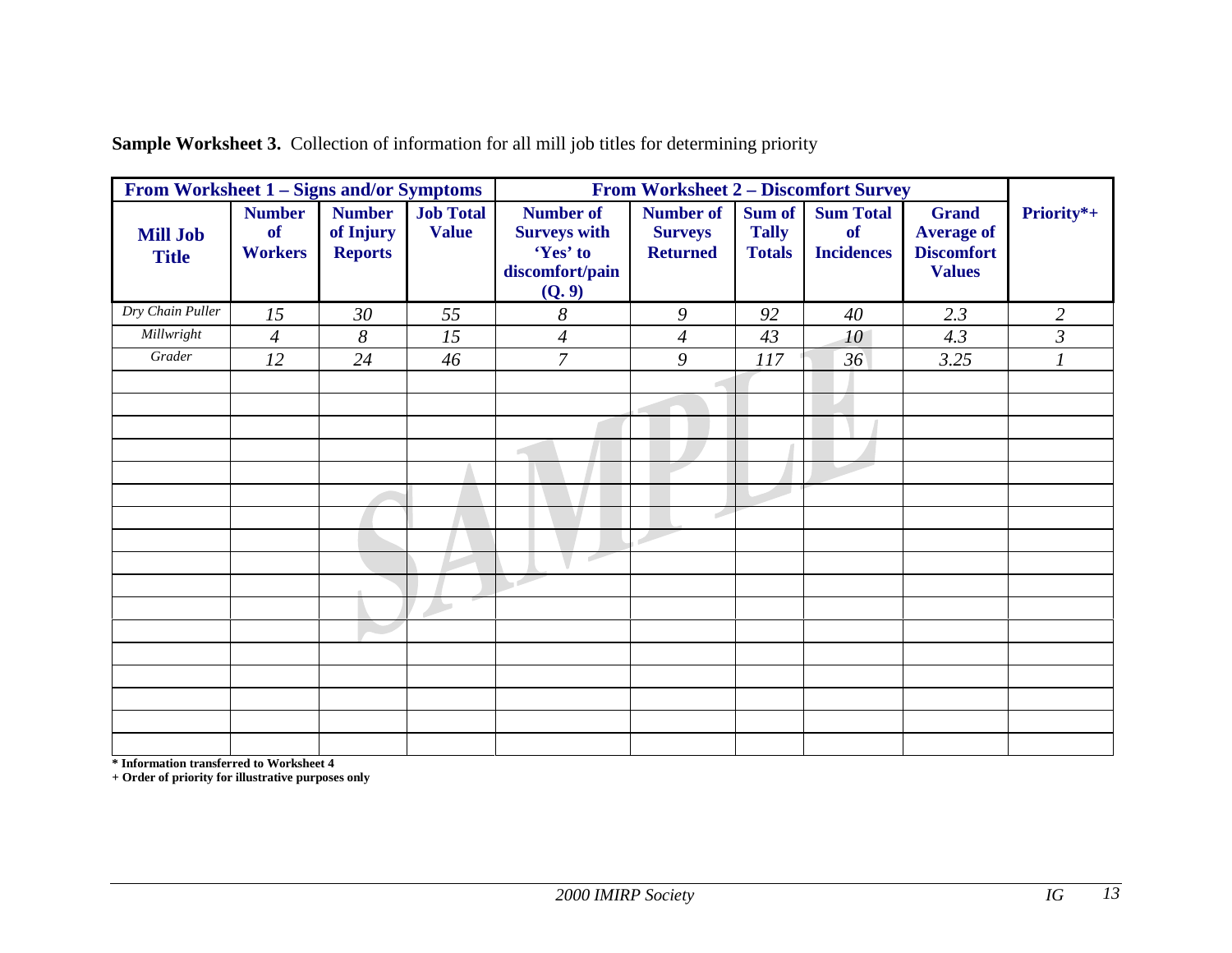**Sample Worksheet 3.** Collection of information for all mill job titles for determining priority

| From Worksheet 1 – Signs and/or Symptoms | | | | From Worksheet 2 – Discomfort Survey | | | | | |
|---|---|---|---|---|---|---|---|---|---|
| **Mill Job Title** | **Number of Workers** | **Number of Injury Reports** | **Job Total Value** | **Number of Surveys with 'Yes' to discomfort/pain (Q. 9)** | **Number of Surveys Returned** | **Sum of Tally Totals** | **Sum Total of Incidences** | **Grand Average of Discomfort Values** | **Priority*+** |
| *Dry Chain Puller* | *15* | *30* | *55* | *8* | *9* | *92* | *40* | *2.3* | *2* |
| *Millwright* | *4* | *8* | *15* | *4* | *4* | *43* | *10* | *4.3* | *3* |
| *Grader* | *12* | *24* | *46* | *7* | *9* | *117* | *36* | *3.25* | *1* |
| | | | | | | | | | |
| | | | | | | | | | |
| | | | | | | | | | |
| | | | | | | | | | |
| | | | | | | | | | |
| | | | | | | | | | |
| | | | | | | | | | |
| | | | | | | | | | |
| | | | | | | | | | |
| | | | | | | | | | |
| | | | | | | | | | |
| | | | | | | | | | |
| | | | | | | | | | |
| | | | | | | | | | |
| | | | | | | | | | |
| | | | | | | | | | |

**\* Information transferred to Worksheet 4**

**+ Order of priority for illustrative purposes only**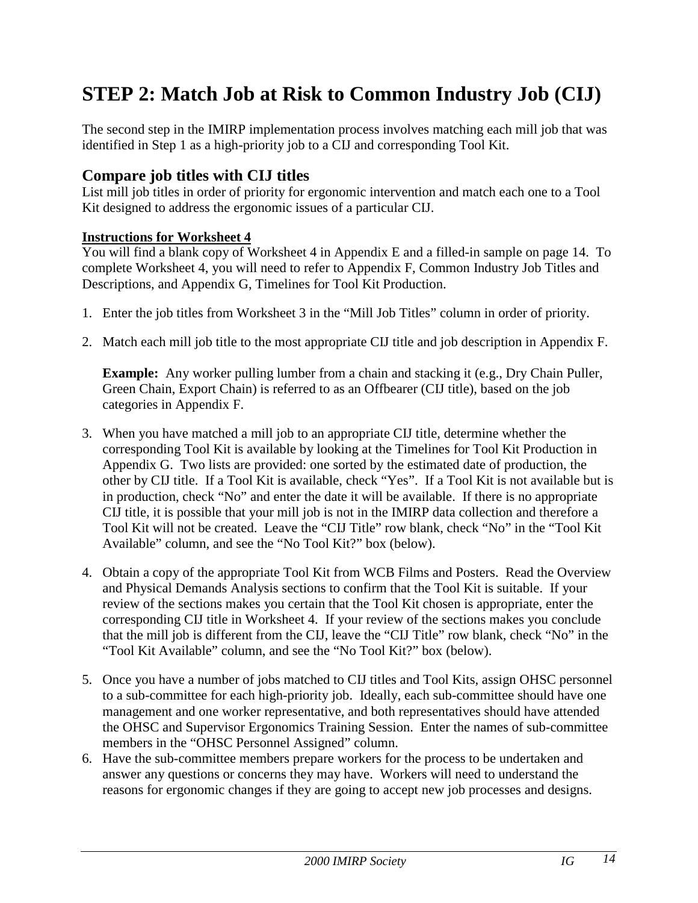# STEP 2: Match Job at Risk to Common Industry Job (CIJ)

The second step in the IMIRP implementation process involves matching each mill job that was identified in Step 1 as a high-priority job to a CIJ and corresponding Tool Kit.

## Compare job titles with CIJ titles

List mill job titles in order of priority for ergonomic intervention and match each one to a Tool Kit designed to address the ergonomic issues of a particular CIJ.

**Instructions for Worksheet 4**

You will find a blank copy of Worksheet 4 in Appendix E and a filled-in sample on page 14. To complete Worksheet 4, you will need to refer to Appendix F, Common Industry Job Titles and Descriptions, and Appendix G, Timelines for Tool Kit Production.

1. Enter the job titles from Worksheet 3 in the "Mill Job Titles" column in order of priority.

2. Match each mill job title to the most appropriate CIJ title and job description in Appendix F.

   **Example:** Any worker pulling lumber from a chain and stacking it (e.g., Dry Chain Puller, Green Chain, Export Chain) is referred to as an Offbearer (CIJ title), based on the job categories in Appendix F.

3. When you have matched a mill job to an appropriate CIJ title, determine whether the corresponding Tool Kit is available by looking at the Timelines for Tool Kit Production in Appendix G. Two lists are provided: one sorted by the estimated date of production, the other by CIJ title. If a Tool Kit is available, check "Yes". If a Tool Kit is not available but is in production, check "No" and enter the date it will be available. If there is no appropriate CIJ title, it is possible that your mill job is not in the IMIRP data collection and therefore a Tool Kit will not be created. Leave the "CIJ Title" row blank, check "No" in the "Tool Kit Available" column, and see the "No Tool Kit?" box (below).

4. Obtain a copy of the appropriate Tool Kit from WCB Films and Posters. Read the Overview and Physical Demands Analysis sections to confirm that the Tool Kit is suitable. If your review of the sections makes you certain that the Tool Kit chosen is appropriate, enter the corresponding CIJ title in Worksheet 4. If your review of the sections makes you conclude that the mill job is different from the CIJ, leave the "CIJ Title" row blank, check "No" in the "Tool Kit Available" column, and see the "No Tool Kit?" box (below).

5. Once you have a number of jobs matched to CIJ titles and Tool Kits, assign OHSC personnel to a sub-committee for each high-priority job. Ideally, each sub-committee should have one management and one worker representative, and both representatives should have attended the OHSC and Supervisor Ergonomics Training Session. Enter the names of sub-committee members in the "OHSC Personnel Assigned" column.

6. Have the sub-committee members prepare workers for the process to be undertaken and answer any questions or concerns they may have. Workers will need to understand the reasons for ergonomic changes if they are going to accept new job processes and designs.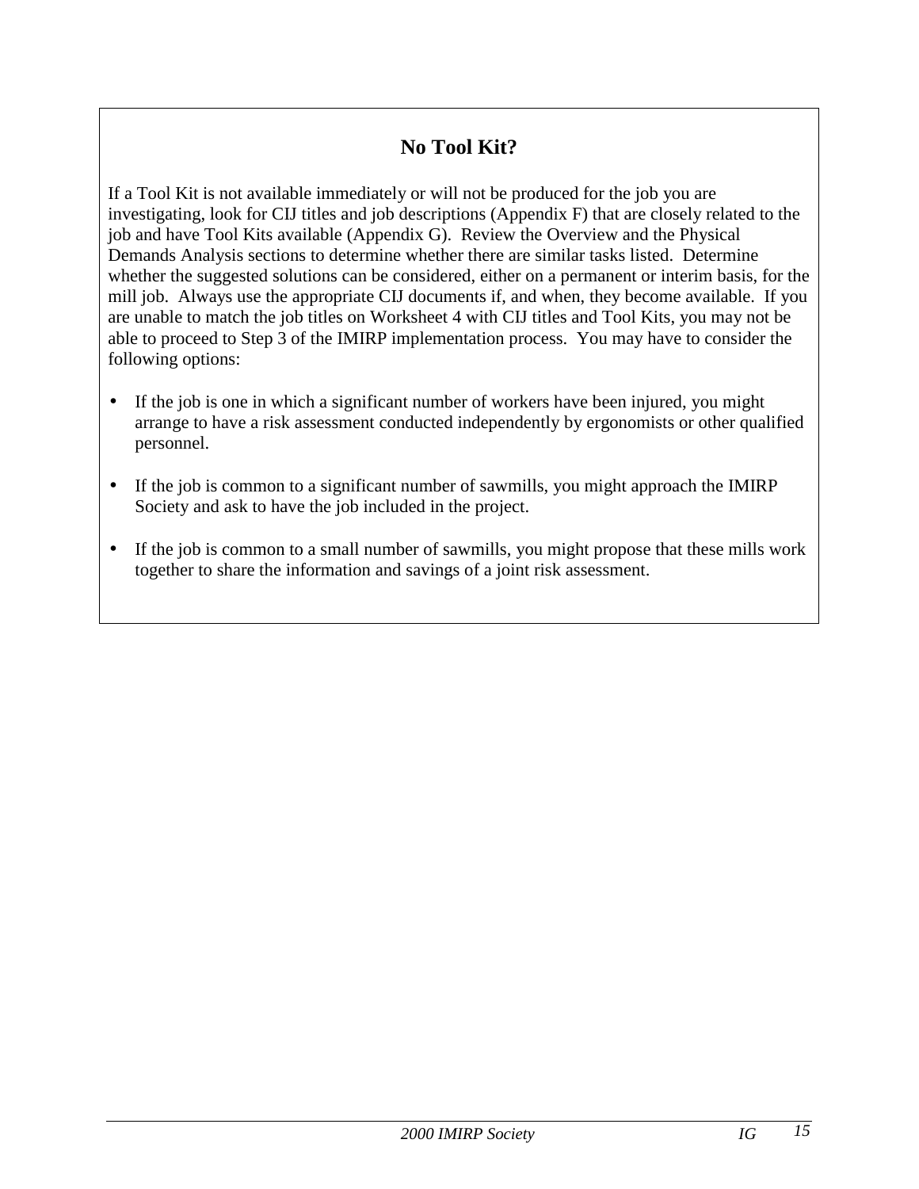## No Tool Kit?

If a Tool Kit is not available immediately or will not be produced for the job you are investigating, look for CIJ titles and job descriptions (Appendix F) that are closely related to the job and have Tool Kits available (Appendix G). Review the Overview and the Physical Demands Analysis sections to determine whether there are similar tasks listed. Determine whether the suggested solutions can be considered, either on a permanent or interim basis, for the mill job. Always use the appropriate CIJ documents if, and when, they become available. If you are unable to match the job titles on Worksheet 4 with CIJ titles and Tool Kits, you may not be able to proceed to Step 3 of the IMIRP implementation process. You may have to consider the following options:

- If the job is one in which a significant number of workers have been injured, you might arrange to have a risk assessment conducted independently by ergonomists or other qualified personnel.
- If the job is common to a significant number of sawmills, you might approach the IMIRP Society and ask to have the job included in the project.
- If the job is common to a small number of sawmills, you might propose that these mills work together to share the information and savings of a joint risk assessment.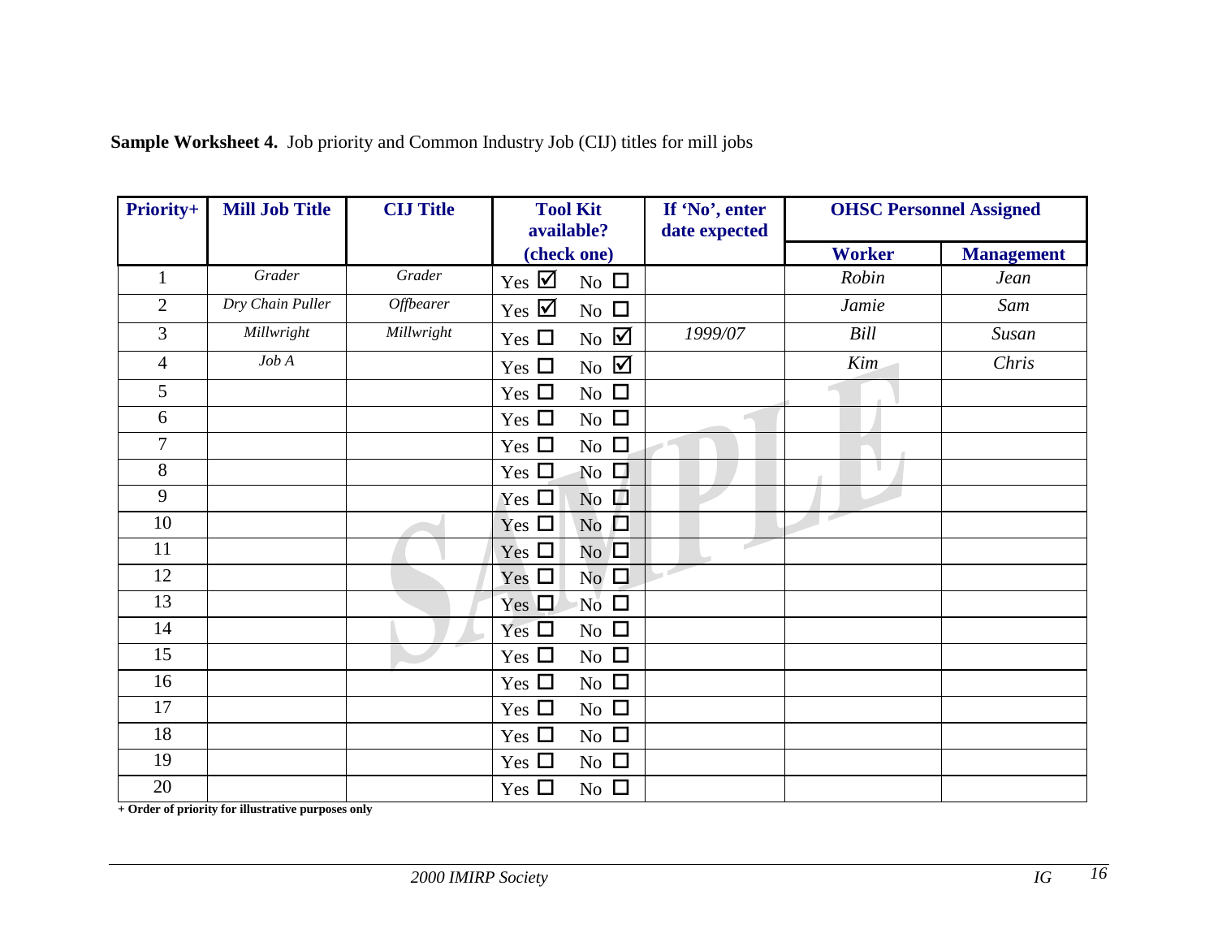**Sample Worksheet 4.** Job priority and Common Industry Job (CIJ) titles for mill jobs

| Priority+ | Mill Job Title | CIJ Title | Tool Kit available? (check one) | If 'No', enter date expected | OHSC Personnel Assigned | |
|---|---|---|---|---|---|---|
| | | | | | **Worker** | **Management** |
| 1 | *Grader* | *Grader* | Yes ☑ No ☐ | | *Robin* | *Jean* |
| 2 | *Dry Chain Puller* | *Offbearer* | Yes ☑ No ☐ | | *Jamie* | *Sam* |
| 3 | *Millwright* | *Millwright* | Yes ☐ No ☑ | *1999/07* | *Bill* | *Susan* |
| 4 | *Job A* | | Yes ☐ No ☑ | | *Kim* | *Chris* |
| 5 | | | Yes ☐ No ☐ | | | |
| 6 | | | Yes ☐ No ☐ | | | |
| 7 | | | Yes ☐ No ☐ | | | |
| 8 | | | Yes ☐ No ☐ | | | |
| 9 | | | Yes ☐ No ☐ | | | |
| 10 | | | Yes ☐ No ☐ | | | |
| 11 | | | Yes ☐ No ☐ | | | |
| 12 | | | Yes ☐ No ☐ | | | |
| 13 | | | Yes ☐ No ☐ | | | |
| 14 | | | Yes ☐ No ☐ | | | |
| 15 | | | Yes ☐ No ☐ | | | |
| 16 | | | Yes ☐ No ☐ | | | |
| 17 | | | Yes ☐ No ☐ | | | |
| 18 | | | Yes ☐ No ☐ | | | |
| 19 | | | Yes ☐ No ☐ | | | |
| 20 | | | Yes ☐ No ☐ | | | |

**+ Order of priority for illustrative purposes only**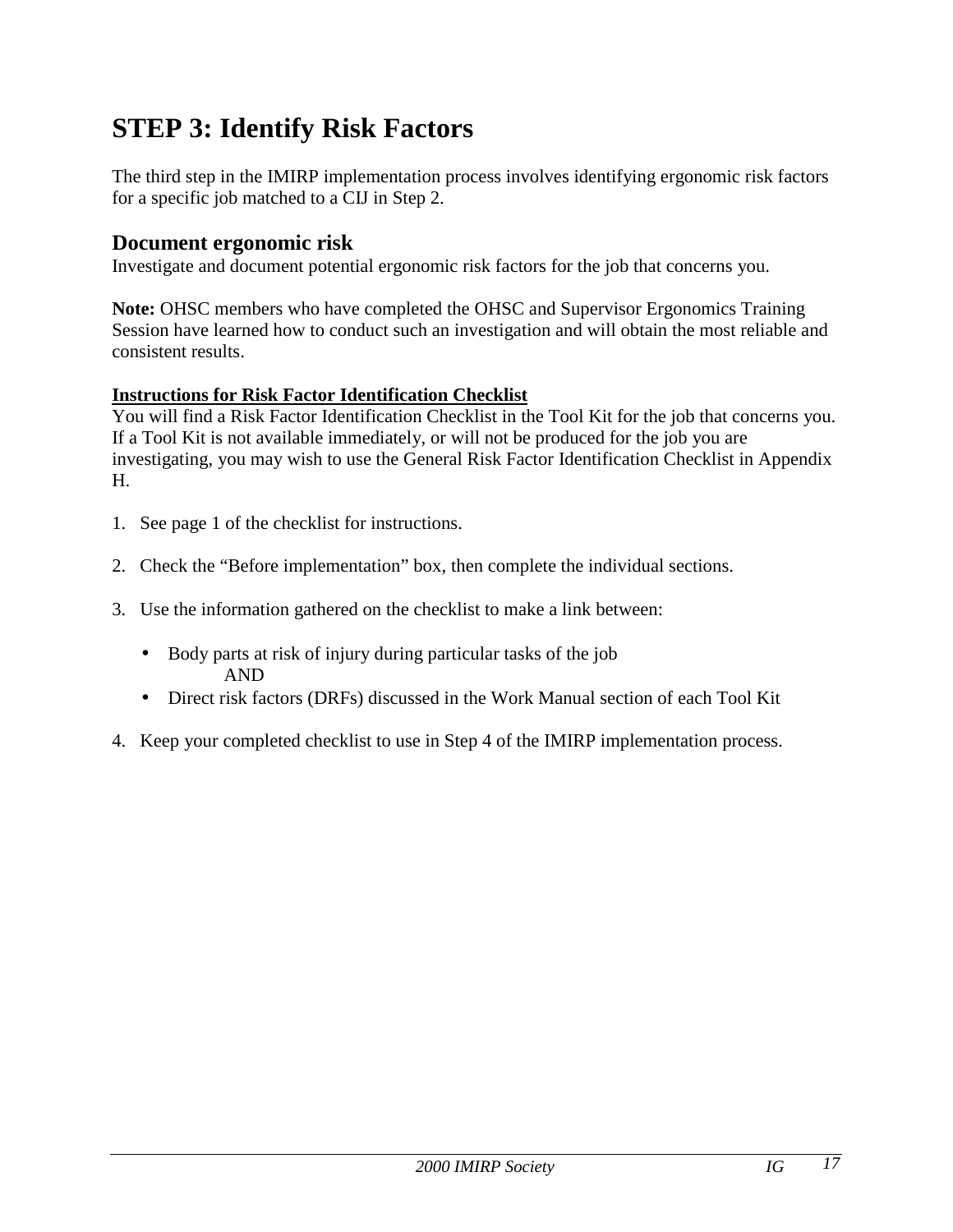# STEP 3: Identify Risk Factors

The third step in the IMIRP implementation process involves identifying ergonomic risk factors for a specific job matched to a CIJ in Step 2.

## Document ergonomic risk

Investigate and document potential ergonomic risk factors for the job that concerns you.

**Note:** OHSC members who have completed the OHSC and Supervisor Ergonomics Training Session have learned how to conduct such an investigation and will obtain the most reliable and consistent results.

**Instructions for Risk Factor Identification Checklist**

You will find a Risk Factor Identification Checklist in the Tool Kit for the job that concerns you. If a Tool Kit is not available immediately, or will not be produced for the job you are investigating, you may wish to use the General Risk Factor Identification Checklist in Appendix H.

1. See page 1 of the checklist for instructions.

2. Check the "Before implementation" box, then complete the individual sections.

3. Use the information gathered on the checklist to make a link between:

   - Body parts at risk of injury during particular tasks of the job
     AND
   - Direct risk factors (DRFs) discussed in the Work Manual section of each Tool Kit

4. Keep your completed checklist to use in Step 4 of the IMIRP implementation process.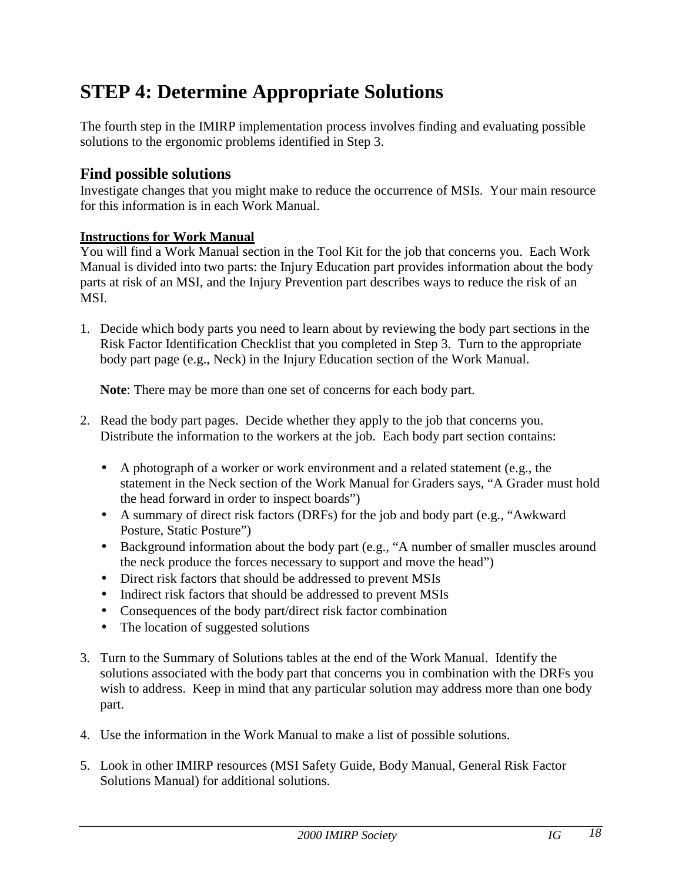# STEP 4: Determine Appropriate Solutions

The fourth step in the IMIRP implementation process involves finding and evaluating possible solutions to the ergonomic problems identified in Step 3.

## Find possible solutions

Investigate changes that you might make to reduce the occurrence of MSIs. Your main resource for this information is in each Work Manual.

**Instructions for Work Manual**

You will find a Work Manual section in the Tool Kit for the job that concerns you. Each Work Manual is divided into two parts: the Injury Education part provides information about the body parts at risk of an MSI, and the Injury Prevention part describes ways to reduce the risk of an MSI.

1. Decide which body parts you need to learn about by reviewing the body part sections in the Risk Factor Identification Checklist that you completed in Step 3. Turn to the appropriate body part page (e.g., Neck) in the Injury Education section of the Work Manual.

   **Note**: There may be more than one set of concerns for each body part.

2. Read the body part pages. Decide whether they apply to the job that concerns you. Distribute the information to the workers at the job. Each body part section contains:

   - A photograph of a worker or work environment and a related statement (e.g., the statement in the Neck section of the Work Manual for Graders says, "A Grader must hold the head forward in order to inspect boards")
   - A summary of direct risk factors (DRFs) for the job and body part (e.g., "Awkward Posture, Static Posture")
   - Background information about the body part (e.g., "A number of smaller muscles around the neck produce the forces necessary to support and move the head")
   - Direct risk factors that should be addressed to prevent MSIs
   - Indirect risk factors that should be addressed to prevent MSIs
   - Consequences of the body part/direct risk factor combination
   - The location of suggested solutions

3. Turn to the Summary of Solutions tables at the end of the Work Manual. Identify the solutions associated with the body part that concerns you in combination with the DRFs you wish to address. Keep in mind that any particular solution may address more than one body part.

4. Use the information in the Work Manual to make a list of possible solutions.

5. Look in other IMIRP resources (MSI Safety Guide, Body Manual, General Risk Factor Solutions Manual) for additional solutions.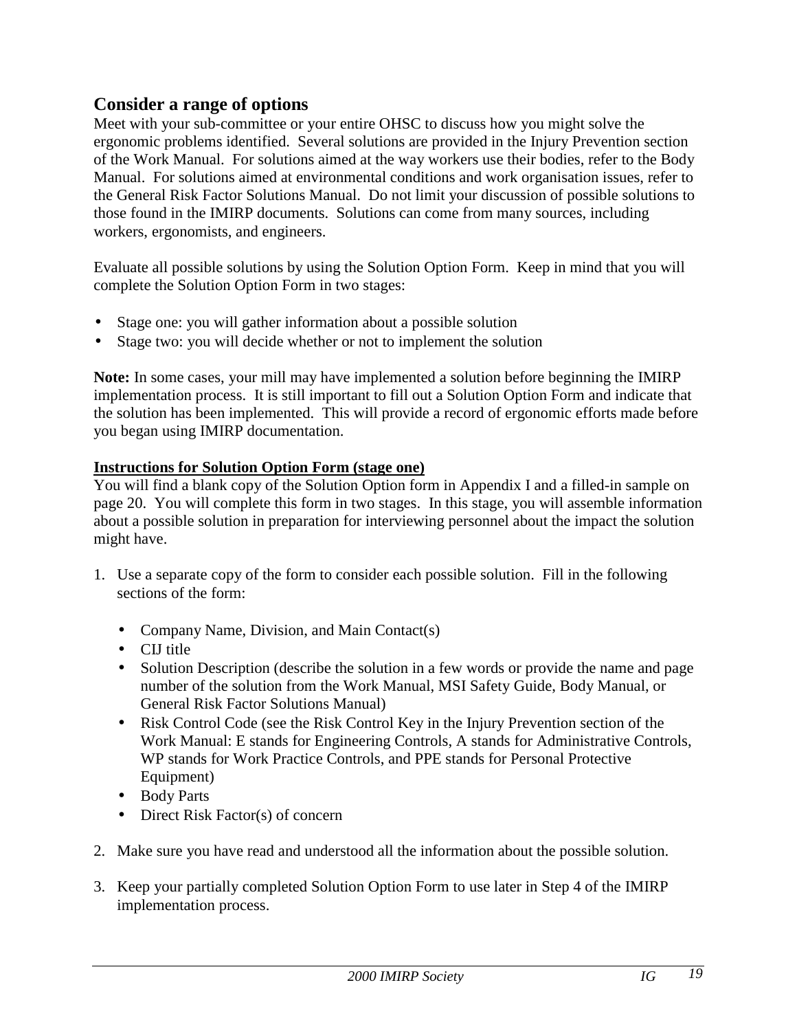## Consider a range of options

Meet with your sub-committee or your entire OHSC to discuss how you might solve the ergonomic problems identified. Several solutions are provided in the Injury Prevention section of the Work Manual. For solutions aimed at the way workers use their bodies, refer to the Body Manual. For solutions aimed at environmental conditions and work organisation issues, refer to the General Risk Factor Solutions Manual. Do not limit your discussion of possible solutions to those found in the IMIRP documents. Solutions can come from many sources, including workers, ergonomists, and engineers.

Evaluate all possible solutions by using the Solution Option Form. Keep in mind that you will complete the Solution Option Form in two stages:

- Stage one: you will gather information about a possible solution
- Stage two: you will decide whether or not to implement the solution

**Note:** In some cases, your mill may have implemented a solution before beginning the IMIRP implementation process. It is still important to fill out a Solution Option Form and indicate that the solution has been implemented. This will provide a record of ergonomic efforts made before you began using IMIRP documentation.

**Instructions for Solution Option Form (stage one)**

You will find a blank copy of the Solution Option form in Appendix I and a filled-in sample on page 20. You will complete this form in two stages. In this stage, you will assemble information about a possible solution in preparation for interviewing personnel about the impact the solution might have.

1. Use a separate copy of the form to consider each possible solution. Fill in the following sections of the form:
   - Company Name, Division, and Main Contact(s)
   - CIJ title
   - Solution Description (describe the solution in a few words or provide the name and page number of the solution from the Work Manual, MSI Safety Guide, Body Manual, or General Risk Factor Solutions Manual)
   - Risk Control Code (see the Risk Control Key in the Injury Prevention section of the Work Manual: E stands for Engineering Controls, A stands for Administrative Controls, WP stands for Work Practice Controls, and PPE stands for Personal Protective Equipment)
   - Body Parts
   - Direct Risk Factor(s) of concern
2. Make sure you have read and understood all the information about the possible solution.
3. Keep your partially completed Solution Option Form to use later in Step 4 of the IMIRP implementation process.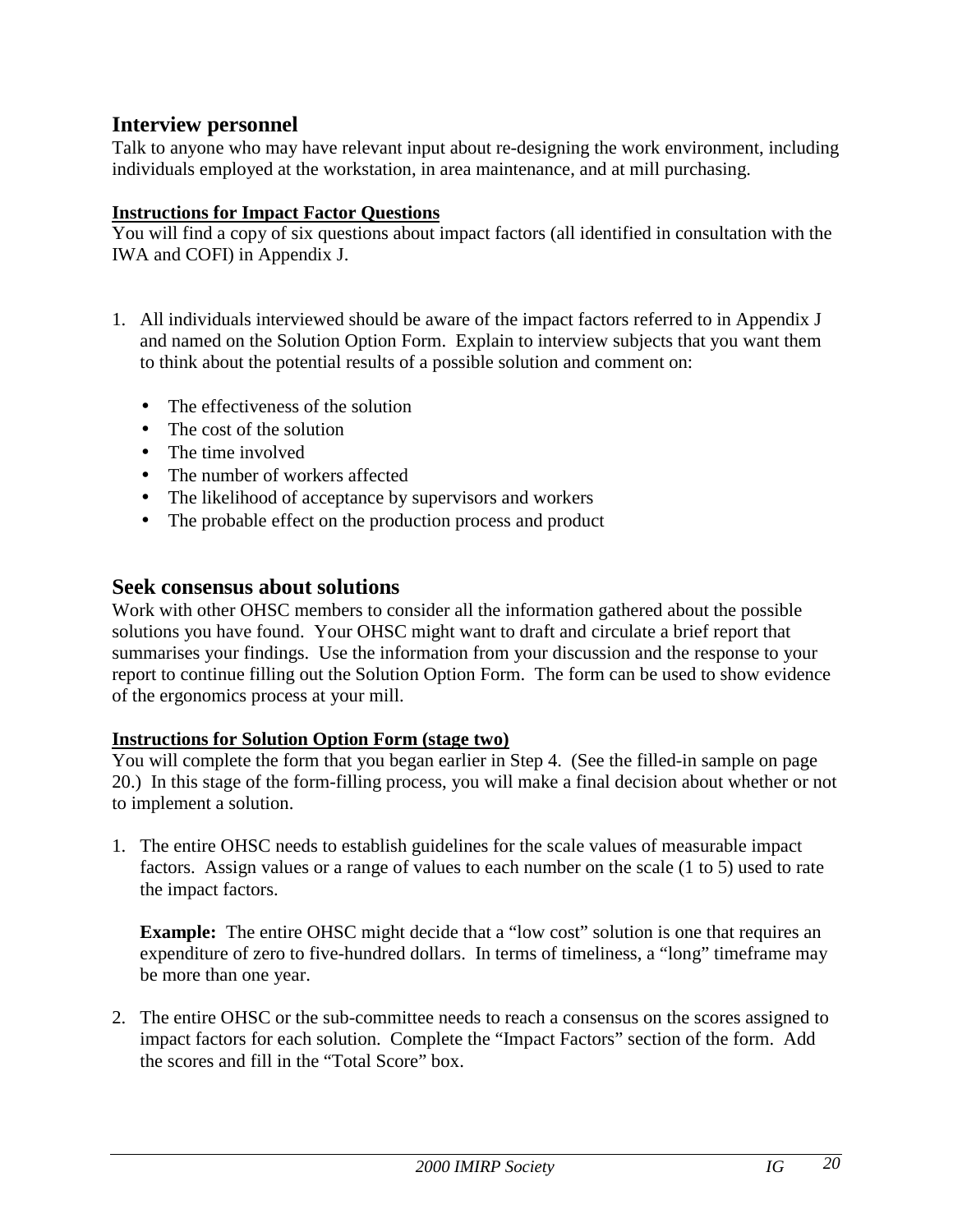## Interview personnel

Talk to anyone who may have relevant input about re-designing the work environment, including individuals employed at the workstation, in area maintenance, and at mill purchasing.

### Instructions for Impact Factor Questions

You will find a copy of six questions about impact factors (all identified in consultation with the IWA and COFI) in Appendix J.

1. All individuals interviewed should be aware of the impact factors referred to in Appendix J and named on the Solution Option Form. Explain to interview subjects that you want them to think about the potential results of a possible solution and comment on:

   - The effectiveness of the solution
   - The cost of the solution
   - The time involved
   - The number of workers affected
   - The likelihood of acceptance by supervisors and workers
   - The probable effect on the production process and product

## Seek consensus about solutions

Work with other OHSC members to consider all the information gathered about the possible solutions you have found. Your OHSC might want to draft and circulate a brief report that summarises your findings. Use the information from your discussion and the response to your report to continue filling out the Solution Option Form. The form can be used to show evidence of the ergonomics process at your mill.

### Instructions for Solution Option Form (stage two)

You will complete the form that you began earlier in Step 4. (See the filled-in sample on page 20.) In this stage of the form-filling process, you will make a final decision about whether or not to implement a solution.

1. The entire OHSC needs to establish guidelines for the scale values of measurable impact factors. Assign values or a range of values to each number on the scale (1 to 5) used to rate the impact factors.

   **Example:** The entire OHSC might decide that a "low cost" solution is one that requires an expenditure of zero to five-hundred dollars. In terms of timeliness, a "long" timeframe may be more than one year.

2. The entire OHSC or the sub-committee needs to reach a consensus on the scores assigned to impact factors for each solution. Complete the "Impact Factors" section of the form. Add the scores and fill in the "Total Score" box.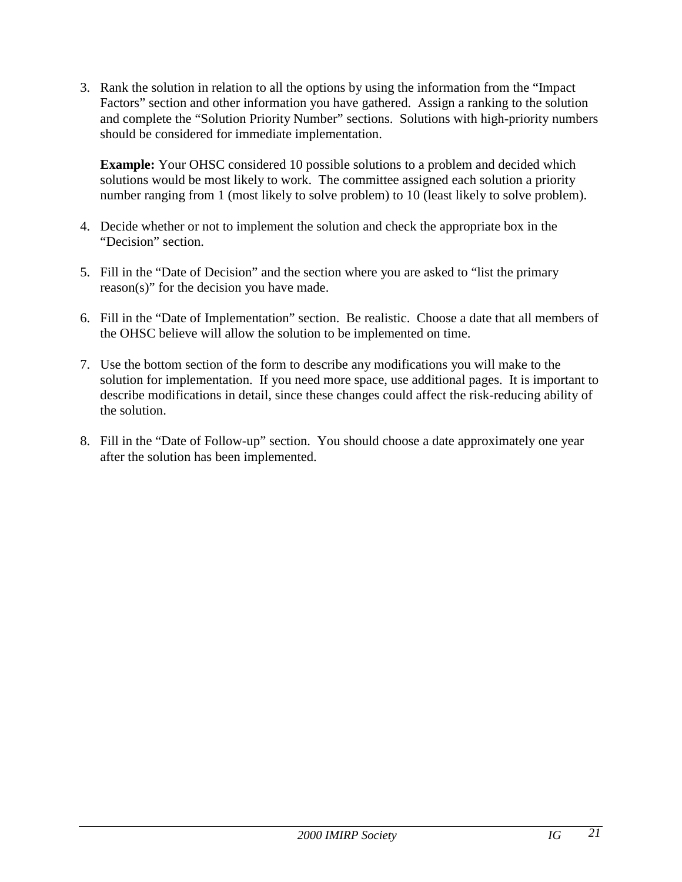3. Rank the solution in relation to all the options by using the information from the "Impact Factors" section and other information you have gathered. Assign a ranking to the solution and complete the "Solution Priority Number" sections. Solutions with high-priority numbers should be considered for immediate implementation.

   **Example:** Your OHSC considered 10 possible solutions to a problem and decided which solutions would be most likely to work. The committee assigned each solution a priority number ranging from 1 (most likely to solve problem) to 10 (least likely to solve problem).

4. Decide whether or not to implement the solution and check the appropriate box in the "Decision" section.

5. Fill in the "Date of Decision" and the section where you are asked to "list the primary reason(s)" for the decision you have made.

6. Fill in the "Date of Implementation" section. Be realistic. Choose a date that all members of the OHSC believe will allow the solution to be implemented on time.

7. Use the bottom section of the form to describe any modifications you will make to the solution for implementation. If you need more space, use additional pages. It is important to describe modifications in detail, since these changes could affect the risk-reducing ability of the solution.

8. Fill in the "Date of Follow-up" section. You should choose a date approximately one year after the solution has been implemented.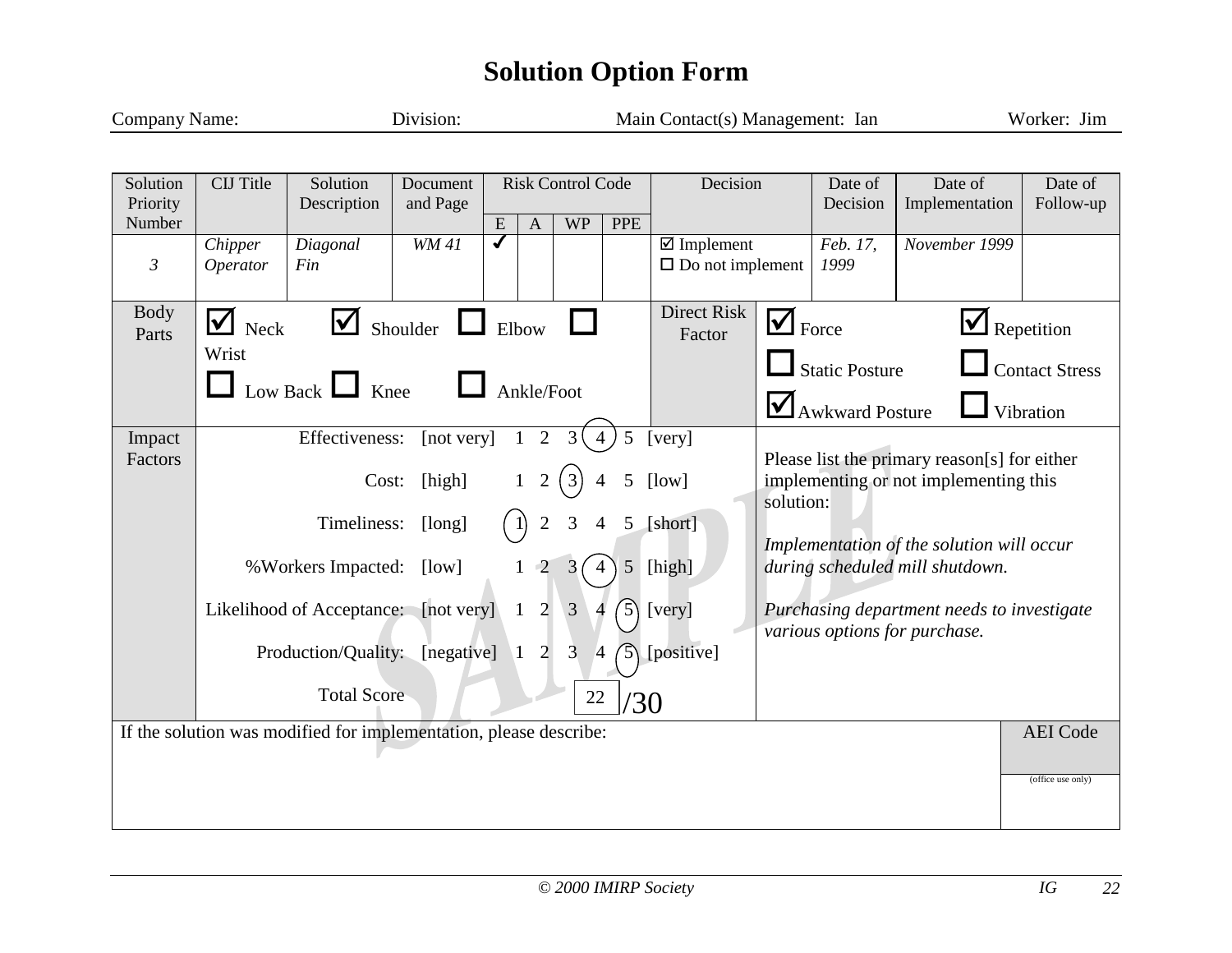# Solution Option Form

Company Name: Division: Main Contact(s) Management: Ian Worker: Jim

| Solution Priority Number | CIJ Title | Solution Description | Document and Page | Risk Control Code | | | | Decision | Date of Decision | Date of Implementation | Date of Follow-up |
|---|---|---|---|---|---|---|---|---|---|---|---|
| | | | | E | A | WP | PPE | | | | |
| *3* | *Chipper Operator* | *Diagonal Fin* | *WM 41* | ✓ | | | | ☑ Implement ☐ Do not implement | *Feb. 17, 1999* | *November 1999* | |

**Body Parts:** ☑ Neck ☑ Shoulder ☐ Elbow ☐ Wrist ☐ Low Back ☐ Knee ☐ Ankle/Foot

**Direct Risk Factor:** ☑ Force ☑ Repetition ☐ Static Posture ☐ Contact Stress ☑ Awkward Posture ☐ Vibration

**Impact Factors:**

| Factor | | 1 | 2 | 3 | 4 | 5 | |
|---|---|---|---|---|---|---|---|
| Effectiveness: | [not very] | 1 | 2 | 3 | (4) | 5 | [very] |
| Cost: | [high] | 1 | 2 | (3) | 4 | 5 | [low] |
| Timeliness: | [long] | (1) | 2 | 3 | 4 | 5 | [short] |
| %Workers Impacted: | [low] | 1 | 2 | 3 | (4) | 5 | [high] |
| Likelihood of Acceptance: | [not very] | 1 | 2 | 3 | 4 | (5) | [very] |
| Production/Quality: | [negative] | 1 | 2 | 3 | 4 | (5) | [positive] |

Total Score 22 /30

Please list the primary reason[s] for either implementing or not implementing this solution:

*Implementation of the solution will occur during scheduled mill shutdown.*

*Purchasing department needs to investigate various options for purchase.*

If the solution was modified for implementation, please describe:

AEI Code (office use only)

© 2000 IMIRP Society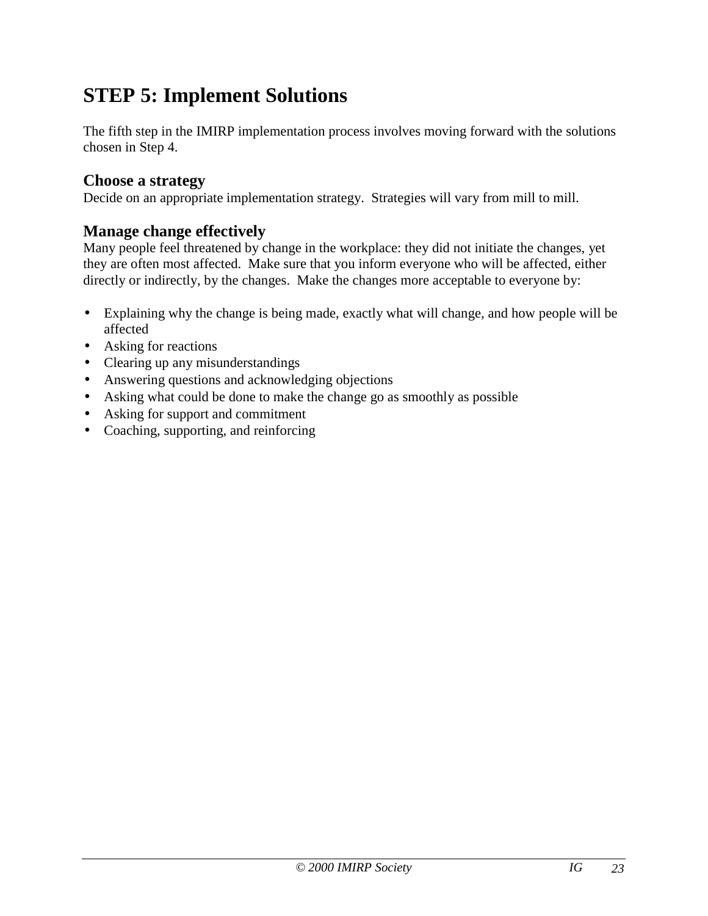# STEP 5: Implement Solutions

The fifth step in the IMIRP implementation process involves moving forward with the solutions chosen in Step 4.

## Choose a strategy

Decide on an appropriate implementation strategy. Strategies will vary from mill to mill.

## Manage change effectively

Many people feel threatened by change in the workplace: they did not initiate the changes, yet they are often most affected. Make sure that you inform everyone who will be affected, either directly or indirectly, by the changes. Make the changes more acceptable to everyone by:

- Explaining why the change is being made, exactly what will change, and how people will be affected
- Asking for reactions
- Clearing up any misunderstandings
- Answering questions and acknowledging objections
- Asking what could be done to make the change go as smoothly as possible
- Asking for support and commitment
- Coaching, supporting, and reinforcing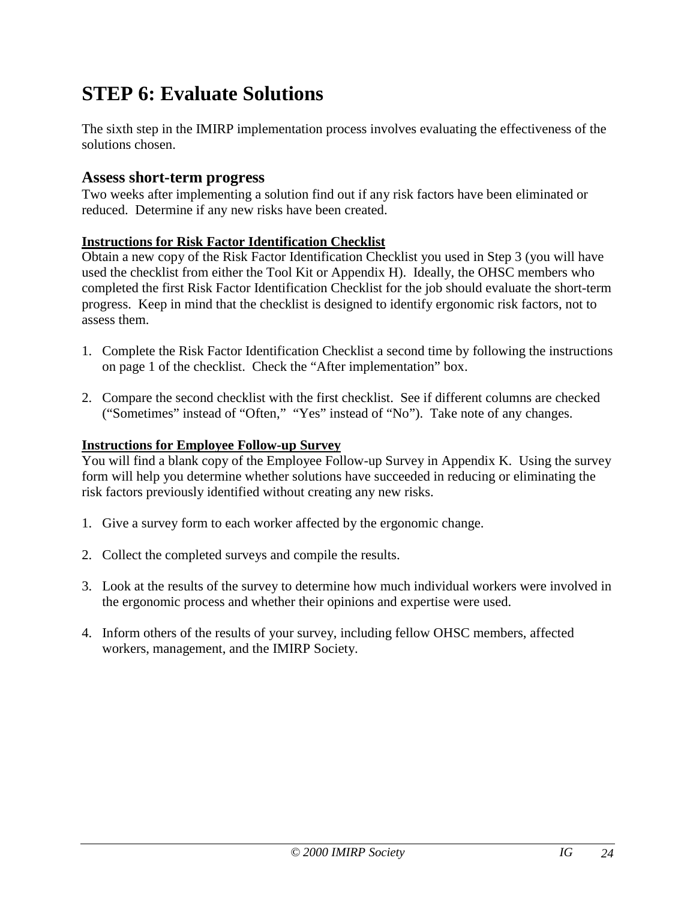# STEP 6: Evaluate Solutions

The sixth step in the IMIRP implementation process involves evaluating the effectiveness of the solutions chosen.

## Assess short-term progress

Two weeks after implementing a solution find out if any risk factors have been eliminated or reduced. Determine if any new risks have been created.

**Instructions for Risk Factor Identification Checklist**

Obtain a new copy of the Risk Factor Identification Checklist you used in Step 3 (you will have used the checklist from either the Tool Kit or Appendix H). Ideally, the OHSC members who completed the first Risk Factor Identification Checklist for the job should evaluate the short-term progress. Keep in mind that the checklist is designed to identify ergonomic risk factors, not to assess them.

1. Complete the Risk Factor Identification Checklist a second time by following the instructions on page 1 of the checklist. Check the "After implementation" box.

2. Compare the second checklist with the first checklist. See if different columns are checked ("Sometimes" instead of "Often," "Yes" instead of "No"). Take note of any changes.

**Instructions for Employee Follow-up Survey**

You will find a blank copy of the Employee Follow-up Survey in Appendix K. Using the survey form will help you determine whether solutions have succeeded in reducing or eliminating the risk factors previously identified without creating any new risks.

1. Give a survey form to each worker affected by the ergonomic change.

2. Collect the completed surveys and compile the results.

3. Look at the results of the survey to determine how much individual workers were involved in the ergonomic process and whether their opinions and expertise were used.

4. Inform others of the results of your survey, including fellow OHSC members, affected workers, management, and the IMIRP Society.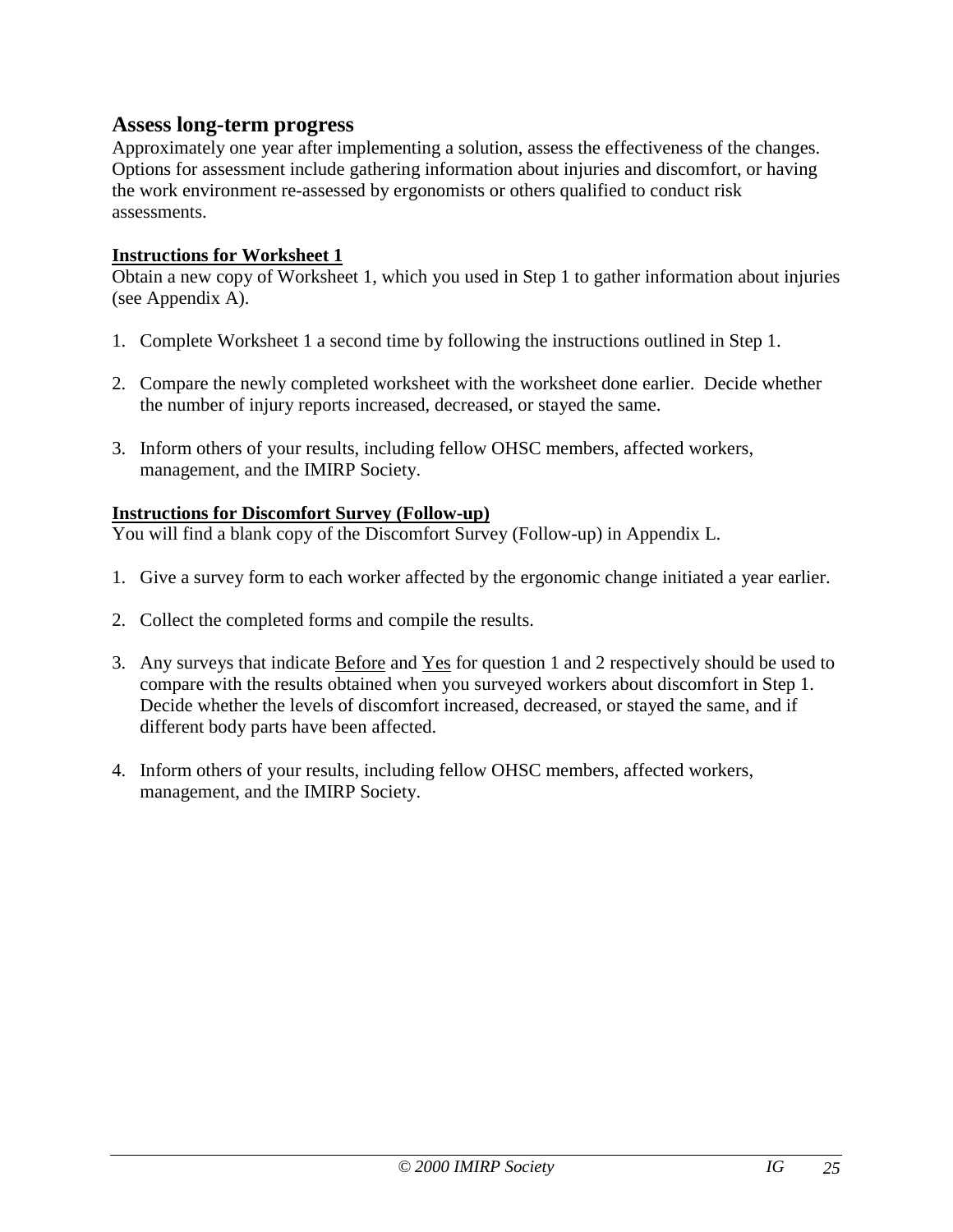## Assess long-term progress

Approximately one year after implementing a solution, assess the effectiveness of the changes. Options for assessment include gathering information about injuries and discomfort, or having the work environment re-assessed by ergonomists or others qualified to conduct risk assessments.

**<u>Instructions for Worksheet 1</u>**

Obtain a new copy of Worksheet 1, which you used in Step 1 to gather information about injuries (see Appendix A).

1. Complete Worksheet 1 a second time by following the instructions outlined in Step 1.

2. Compare the newly completed worksheet with the worksheet done earlier. Decide whether the number of injury reports increased, decreased, or stayed the same.

3. Inform others of your results, including fellow OHSC members, affected workers, management, and the IMIRP Society.

**<u>Instructions for Discomfort Survey (Follow-up)</u>**

You will find a blank copy of the Discomfort Survey (Follow-up) in Appendix L.

1. Give a survey form to each worker affected by the ergonomic change initiated a year earlier.

2. Collect the completed forms and compile the results.

3. Any surveys that indicate <u>Before</u> and <u>Yes</u> for question 1 and 2 respectively should be used to compare with the results obtained when you surveyed workers about discomfort in Step 1. Decide whether the levels of discomfort increased, decreased, or stayed the same, and if different body parts have been affected.

4. Inform others of your results, including fellow OHSC members, affected workers, management, and the IMIRP Society.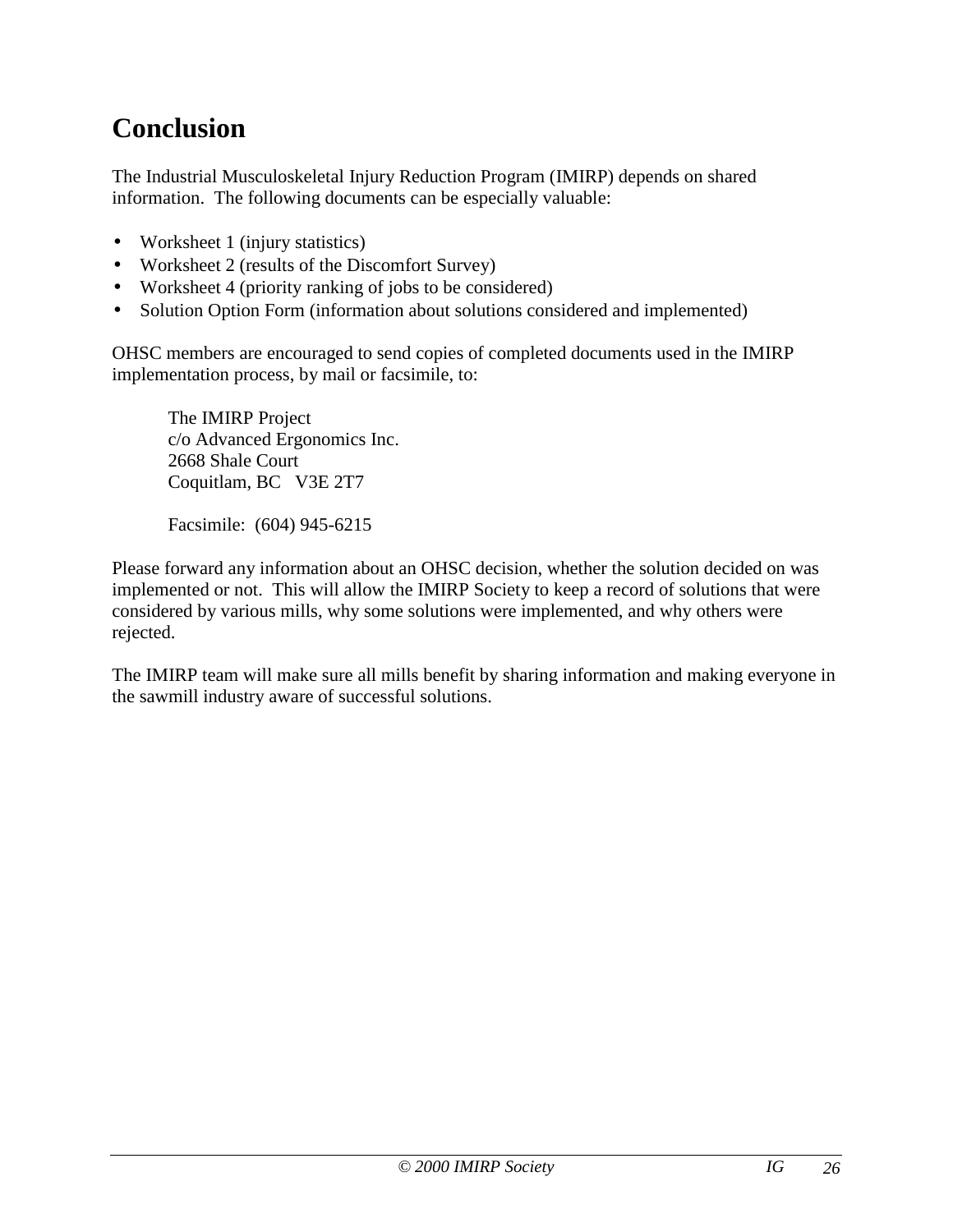# Conclusion

The Industrial Musculoskeletal Injury Reduction Program (IMIRP) depends on shared information. The following documents can be especially valuable:

- Worksheet 1 (injury statistics)
- Worksheet 2 (results of the Discomfort Survey)
- Worksheet 4 (priority ranking of jobs to be considered)
- Solution Option Form (information about solutions considered and implemented)

OHSC members are encouraged to send copies of completed documents used in the IMIRP implementation process, by mail or facsimile, to:

> The IMIRP Project
> c/o Advanced Ergonomics Inc.
> 2668 Shale Court
> Coquitlam, BC V3E 2T7
>
> Facsimile: (604) 945-6215

Please forward any information about an OHSC decision, whether the solution decided on was implemented or not. This will allow the IMIRP Society to keep a record of solutions that were considered by various mills, why some solutions were implemented, and why others were rejected.

The IMIRP team will make sure all mills benefit by sharing information and making everyone in the sawmill industry aware of successful solutions.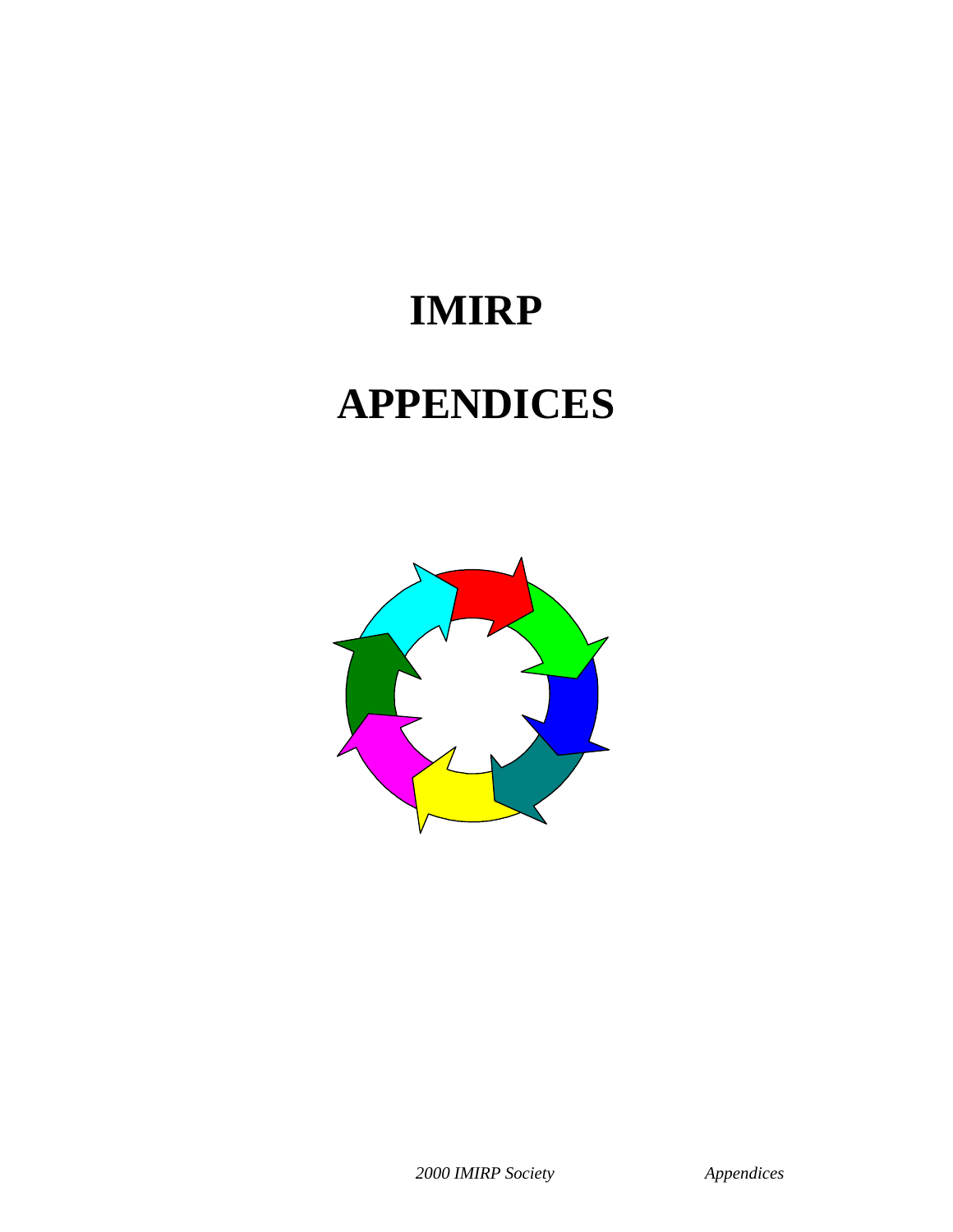# IMIRP

# APPENDICES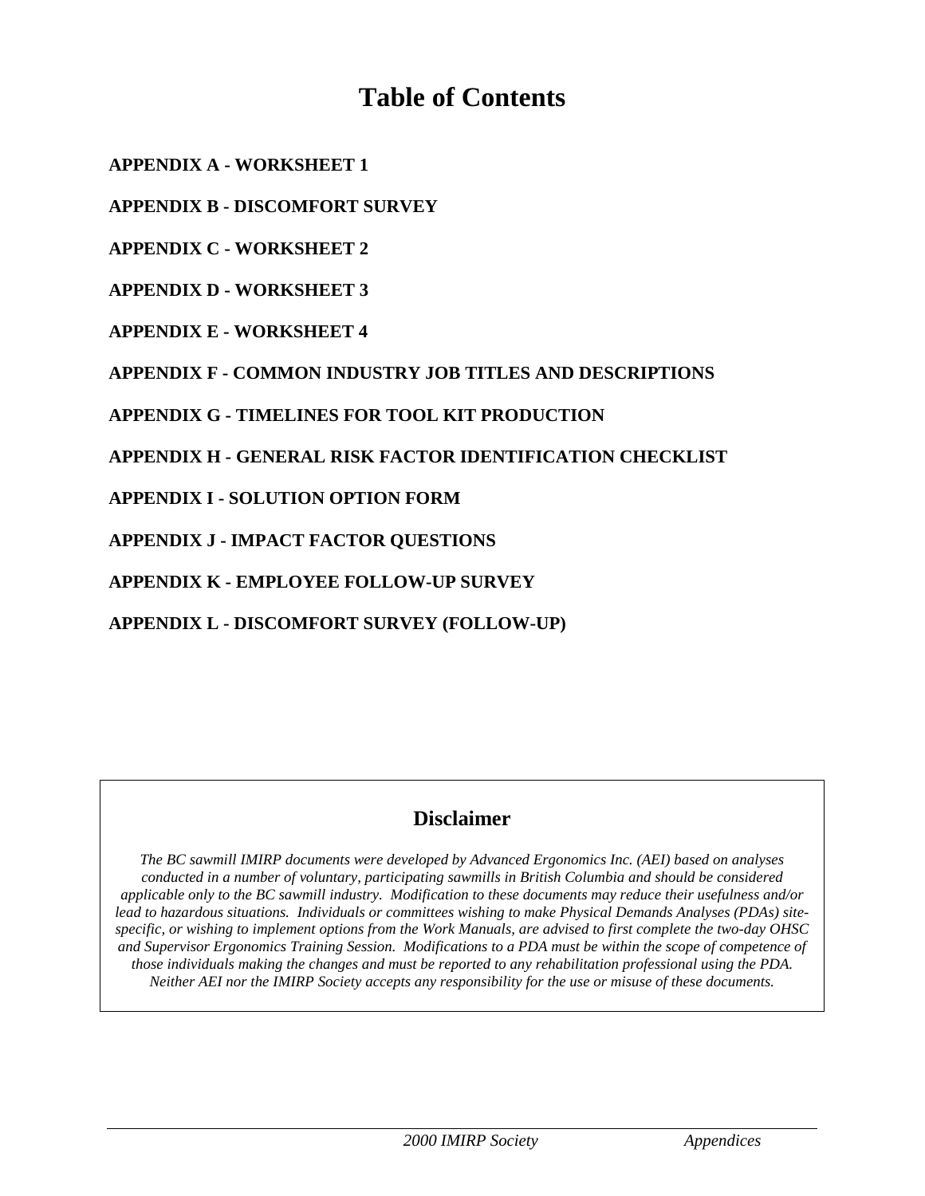# Table of Contents

**APPENDIX A - WORKSHEET 1**

**APPENDIX B - DISCOMFORT SURVEY**

**APPENDIX C - WORKSHEET 2**

**APPENDIX D - WORKSHEET 3**

**APPENDIX E - WORKSHEET 4**

**APPENDIX F - COMMON INDUSTRY JOB TITLES AND DESCRIPTIONS**

**APPENDIX G - TIMELINES FOR TOOL KIT PRODUCTION**

**APPENDIX H - GENERAL RISK FACTOR IDENTIFICATION CHECKLIST**

**APPENDIX I - SOLUTION OPTION FORM**

**APPENDIX J - IMPACT FACTOR QUESTIONS**

**APPENDIX K - EMPLOYEE FOLLOW-UP SURVEY**

**APPENDIX L - DISCOMFORT SURVEY (FOLLOW-UP)**

## Disclaimer

*The BC sawmill IMIRP documents were developed by Advanced Ergonomics Inc. (AEI) based on analyses conducted in a number of voluntary, participating sawmills in British Columbia and should be considered applicable only to the BC sawmill industry. Modification to these documents may reduce their usefulness and/or lead to hazardous situations. Individuals or committees wishing to make Physical Demands Analyses (PDAs) site-specific, or wishing to implement options from the Work Manuals, are advised to first complete the two-day OHSC and Supervisor Ergonomics Training Session. Modifications to a PDA must be within the scope of competence of those individuals making the changes and must be reported to any rehabilitation professional using the PDA. Neither AEI nor the IMIRP Society accepts any responsibility for the use or misuse of these documents.*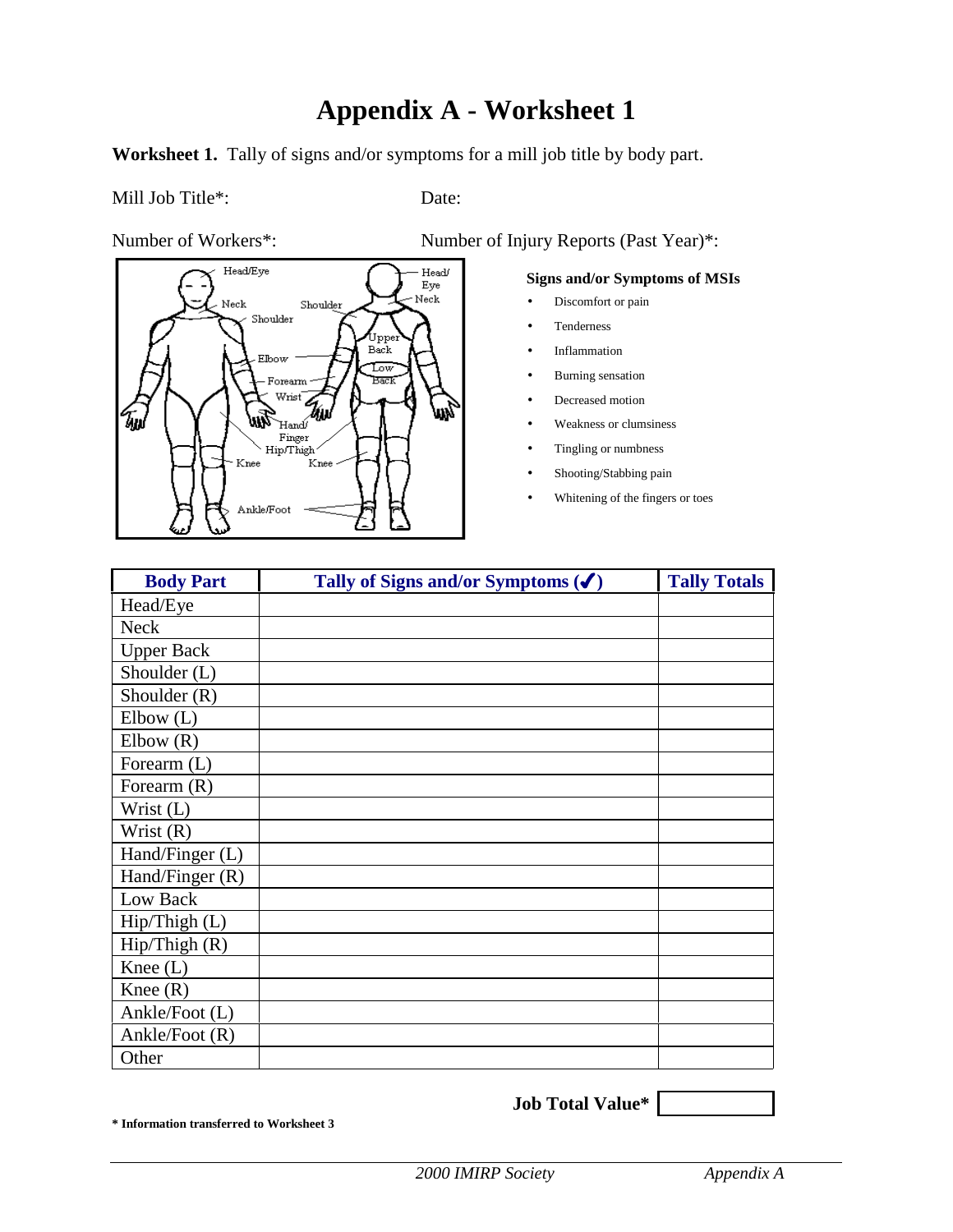# Appendix A - Worksheet 1

**Worksheet 1.** Tally of signs and/or symptoms for a mill job title by body part.

Mill Job Title*: Date:

Number of Workers*: Number of Injury Reports (Past Year)*:

Head/Eye, Neck, Shoulder, Upper Back, Elbow, Low Back, Forearm, Wrist, Hand/Finger, Hip/Thigh, Knee, Ankle/Foot

**Signs and/or Symptoms of MSIs**

- Discomfort or pain
- Tenderness
- Inflammation
- Burning sensation
- Decreased motion
- Weakness or clumsiness
- Tingling or numbness
- Shooting/Stabbing pain
- Whitening of the fingers or toes

| Body Part | Tally of Signs and/or Symptoms (✓) | Tally Totals |
|---|---|---|
| Head/Eye | | |
| Neck | | |
| Upper Back | | |
| Shoulder (L) | | |
| Shoulder (R) | | |
| Elbow (L) | | |
| Elbow (R) | | |
| Forearm (L) | | |
| Forearm (R) | | |
| Wrist (L) | | |
| Wrist (R) | | |
| Hand/Finger (L) | | |
| Hand/Finger (R) | | |
| Low Back | | |
| Hip/Thigh (L) | | |
| Hip/Thigh (R) | | |
| Knee (L) | | |
| Knee (R) | | |
| Ankle/Foot (L) | | |
| Ankle/Foot (R) | | |
| Other | | |

**Job Total Value***

**\* Information transferred to Worksheet 3**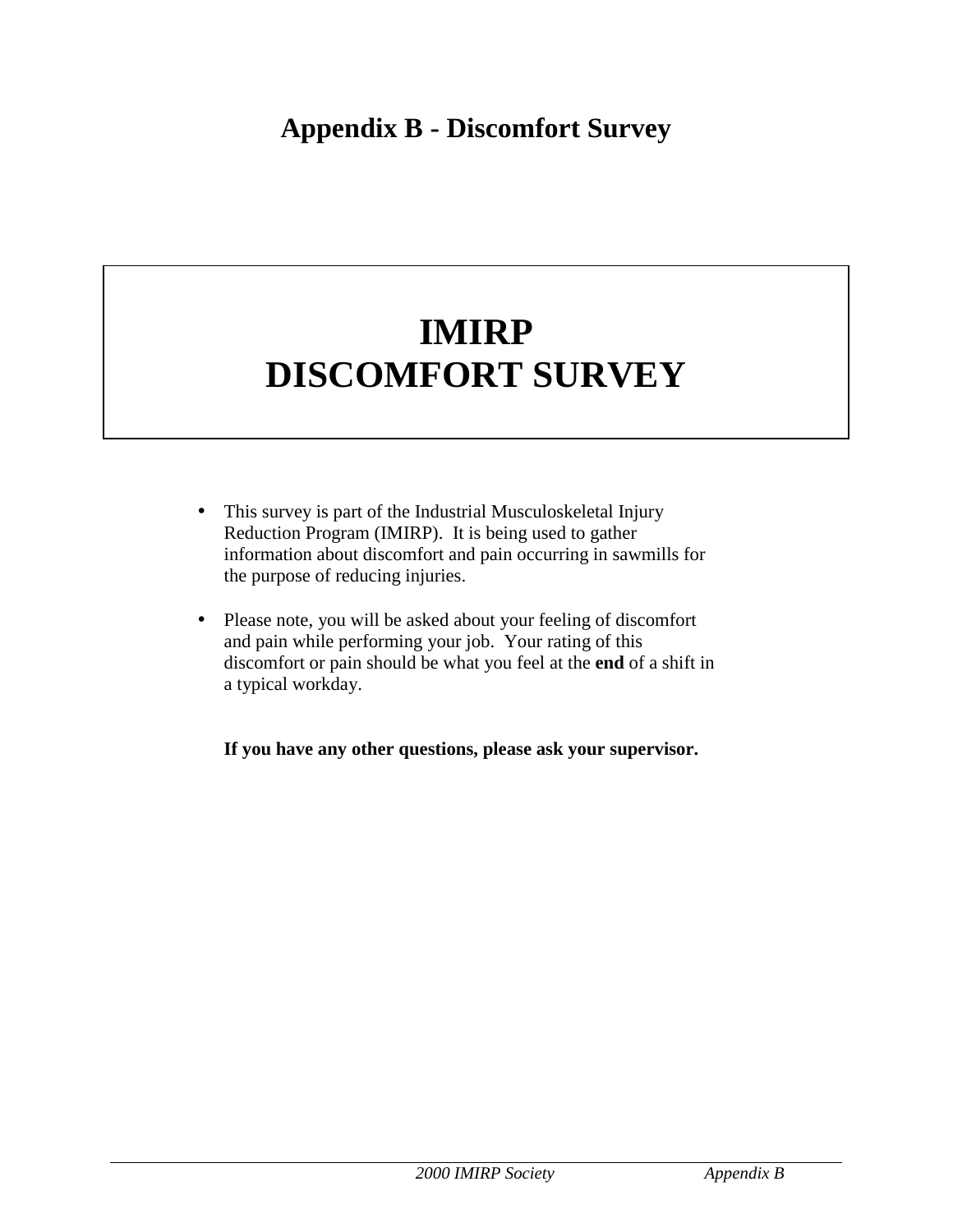# Appendix B - Discomfort Survey

## IMIRP
## DISCOMFORT SURVEY

- This survey is part of the Industrial Musculoskeletal Injury Reduction Program (IMIRP). It is being used to gather information about discomfort and pain occurring in sawmills for the purpose of reducing injuries.
- Please note, you will be asked about your feeling of discomfort and pain while performing your job. Your rating of this discomfort or pain should be what you feel at the **end** of a shift in a typical workday.

**If you have any other questions, please ask your supervisor.**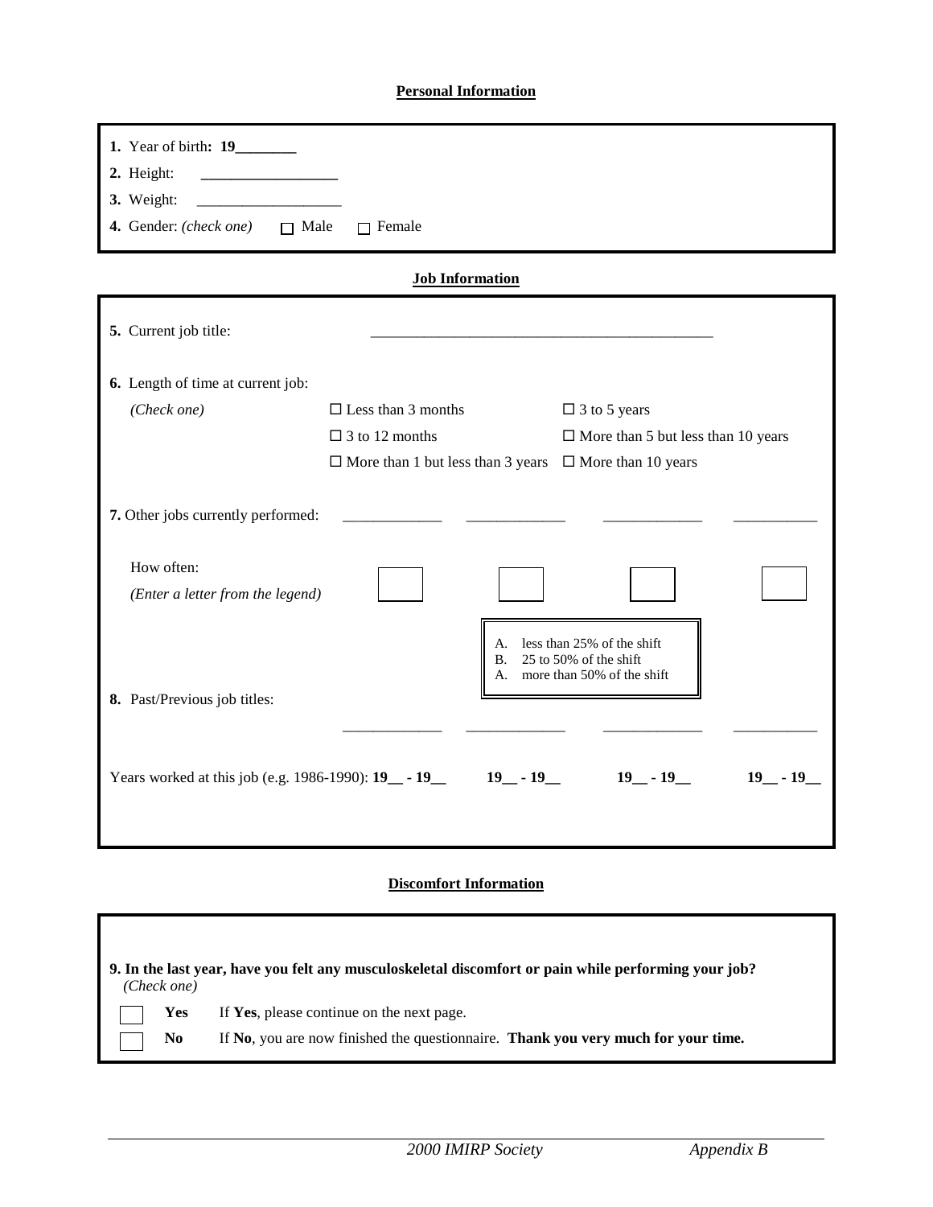## Personal Information

**1.** Year of birth**: 19________**

**2.** Height: __________________

**3.** Weight: __________________

**4.** Gender: *(check one)* ☐ Male ☐ Female

## Job Information

**5.** Current job title: ____________________________________________

**6.** Length of time at current job:

*(Check one)*

| | |
|---|---|
| ☐ Less than 3 months | ☐ 3 to 5 years |
| ☐ 3 to 12 months | ☐ More than 5 but less than 10 years |
| ☐ More than 1 but less than 3 years | ☐ More than 10 years |

**7.** Other jobs currently performed: _____________ _____________ _____________ ___________

How often:
*(Enter a letter from the legend)* ☐ ☐ ☐ ☐

A. less than 25% of the shift
B. 25 to 50% of the shift
A. more than 50% of the shift

**8.** Past/Previous job titles: _____________ _____________ _____________ ___________

Years worked at this job (e.g. 1986-1990): **19__ - 19__** **19__ - 19__** **19__ - 19__** **19__ - 19__**

## Discomfort Information

**9. In the last year, have you felt any musculoskeletal discomfort or pain while performing your job?**
*(Check one)*

☐ **Yes** If **Yes**, please continue on the next page.

☐ **No** If **No**, you are now finished the questionnaire. **Thank you very much for your time.**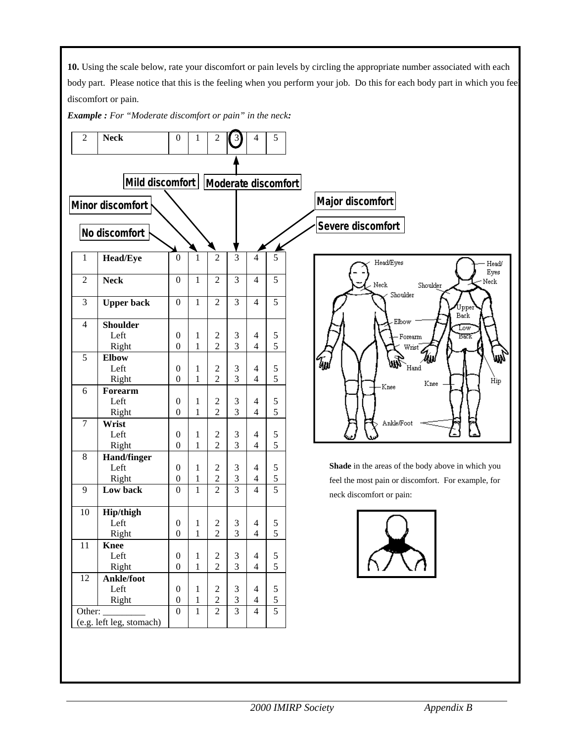**10.** Using the scale below, rate your discomfort or pain levels by circling the appropriate number associated with each body part. Please notice that this is the feeling when you perform your job. Do this for each body part in which you feel discomfort or pain.

***Example :*** *For "Moderate discomfort or pain" in the neck:*

| 2 | **Neck** | 0 | 1 | 2 | (3) | 4 | 5 |
|---|---|---|---|---|---|---|---|

Scale: 0 = No discomfort; 1 = Minor discomfort; 2 = Mild discomfort; 3 = Moderate discomfort; 4 = Major discomfort; 5 = Severe discomfort

| | | | | | | | |
|---|---|---|---|---|---|---|---|
| 1 | **Head/Eye** | 0 | 1 | 2 | 3 | 4 | 5 |
| 2 | **Neck** | 0 | 1 | 2 | 3 | 4 | 5 |
| 3 | **Upper back** | 0 | 1 | 2 | 3 | 4 | 5 |
| 4 | **Shoulder** | | | | | | |
| | Left | 0 | 1 | 2 | 3 | 4 | 5 |
| | Right | 0 | 1 | 2 | 3 | 4 | 5 |
| 5 | **Elbow** | | | | | | |
| | Left | 0 | 1 | 2 | 3 | 4 | 5 |
| | Right | 0 | 1 | 2 | 3 | 4 | 5 |
| 6 | **Forearm** | | | | | | |
| | Left | 0 | 1 | 2 | 3 | 4 | 5 |
| | Right | 0 | 1 | 2 | 3 | 4 | 5 |
| 7 | **Wrist** | | | | | | |
| | Left | 0 | 1 | 2 | 3 | 4 | 5 |
| | Right | 0 | 1 | 2 | 3 | 4 | 5 |
| 8 | **Hand/finger** | | | | | | |
| | Left | 0 | 1 | 2 | 3 | 4 | 5 |
| | Right | 0 | 1 | 2 | 3 | 4 | 5 |
| 9 | **Low back** | 0 | 1 | 2 | 3 | 4 | 5 |
| 10 | **Hip/thigh** | | | | | | |
| | Left | 0 | 1 | 2 | 3 | 4 | 5 |
| | Right | 0 | 1 | 2 | 3 | 4 | 5 |
| 11 | **Knee** | | | | | | |
| | Left | 0 | 1 | 2 | 3 | 4 | 5 |
| | Right | 0 | 1 | 2 | 3 | 4 | 5 |
| 12 | **Ankle/foot** | | | | | | |
| | Left | 0 | 1 | 2 | 3 | 4 | 5 |
| | Right | 0 | 1 | 2 | 3 | 4 | 5 |
| Other: _________ (e.g. left leg, stomach) | | 0 | 1 | 2 | 3 | 4 | 5 |

**Shade** in the areas of the body above in which you feel the most pain or discomfort. For example, for neck discomfort or pain:

2000 IMIRP Society *Appendix B*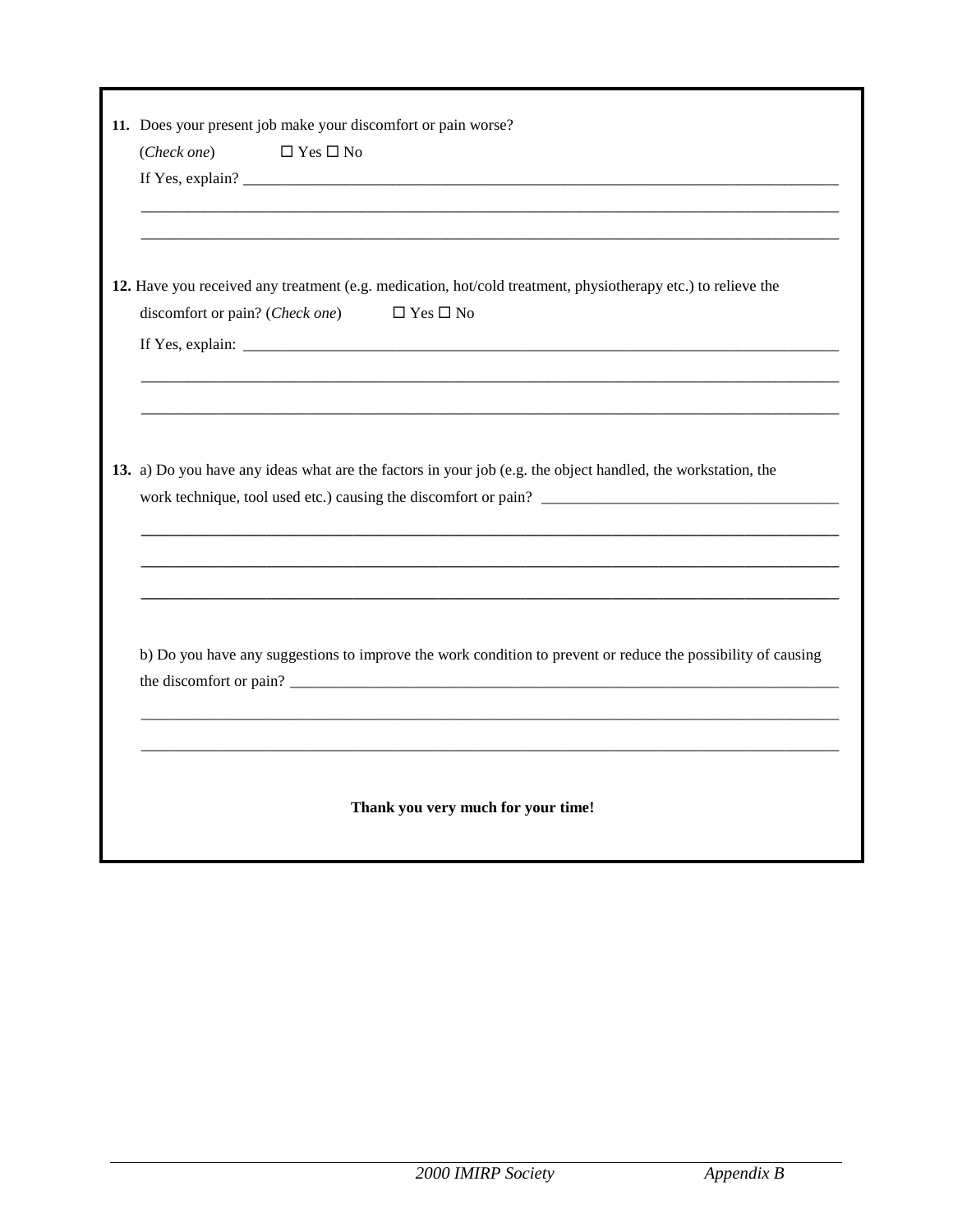**11.** Does your present job make your discomfort or pain worse?

(*Check one*) ☐ Yes ☐ No

If Yes, explain? ______________________________________________________________________________

______________________________________________________________________________________________

______________________________________________________________________________________________

**12.** Have you received any treatment (e.g. medication, hot/cold treatment, physiotherapy etc.) to relieve the discomfort or pain? (*Check one*) ☐ Yes ☐ No

If Yes, explain: ______________________________________________________________________________

______________________________________________________________________________________________

______________________________________________________________________________________________

**13.** a) Do you have any ideas what are the factors in your job (e.g. the object handled, the workstation, the work technique, tool used etc.) causing the discomfort or pain? ____________________________________

______________________________________________________________________________________________

______________________________________________________________________________________________

______________________________________________________________________________________________

b) Do you have any suggestions to improve the work condition to prevent or reduce the possibility of causing the discomfort or pain? ________________________________________________________________________

______________________________________________________________________________________________

______________________________________________________________________________________________

**Thank you very much for your time!**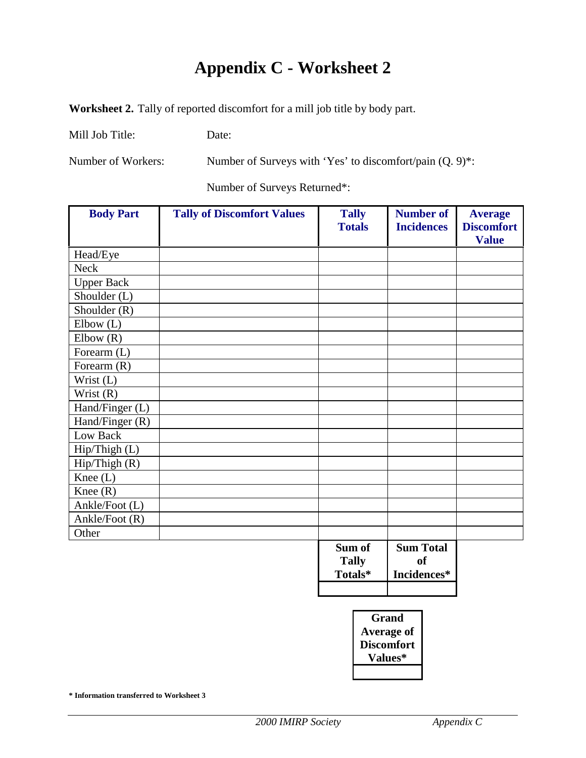# Appendix C - Worksheet 2

**Worksheet 2.** Tally of reported discomfort for a mill job title by body part.

Mill Job Title: Date:

Number of Workers: Number of Surveys with 'Yes' to discomfort/pain (Q. 9)*:

Number of Surveys Returned*:

| Body Part | Tally of Discomfort Values | Tally Totals | Number of Incidences | Average Discomfort Value |
|---|---|---|---|---|
| Head/Eye | | | | |
| Neck | | | | |
| Upper Back | | | | |
| Shoulder (L) | | | | |
| Shoulder (R) | | | | |
| Elbow (L) | | | | |
| Elbow (R) | | | | |
| Forearm (L) | | | | |
| Forearm (R) | | | | |
| Wrist (L) | | | | |
| Wrist (R) | | | | |
| Hand/Finger (L) | | | | |
| Hand/Finger (R) | | | | |
| Low Back | | | | |
| Hip/Thigh (L) | | | | |
| Hip/Thigh (R) | | | | |
| Knee (L) | | | | |
| Knee (R) | | | | |
| Ankle/Foot (L) | | | | |
| Ankle/Foot (R) | | | | |
| Other | | | | |
| | | **Sum of Tally Totals*** | **Sum Total of Incidences*** | |
| | | | | |

| **Grand Average of Discomfort Values*** |
|---|
| |

**\* Information transferred to Worksheet 3**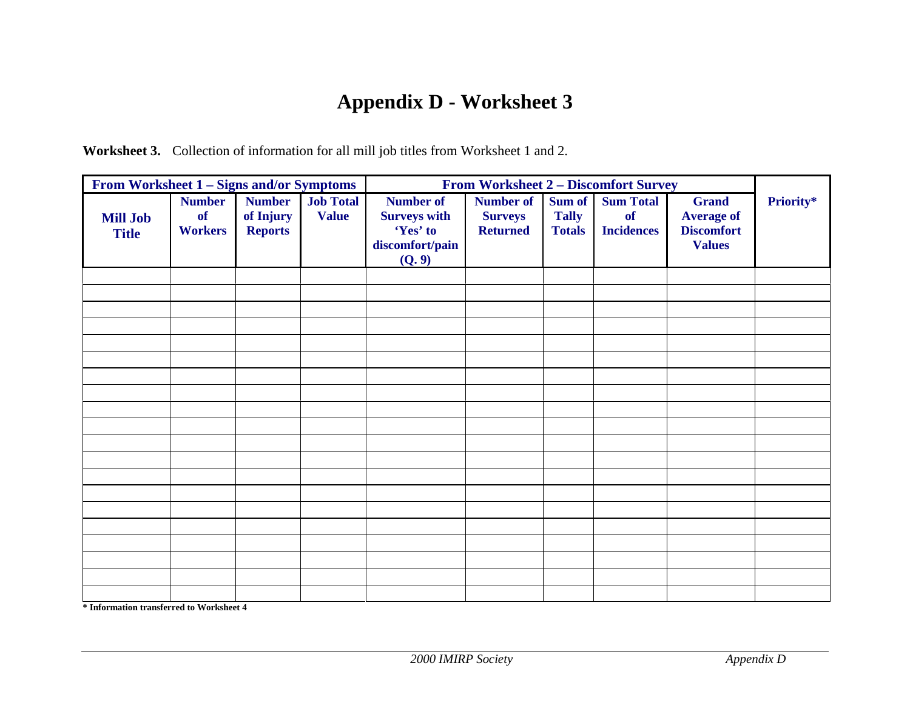# Appendix D - Worksheet 3

**Worksheet 3.** Collection of information for all mill job titles from Worksheet 1 and 2.

| From Worksheet 1 – Signs and/or Symptoms | | | | From Worksheet 2 – Discomfort Survey | | | | | |
|---|---|---|---|---|---|---|---|---|---|
| **Mill Job Title** | **Number of Workers** | **Number of Injury Reports** | **Job Total Value** | **Number of Surveys with 'Yes' to discomfort/pain (Q. 9)** | **Number of Surveys Returned** | **Sum of Tally Totals** | **Sum Total of Incidences** | **Grand Average of Discomfort Values** | **Priority*** |
| | | | | | | | | | |
| | | | | | | | | | |
| | | | | | | | | | |
| | | | | | | | | | |
| | | | | | | | | | |
| | | | | | | | | | |
| | | | | | | | | | |
| | | | | | | | | | |
| | | | | | | | | | |
| | | | | | | | | | |
| | | | | | | | | | |
| | | | | | | | | | |
| | | | | | | | | | |
| | | | | | | | | | |
| | | | | | | | | | |
| | | | | | | | | | |
| | | | | | | | | | |
| | | | | | | | | | |
| | | | | | | | | | |
| | | | | | | | | | |

**\* Information transferred to Worksheet 4**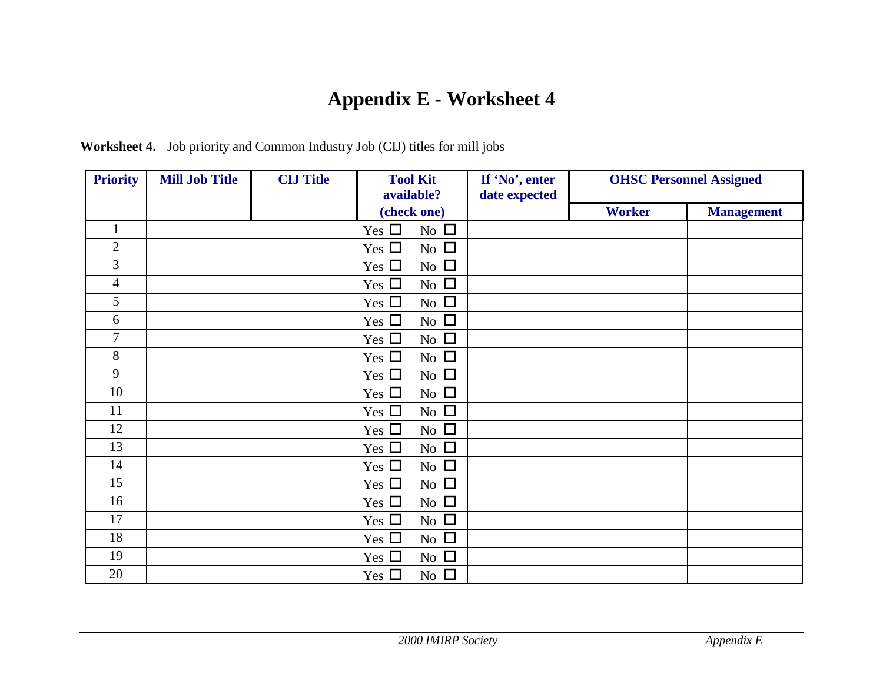# Appendix E - Worksheet 4

**Worksheet 4.** Job priority and Common Industry Job (CIJ) titles for mill jobs

| Priority | Mill Job Title | CIJ Title | Tool Kit available? (check one) | If 'No', enter date expected | OHSC Personnel Assigned | |
|---|---|---|---|---|---|---|
| | | | | | Worker | Management |
| 1 | | | Yes ☐ No ☐ | | | |
| 2 | | | Yes ☐ No ☐ | | | |
| 3 | | | Yes ☐ No ☐ | | | |
| 4 | | | Yes ☐ No ☐ | | | |
| 5 | | | Yes ☐ No ☐ | | | |
| 6 | | | Yes ☐ No ☐ | | | |
| 7 | | | Yes ☐ No ☐ | | | |
| 8 | | | Yes ☐ No ☐ | | | |
| 9 | | | Yes ☐ No ☐ | | | |
| 10 | | | Yes ☐ No ☐ | | | |
| 11 | | | Yes ☐ No ☐ | | | |
| 12 | | | Yes ☐ No ☐ | | | |
| 13 | | | Yes ☐ No ☐ | | | |
| 14 | | | Yes ☐ No ☐ | | | |
| 15 | | | Yes ☐ No ☐ | | | |
| 16 | | | Yes ☐ No ☐ | | | |
| 17 | | | Yes ☐ No ☐ | | | |
| 18 | | | Yes ☐ No ☐ | | | |
| 19 | | | Yes ☐ No ☐ | | | |
| 20 | | | Yes ☐ No ☐ | | | |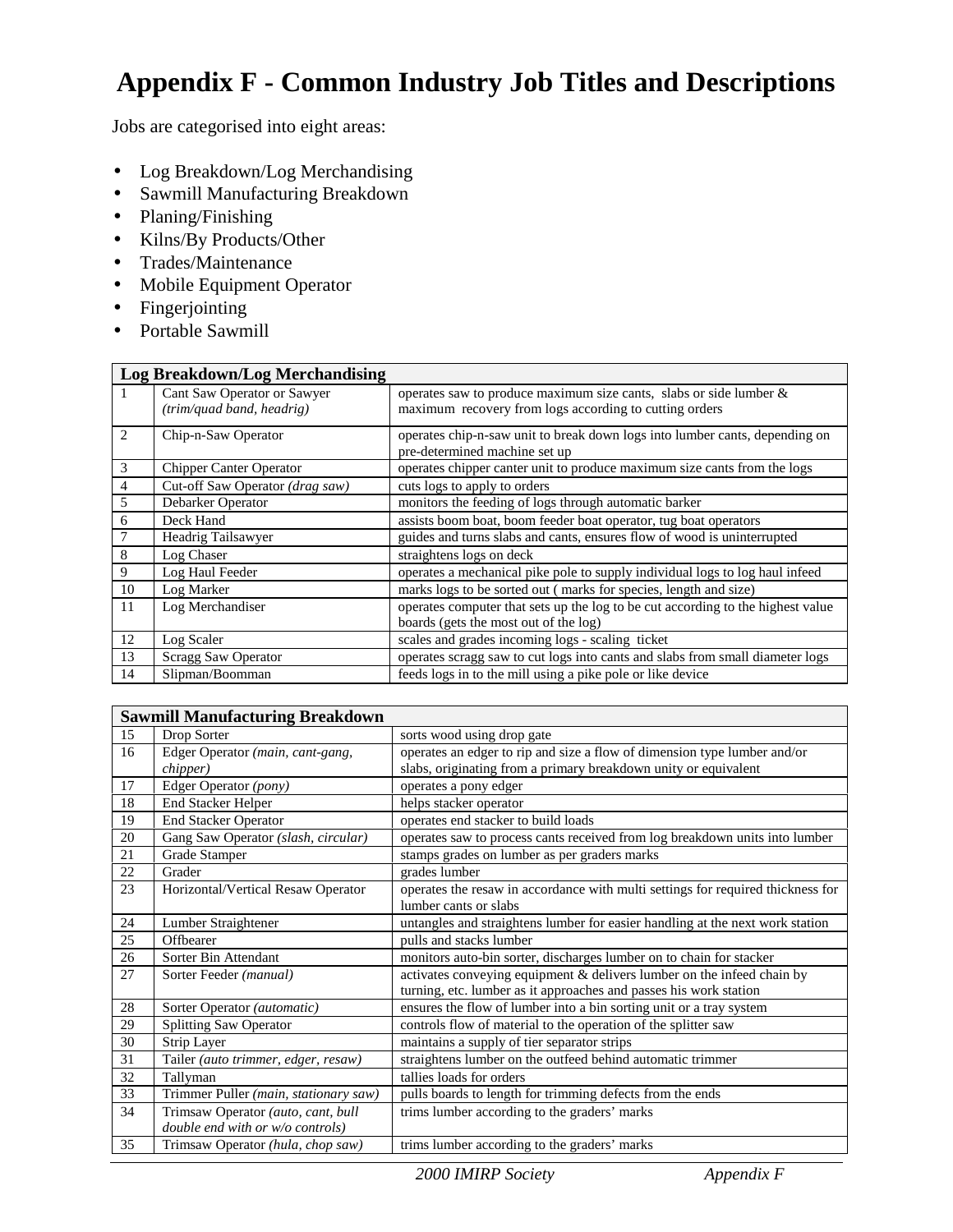# Appendix F - Common Industry Job Titles and Descriptions

Jobs are categorised into eight areas:

- Log Breakdown/Log Merchandising
- Sawmill Manufacturing Breakdown
- Planing/Finishing
- Kilns/By Products/Other
- Trades/Maintenance
- Mobile Equipment Operator
- Fingerjointing
- Portable Sawmill

| **Log Breakdown/Log Merchandising** | | |
|---|---|---|
| 1 | Cant Saw Operator or Sawyer *(trim/quad band, headrig)* | operates saw to produce maximum size cants, slabs or side lumber & maximum recovery from logs according to cutting orders |
| 2 | Chip-n-Saw Operator | operates chip-n-saw unit to break down logs into lumber cants, depending on pre-determined machine set up |
| 3 | Chipper Canter Operator | operates chipper canter unit to produce maximum size cants from the logs |
| 4 | Cut-off Saw Operator *(drag saw)* | cuts logs to apply to orders |
| 5 | Debarker Operator | monitors the feeding of logs through automatic barker |
| 6 | Deck Hand | assists boom boat, boom feeder boat operator, tug boat operators |
| 7 | Headrig Tailsawyer | guides and turns slabs and cants, ensures flow of wood is uninterrupted |
| 8 | Log Chaser | straightens logs on deck |
| 9 | Log Haul Feeder | operates a mechanical pike pole to supply individual logs to log haul infeed |
| 10 | Log Marker | marks logs to be sorted out ( marks for species, length and size) |
| 11 | Log Merchandiser | operates computer that sets up the log to be cut according to the highest value boards (gets the most out of the log) |
| 12 | Log Scaler | scales and grades incoming logs - scaling ticket |
| 13 | Scragg Saw Operator | operates scragg saw to cut logs into cants and slabs from small diameter logs |
| 14 | Slipman/Boomman | feeds logs in to the mill using a pike pole or like device |

| **Sawmill Manufacturing Breakdown** | | |
|---|---|---|
| 15 | Drop Sorter | sorts wood using drop gate |
| 16 | Edger Operator *(main, cant-gang, chipper)* | operates an edger to rip and size a flow of dimension type lumber and/or slabs, originating from a primary breakdown unity or equivalent |
| 17 | Edger Operator *(pony)* | operates a pony edger |
| 18 | End Stacker Helper | helps stacker operator |
| 19 | End Stacker Operator | operates end stacker to build loads |
| 20 | Gang Saw Operator *(slash, circular)* | operates saw to process cants received from log breakdown units into lumber |
| 21 | Grade Stamper | stamps grades on lumber as per graders marks |
| 22 | Grader | grades lumber |
| 23 | Horizontal/Vertical Resaw Operator | operates the resaw in accordance with multi settings for required thickness for lumber cants or slabs |
| 24 | Lumber Straightener | untangles and straightens lumber for easier handling at the next work station |
| 25 | Offbearer | pulls and stacks lumber |
| 26 | Sorter Bin Attendant | monitors auto-bin sorter, discharges lumber on to chain for stacker |
| 27 | Sorter Feeder *(manual)* | activates conveying equipment & delivers lumber on the infeed chain by turning, etc. lumber as it approaches and passes his work station |
| 28 | Sorter Operator *(automatic)* | ensures the flow of lumber into a bin sorting unit or a tray system |
| 29 | Splitting Saw Operator | controls flow of material to the operation of the splitter saw |
| 30 | Strip Layer | maintains a supply of tier separator strips |
| 31 | Tailer *(auto trimmer, edger, resaw)* | straightens lumber on the outfeed behind automatic trimmer |
| 32 | Tallyman | tallies loads for orders |
| 33 | Trimmer Puller *(main, stationary saw)* | pulls boards to length for trimming defects from the ends |
| 34 | Trimsaw Operator *(auto, cant, bull double end with or w/o controls)* | trims lumber according to the graders' marks |
| 35 | Trimsaw Operator *(hula, chop saw)* | trims lumber according to the graders' marks |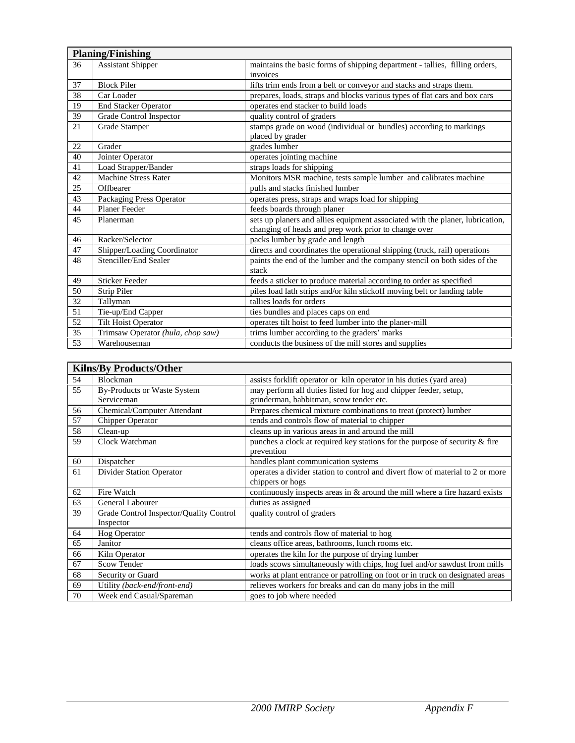| Planing/Finishing | | |
|---|---|---|
| 36 | Assistant Shipper | maintains the basic forms of shipping department - tallies, filling orders, invoices |
| 37 | Block Piler | lifts trim ends from a belt or conveyor and stacks and straps them. |
| 38 | Car Loader | prepares, loads, straps and blocks various types of flat cars and box cars |
| 19 | End Stacker Operator | operates end stacker to build loads |
| 39 | Grade Control Inspector | quality control of graders |
| 21 | Grade Stamper | stamps grade on wood (individual or bundles) according to markings placed by grader |
| 22 | Grader | grades lumber |
| 40 | Jointer Operator | operates jointing machine |
| 41 | Load Strapper/Bander | straps loads for shipping |
| 42 | Machine Stress Rater | Monitors MSR machine, tests sample lumber and calibrates machine |
| 25 | Offbearer | pulls and stacks finished lumber |
| 43 | Packaging Press Operator | operates press, straps and wraps load for shipping |
| 44 | Planer Feeder | feeds boards through planer |
| 45 | Planerman | sets up planers and allies equipment associated with the planer, lubrication, changing of heads and prep work prior to change over |
| 46 | Racker/Selector | packs lumber by grade and length |
| 47 | Shipper/Loading Coordinator | directs and coordinates the operational shipping (truck, rail) operations |
| 48 | Stenciller/End Sealer | paints the end of the lumber and the company stencil on both sides of the stack |
| 49 | Sticker Feeder | feeds a sticker to produce material according to order as specified |
| 50 | Strip Piler | piles load lath strips and/or kiln stickoff moving belt or landing table |
| 32 | Tallyman | tallies loads for orders |
| 51 | Tie-up/End Capper | ties bundles and places caps on end |
| 52 | Tilt Hoist Operator | operates tilt hoist to feed lumber into the planer-mill |
| 35 | Trimsaw Operator *(hula, chop saw)* | trims lumber according to the graders' marks |
| 53 | Warehouseman | conducts the business of the mill stores and supplies |

| Kilns/By Products/Other | | |
|---|---|---|
| 54 | Blockman | assists forklift operator or kiln operator in his duties (yard area) |
| 55 | By-Products or Waste System Serviceman | may perform all duties listed for hog and chipper feeder, setup, grinderman, babbitman, scow tender etc. |
| 56 | Chemical/Computer Attendant | Prepares chemical mixture combinations to treat (protect) lumber |
| 57 | Chipper Operator | tends and controls flow of material to chipper |
| 58 | Clean-up | cleans up in various areas in and around the mill |
| 59 | Clock Watchman | punches a clock at required key stations for the purpose of security & fire prevention |
| 60 | Dispatcher | handles plant communication systems |
| 61 | Divider Station Operator | operates a divider station to control and divert flow of material to 2 or more chippers or hogs |
| 62 | Fire Watch | continuously inspects areas in & around the mill where a fire hazard exists |
| 63 | General Labourer | duties as assigned |
| 39 | Grade Control Inspector/Quality Control Inspector | quality control of graders |
| 64 | Hog Operator | tends and controls flow of material to hog |
| 65 | Janitor | cleans office areas, bathrooms, lunch rooms etc. |
| 66 | Kiln Operator | operates the kiln for the purpose of drying lumber |
| 67 | Scow Tender | loads scows simultaneously with chips, hog fuel and/or sawdust from mills |
| 68 | Security or Guard | works at plant entrance or patrolling on foot or in truck on designated areas |
| 69 | Utility *(back-end/front-end)* | relieves workers for breaks and can do many jobs in the mill |
| 70 | Week end Casual/Spareman | goes to job where needed |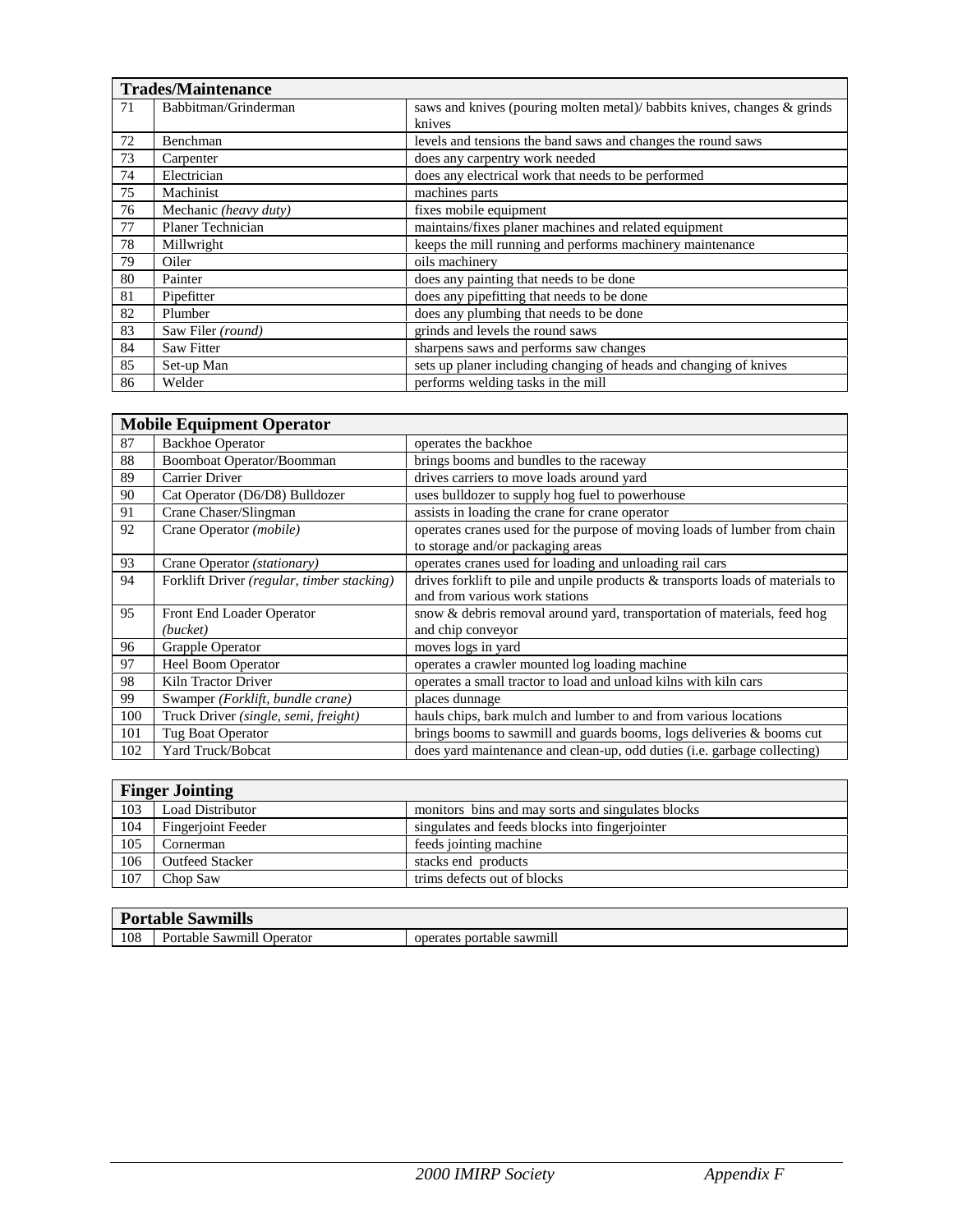| Trades/Maintenance | | |
|---|---|---|
| 71 | Babbitman/Grinderman | saws and knives (pouring molten metal)/ babbits knives, changes & grinds knives |
| 72 | Benchman | levels and tensions the band saws and changes the round saws |
| 73 | Carpenter | does any carpentry work needed |
| 74 | Electrician | does any electrical work that needs to be performed |
| 75 | Machinist | machines parts |
| 76 | Mechanic *(heavy duty)* | fixes mobile equipment |
| 77 | Planer Technician | maintains/fixes planer machines and related equipment |
| 78 | Millwright | keeps the mill running and performs machinery maintenance |
| 79 | Oiler | oils machinery |
| 80 | Painter | does any painting that needs to be done |
| 81 | Pipefitter | does any pipefitting that needs to be done |
| 82 | Plumber | does any plumbing that needs to be done |
| 83 | Saw Filer *(round)* | grinds and levels the round saws |
| 84 | Saw Fitter | sharpens saws and performs saw changes |
| 85 | Set-up Man | sets up planer including changing of heads and changing of knives |
| 86 | Welder | performs welding tasks in the mill |

| Mobile Equipment Operator | | |
|---|---|---|
| 87 | Backhoe Operator | operates the backhoe |
| 88 | Boomboat Operator/Boomman | brings booms and bundles to the raceway |
| 89 | Carrier Driver | drives carriers to move loads around yard |
| 90 | Cat Operator (D6/D8) Bulldozer | uses bulldozer to supply hog fuel to powerhouse |
| 91 | Crane Chaser/Slingman | assists in loading the crane for crane operator |
| 92 | Crane Operator *(mobile)* | operates cranes used for the purpose of moving loads of lumber from chain to storage and/or packaging areas |
| 93 | Crane Operator *(stationary)* | operates cranes used for loading and unloading rail cars |
| 94 | Forklift Driver *(regular, timber stacking)* | drives forklift to pile and unpile products & transports loads of materials to and from various work stations |
| 95 | Front End Loader Operator *(bucket)* | snow & debris removal around yard, transportation of materials, feed hog and chip conveyor |
| 96 | Grapple Operator | moves logs in yard |
| 97 | Heel Boom Operator | operates a crawler mounted log loading machine |
| 98 | Kiln Tractor Driver | operates a small tractor to load and unload kilns with kiln cars |
| 99 | Swamper *(Forklift, bundle crane)* | places dunnage |
| 100 | Truck Driver *(single, semi, freight)* | hauls chips, bark mulch and lumber to and from various locations |
| 101 | Tug Boat Operator | brings booms to sawmill and guards booms, logs deliveries & booms cut |
| 102 | Yard Truck/Bobcat | does yard maintenance and clean-up, odd duties (i.e. garbage collecting) |

| Finger Jointing | | |
|---|---|---|
| 103 | Load Distributor | monitors bins and may sorts and singulates blocks |
| 104 | Fingerjoint Feeder | singulates and feeds blocks into fingerjointer |
| 105 | Cornerman | feeds jointing machine |
| 106 | Outfeed Stacker | stacks end products |
| 107 | Chop Saw | trims defects out of blocks |

| Portable Sawmills | | |
|---|---|---|
| 108 | Portable Sawmill Operator | operates portable sawmill |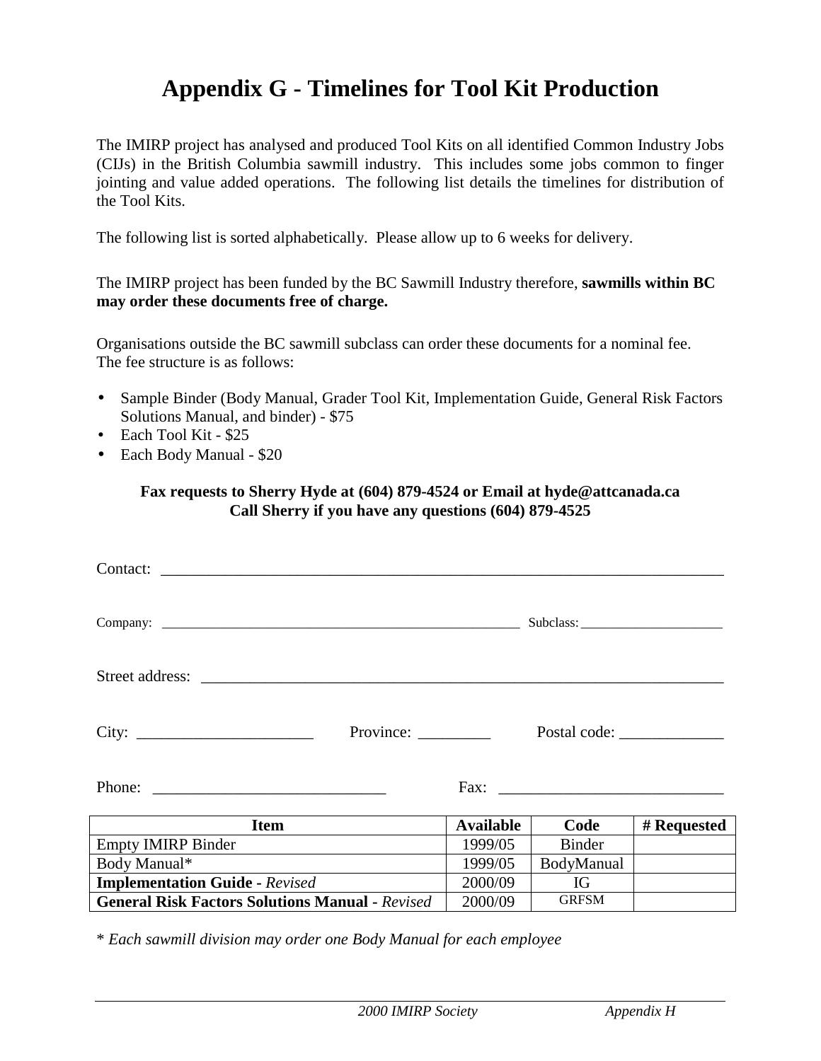# Appendix G - Timelines for Tool Kit Production

The IMIRP project has analysed and produced Tool Kits on all identified Common Industry Jobs (CIJs) in the British Columbia sawmill industry. This includes some jobs common to finger jointing and value added operations. The following list details the timelines for distribution of the Tool Kits.

The following list is sorted alphabetically. Please allow up to 6 weeks for delivery.

The IMIRP project has been funded by the BC Sawmill Industry therefore, **sawmills within BC may order these documents free of charge.**

Organisations outside the BC sawmill subclass can order these documents for a nominal fee. The fee structure is as follows:

- Sample Binder (Body Manual, Grader Tool Kit, Implementation Guide, General Risk Factors Solutions Manual, and binder) - $75
- Each Tool Kit - $25
- Each Body Manual - $20

**Fax requests to Sherry Hyde at (604) 879-4524 or Email at hyde@attcanada.ca**
**Call Sherry if you have any questions (604) 879-4525**

Contact: ____________________________________________

Company: ____________________________ Subclass: ______________

Street address: ________________________________________

City: ______________ Province: _________ Postal code: ___________

Phone: __________________ Fax: __________________

| Item | Available | Code | # Requested |
|---|---|---|---|
| Empty IMIRP Binder | 1999/05 | Binder | |
| Body Manual* | 1999/05 | BodyManual | |
| **Implementation Guide** - *Revised* | 2000/09 | IG | |
| **General Risk Factors Solutions Manual** - *Revised* | 2000/09 | GRFSM | |

* *Each sawmill division may order one Body Manual for each employee*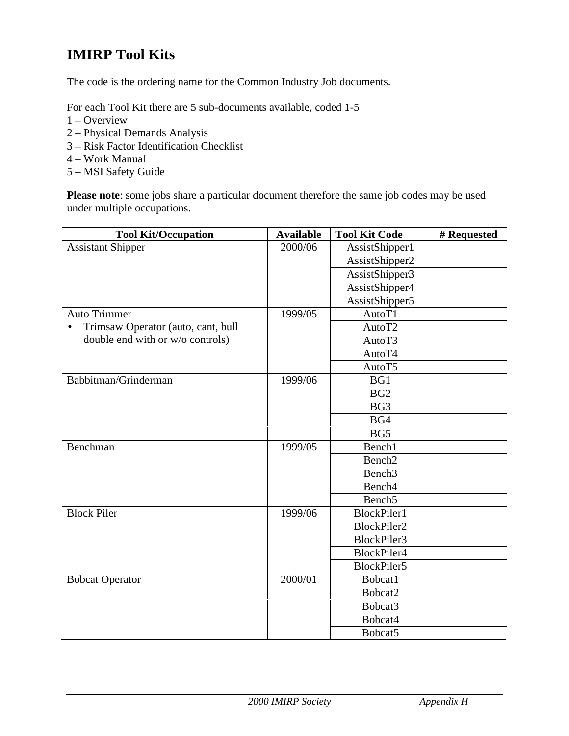# IMIRP Tool Kits

The code is the ordering name for the Common Industry Job documents.

For each Tool Kit there are 5 sub-documents available, coded 1-5
1 – Overview
2 – Physical Demands Analysis
3 – Risk Factor Identification Checklist
4 – Work Manual
5 – MSI Safety Guide

**Please note**: some jobs share a particular document therefore the same job codes may be used under multiple occupations.

| Tool Kit/Occupation | Available | Tool Kit Code | # Requested |
|---|---|---|---|
| Assistant Shipper | 2000/06 | AssistShipper1 | |
| | | AssistShipper2 | |
| | | AssistShipper3 | |
| | | AssistShipper4 | |
| | | AssistShipper5 | |
| Auto Trimmer<br>• Trimsaw Operator (auto, cant, bull double end with or w/o controls) | 1999/05 | AutoT1 | |
| | | AutoT2 | |
| | | AutoT3 | |
| | | AutoT4 | |
| | | AutoT5 | |
| Babbitman/Grinderman | 1999/06 | BG1 | |
| | | BG2 | |
| | | BG3 | |
| | | BG4 | |
| | | BG5 | |
| Benchman | 1999/05 | Bench1 | |
| | | Bench2 | |
| | | Bench3 | |
| | | Bench4 | |
| | | Bench5 | |
| Block Piler | 1999/06 | BlockPiler1 | |
| | | BlockPiler2 | |
| | | BlockPiler3 | |
| | | BlockPiler4 | |
| | | BlockPiler5 | |
| Bobcat Operator | 2000/01 | Bobcat1 | |
| | | Bobcat2 | |
| | | Bobcat3 | |
| | | Bobcat4 | |
| | | Bobcat5 | |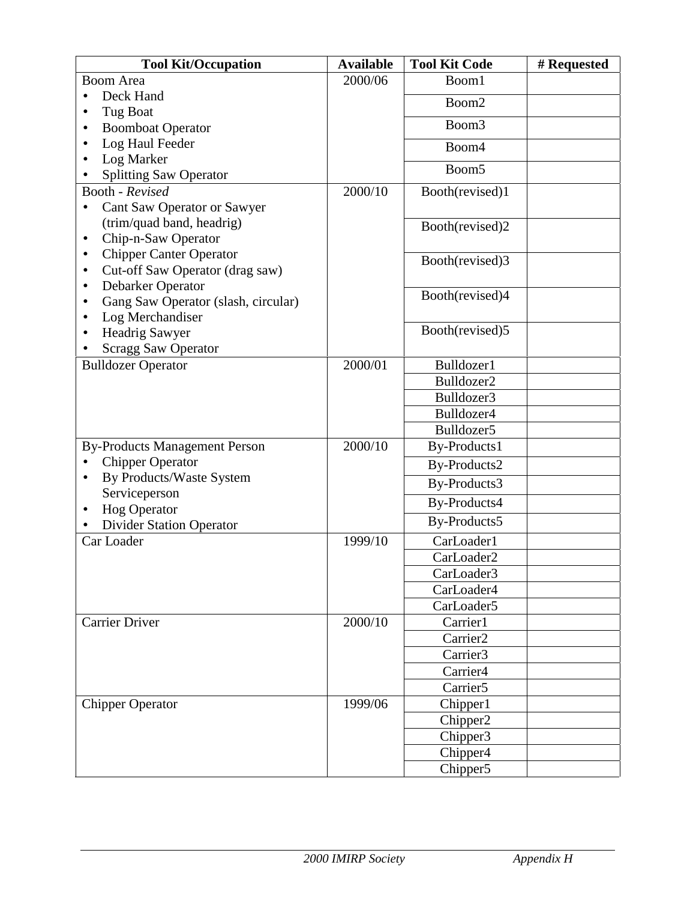| Tool Kit/Occupation | Available | Tool Kit Code | # Requested |
|---|---|---|---|
| Boom Area<br>• Deck Hand<br>• Tug Boat<br>• Boomboat Operator<br>• Log Haul Feeder<br>• Log Marker<br>• Splitting Saw Operator | 2000/06 | Boom1 | |
| | | Boom2 | |
| | | Boom3 | |
| | | Boom4 | |
| | | Boom5 | |
| Booth - *Revised*<br>• Cant Saw Operator or Sawyer (trim/quad band, headrig)<br>• Chip-n-Saw Operator<br>• Chipper Canter Operator<br>• Cut-off Saw Operator (drag saw)<br>• Debarker Operator<br>• Gang Saw Operator (slash, circular)<br>• Log Merchandiser<br>• Headrig Sawyer<br>• Scragg Saw Operator | 2000/10 | Booth(revised)1 | |
| | | Booth(revised)2 | |
| | | Booth(revised)3 | |
| | | Booth(revised)4 | |
| | | Booth(revised)5 | |
| Bulldozer Operator | 2000/01 | Bulldozer1 | |
| | | Bulldozer2 | |
| | | Bulldozer3 | |
| | | Bulldozer4 | |
| | | Bulldozer5 | |
| By-Products Management Person<br>• Chipper Operator<br>• By Products/Waste System Serviceperson<br>• Hog Operator<br>• Divider Station Operator | 2000/10 | By-Products1 | |
| | | By-Products2 | |
| | | By-Products3 | |
| | | By-Products4 | |
| | | By-Products5 | |
| Car Loader | 1999/10 | CarLoader1 | |
| | | CarLoader2 | |
| | | CarLoader3 | |
| | | CarLoader4 | |
| | | CarLoader5 | |
| Carrier Driver | 2000/10 | Carrier1 | |
| | | Carrier2 | |
| | | Carrier3 | |
| | | Carrier4 | |
| | | Carrier5 | |
| Chipper Operator | 1999/06 | Chipper1 | |
| | | Chipper2 | |
| | | Chipper3 | |
| | | Chipper4 | |
| | | Chipper5 | |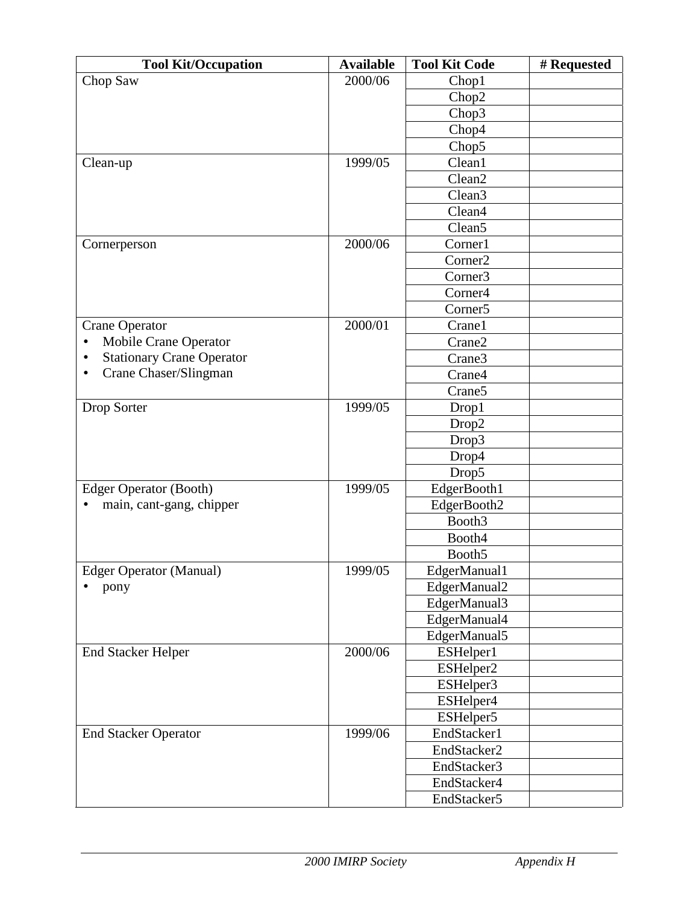| Tool Kit/Occupation | Available | Tool Kit Code | # Requested |
|---|---|---|---|
| Chop Saw | 2000/06 | Chop1 | |
| | | Chop2 | |
| | | Chop3 | |
| | | Chop4 | |
| | | Chop5 | |
| Clean-up | 1999/05 | Clean1 | |
| | | Clean2 | |
| | | Clean3 | |
| | | Clean4 | |
| | | Clean5 | |
| Cornerperson | 2000/06 | Corner1 | |
| | | Corner2 | |
| | | Corner3 | |
| | | Corner4 | |
| | | Corner5 | |
| Crane Operator | 2000/01 | Crane1 | |
| • Mobile Crane Operator | | Crane2 | |
| • Stationary Crane Operator | | Crane3 | |
| • Crane Chaser/Slingman | | Crane4 | |
| | | Crane5 | |
| Drop Sorter | 1999/05 | Drop1 | |
| | | Drop2 | |
| | | Drop3 | |
| | | Drop4 | |
| | | Drop5 | |
| Edger Operator (Booth) | 1999/05 | EdgerBooth1 | |
| • main, cant-gang, chipper | | EdgerBooth2 | |
| | | Booth3 | |
| | | Booth4 | |
| | | Booth5 | |
| Edger Operator (Manual) | 1999/05 | EdgerManual1 | |
| • pony | | EdgerManual2 | |
| | | EdgerManual3 | |
| | | EdgerManual4 | |
| | | EdgerManual5 | |
| End Stacker Helper | 2000/06 | ESHelper1 | |
| | | ESHelper2 | |
| | | ESHelper3 | |
| | | ESHelper4 | |
| | | ESHelper5 | |
| End Stacker Operator | 1999/06 | EndStacker1 | |
| | | EndStacker2 | |
| | | EndStacker3 | |
| | | EndStacker4 | |
| | | EndStacker5 | |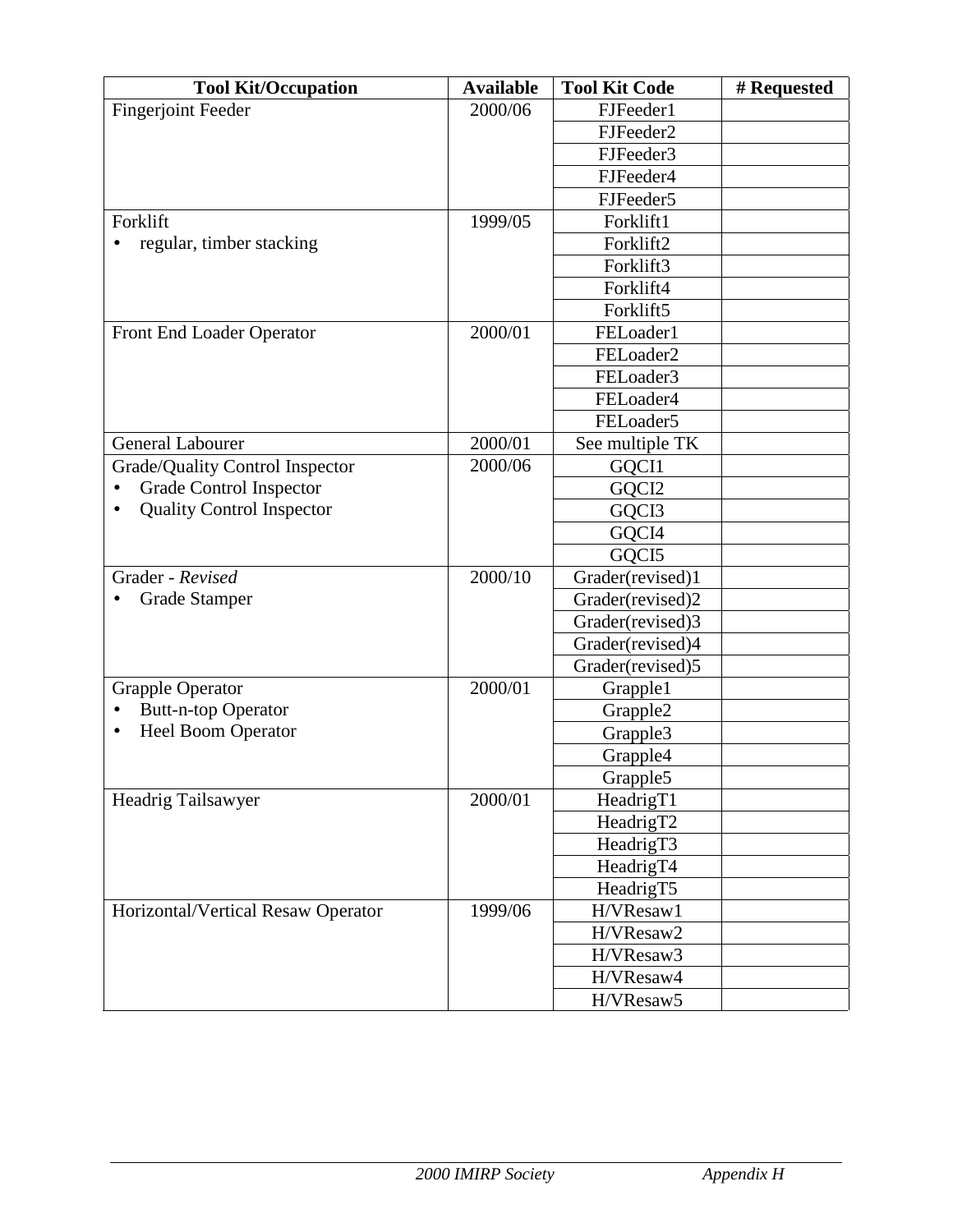| Tool Kit/Occupation | Available | Tool Kit Code | # Requested |
|---|---|---|---|
| Fingerjoint Feeder | 2000/06 | FJFeeder1 | |
| | | FJFeeder2 | |
| | | FJFeeder3 | |
| | | FJFeeder4 | |
| | | FJFeeder5 | |
| Forklift<br>• regular, timber stacking | 1999/05 | Forklift1 | |
| | | Forklift2 | |
| | | Forklift3 | |
| | | Forklift4 | |
| | | Forklift5 | |
| Front End Loader Operator | 2000/01 | FELoader1 | |
| | | FELoader2 | |
| | | FELoader3 | |
| | | FELoader4 | |
| | | FELoader5 | |
| General Labourer | 2000/01 | See multiple TK | |
| Grade/Quality Control Inspector<br>• Grade Control Inspector<br>• Quality Control Inspector | 2000/06 | GQCI1 | |
| | | GQCI2 | |
| | | GQCI3 | |
| | | GQCI4 | |
| | | GQCI5 | |
| Grader - *Revised*<br>• Grade Stamper | 2000/10 | Grader(revised)1 | |
| | | Grader(revised)2 | |
| | | Grader(revised)3 | |
| | | Grader(revised)4 | |
| | | Grader(revised)5 | |
| Grapple Operator<br>• Butt-n-top Operator<br>• Heel Boom Operator | 2000/01 | Grapple1 | |
| | | Grapple2 | |
| | | Grapple3 | |
| | | Grapple4 | |
| | | Grapple5 | |
| Headrig Tailsawyer | 2000/01 | HeadrigT1 | |
| | | HeadrigT2 | |
| | | HeadrigT3 | |
| | | HeadrigT4 | |
| | | HeadrigT5 | |
| Horizontal/Vertical Resaw Operator | 1999/06 | H/VResaw1 | |
| | | H/VResaw2 | |
| | | H/VResaw3 | |
| | | H/VResaw4 | |
| | | H/VResaw5 | |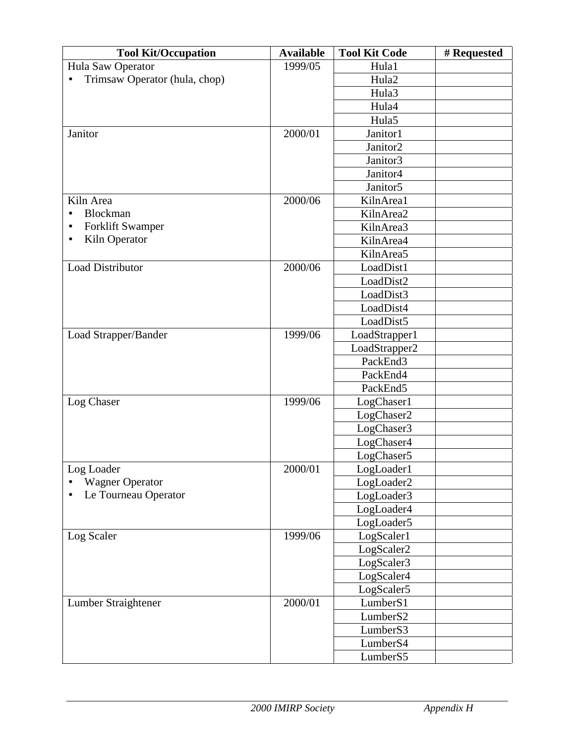| Tool Kit/Occupation | Available | Tool Kit Code | # Requested |
|---|---|---|---|
| Hula Saw Operator<br>• Trimsaw Operator (hula, chop) | 1999/05 | Hula1 | |
| | | Hula2 | |
| | | Hula3 | |
| | | Hula4 | |
| | | Hula5 | |
| Janitor | 2000/01 | Janitor1 | |
| | | Janitor2 | |
| | | Janitor3 | |
| | | Janitor4 | |
| | | Janitor5 | |
| Kiln Area<br>• Blockman<br>• Forklift Swamper<br>• Kiln Operator | 2000/06 | KilnArea1 | |
| | | KilnArea2 | |
| | | KilnArea3 | |
| | | KilnArea4 | |
| | | KilnArea5 | |
| Load Distributor | 2000/06 | LoadDist1 | |
| | | LoadDist2 | |
| | | LoadDist3 | |
| | | LoadDist4 | |
| | | LoadDist5 | |
| Load Strapper/Bander | 1999/06 | LoadStrapper1 | |
| | | LoadStrapper2 | |
| | | PackEnd3 | |
| | | PackEnd4 | |
| | | PackEnd5 | |
| Log Chaser | 1999/06 | LogChaser1 | |
| | | LogChaser2 | |
| | | LogChaser3 | |
| | | LogChaser4 | |
| | | LogChaser5 | |
| Log Loader<br>• Wagner Operator<br>• Le Tourneau Operator | 2000/01 | LogLoader1 | |
| | | LogLoader2 | |
| | | LogLoader3 | |
| | | LogLoader4 | |
| | | LogLoader5 | |
| Log Scaler | 1999/06 | LogScaler1 | |
| | | LogScaler2 | |
| | | LogScaler3 | |
| | | LogScaler4 | |
| | | LogScaler5 | |
| Lumber Straightener | 2000/01 | LumberS1 | |
| | | LumberS2 | |
| | | LumberS3 | |
| | | LumberS4 | |
| | | LumberS5 | |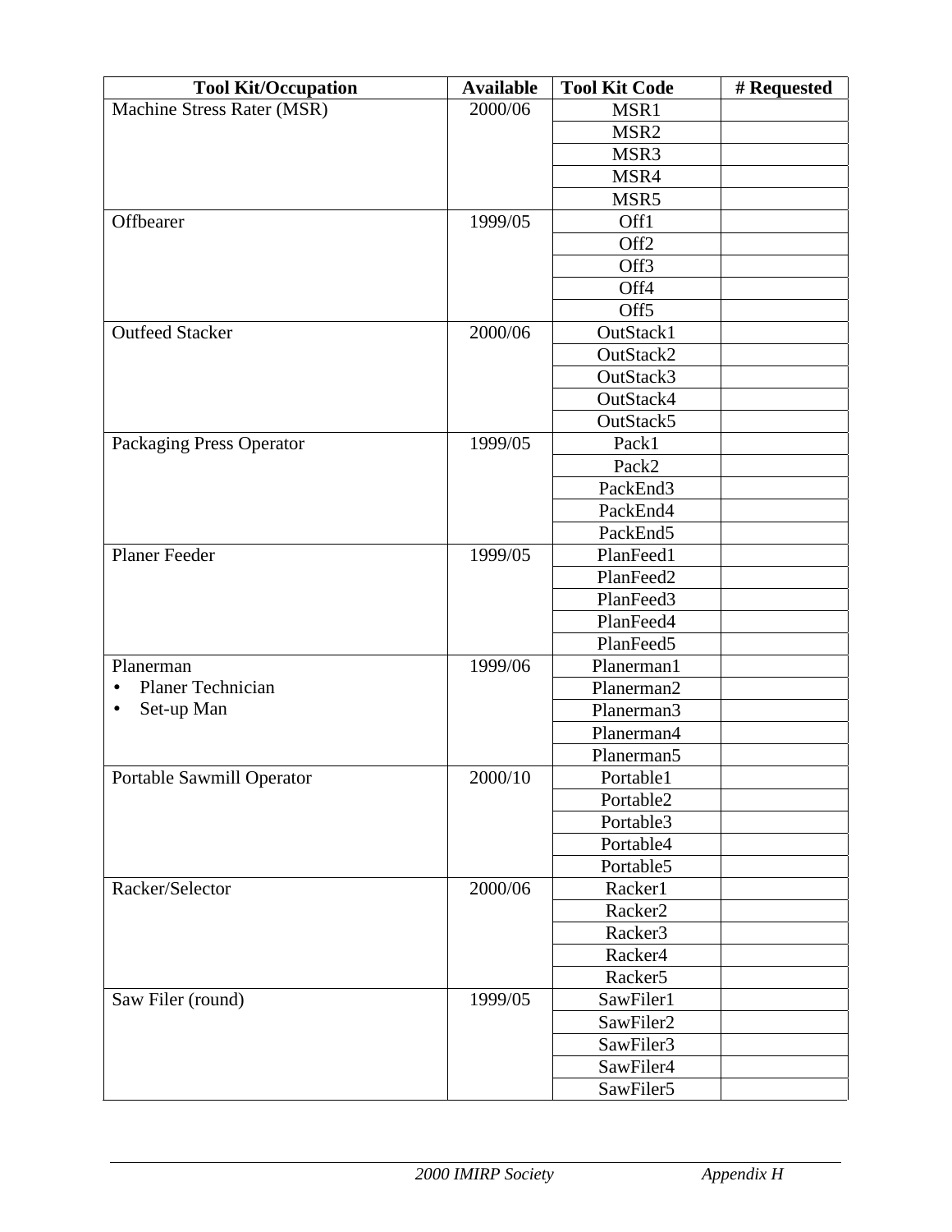| Tool Kit/Occupation | Available | Tool Kit Code | # Requested |
|---|---|---|---|
| Machine Stress Rater (MSR) | 2000/06 | MSR1 | |
| | | MSR2 | |
| | | MSR3 | |
| | | MSR4 | |
| | | MSR5 | |
| Offbearer | 1999/05 | Off1 | |
| | | Off2 | |
| | | Off3 | |
| | | Off4 | |
| | | Off5 | |
| Outfeed Stacker | 2000/06 | OutStack1 | |
| | | OutStack2 | |
| | | OutStack3 | |
| | | OutStack4 | |
| | | OutStack5 | |
| Packaging Press Operator | 1999/05 | Pack1 | |
| | | Pack2 | |
| | | PackEnd3 | |
| | | PackEnd4 | |
| | | PackEnd5 | |
| Planer Feeder | 1999/05 | PlanFeed1 | |
| | | PlanFeed2 | |
| | | PlanFeed3 | |
| | | PlanFeed4 | |
| | | PlanFeed5 | |
| Planerman | 1999/06 | Planerman1 | |
| • Planer Technician | | Planerman2 | |
| • Set-up Man | | Planerman3 | |
| | | Planerman4 | |
| | | Planerman5 | |
| Portable Sawmill Operator | 2000/10 | Portable1 | |
| | | Portable2 | |
| | | Portable3 | |
| | | Portable4 | |
| | | Portable5 | |
| Racker/Selector | 2000/06 | Racker1 | |
| | | Racker2 | |
| | | Racker3 | |
| | | Racker4 | |
| | | Racker5 | |
| Saw Filer (round) | 1999/05 | SawFiler1 | |
| | | SawFiler2 | |
| | | SawFiler3 | |
| | | SawFiler4 | |
| | | SawFiler5 | |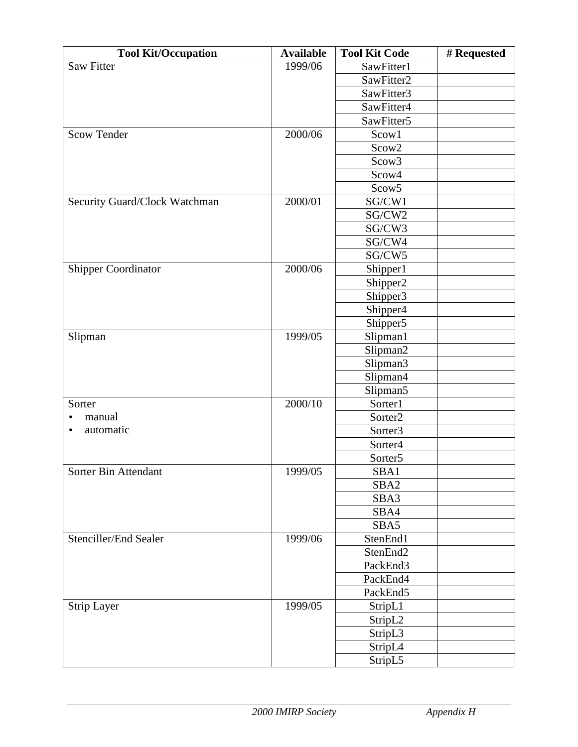| Tool Kit/Occupation | Available | Tool Kit Code | # Requested |
|---|---|---|---|
| Saw Fitter | 1999/06 | SawFitter1 | |
| | | SawFitter2 | |
| | | SawFitter3 | |
| | | SawFitter4 | |
| | | SawFitter5 | |
| Scow Tender | 2000/06 | Scow1 | |
| | | Scow2 | |
| | | Scow3 | |
| | | Scow4 | |
| | | Scow5 | |
| Security Guard/Clock Watchman | 2000/01 | SG/CW1 | |
| | | SG/CW2 | |
| | | SG/CW3 | |
| | | SG/CW4 | |
| | | SG/CW5 | |
| Shipper Coordinator | 2000/06 | Shipper1 | |
| | | Shipper2 | |
| | | Shipper3 | |
| | | Shipper4 | |
| | | Shipper5 | |
| Slipman | 1999/05 | Slipman1 | |
| | | Slipman2 | |
| | | Slipman3 | |
| | | Slipman4 | |
| | | Slipman5 | |
| Sorter<br>• manual<br>• automatic | 2000/10 | Sorter1 | |
| | | Sorter2 | |
| | | Sorter3 | |
| | | Sorter4 | |
| | | Sorter5 | |
| Sorter Bin Attendant | 1999/05 | SBA1 | |
| | | SBA2 | |
| | | SBA3 | |
| | | SBA4 | |
| | | SBA5 | |
| Stenciller/End Sealer | 1999/06 | StenEnd1 | |
| | | StenEnd2 | |
| | | PackEnd3 | |
| | | PackEnd4 | |
| | | PackEnd5 | |
| Strip Layer | 1999/05 | StripL1 | |
| | | StripL2 | |
| | | StripL3 | |
| | | StripL4 | |
| | | StripL5 | |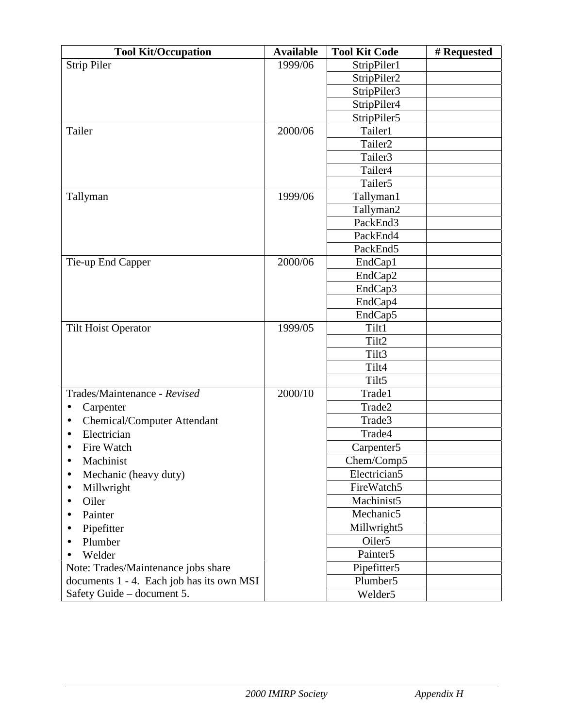| Tool Kit/Occupation | Available | Tool Kit Code | # Requested |
|---|---|---|---|
| Strip Piler | 1999/06 | StripPiler1 | |
| | | StripPiler2 | |
| | | StripPiler3 | |
| | | StripPiler4 | |
| | | StripPiler5 | |
| Tailer | 2000/06 | Tailer1 | |
| | | Tailer2 | |
| | | Tailer3 | |
| | | Tailer4 | |
| | | Tailer5 | |
| Tallyman | 1999/06 | Tallyman1 | |
| | | Tallyman2 | |
| | | PackEnd3 | |
| | | PackEnd4 | |
| | | PackEnd5 | |
| Tie-up End Capper | 2000/06 | EndCap1 | |
| | | EndCap2 | |
| | | EndCap3 | |
| | | EndCap4 | |
| | | EndCap5 | |
| Tilt Hoist Operator | 1999/05 | Tilt1 | |
| | | Tilt2 | |
| | | Tilt3 | |
| | | Tilt4 | |
| | | Tilt5 | |
| Trades/Maintenance - *Revised* | 2000/10 | Trade1 | |
| • Carpenter | | Trade2 | |
| • Chemical/Computer Attendant | | Trade3 | |
| • Electrician | | Trade4 | |
| • Fire Watch | | Carpenter5 | |
| • Machinist | | Chem/Comp5 | |
| • Mechanic (heavy duty) | | Electrician5 | |
| • Millwright | | FireWatch5 | |
| • Oiler | | Machinist5 | |
| • Painter | | Mechanic5 | |
| • Pipefitter | | Millwright5 | |
| • Plumber | | Oiler5 | |
| • Welder | | Painter5 | |
| Note: Trades/Maintenance jobs share documents 1 - 4. Each job has its own MSI Safety Guide – document 5. | | Pipefitter5 | |
| | | Plumber5 | |
| | | Welder5 | |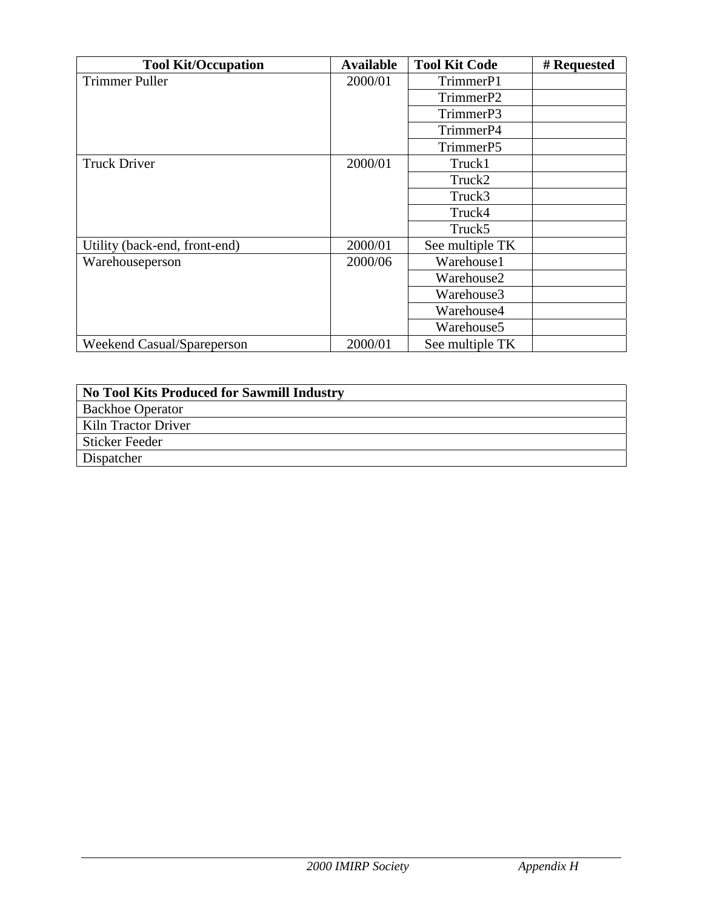| Tool Kit/Occupation | Available | Tool Kit Code | # Requested |
|---|---|---|---|
| Trimmer Puller | 2000/01 | TrimmerP1 | |
| | | TrimmerP2 | |
| | | TrimmerP3 | |
| | | TrimmerP4 | |
| | | TrimmerP5 | |
| Truck Driver | 2000/01 | Truck1 | |
| | | Truck2 | |
| | | Truck3 | |
| | | Truck4 | |
| | | Truck5 | |
| Utility (back-end, front-end) | 2000/01 | See multiple TK | |
| Warehouseperson | 2000/06 | Warehouse1 | |
| | | Warehouse2 | |
| | | Warehouse3 | |
| | | Warehouse4 | |
| | | Warehouse5 | |
| Weekend Casual/Spareperson | 2000/01 | See multiple TK | |

| **No Tool Kits Produced for Sawmill Industry** |
|---|
| Backhoe Operator |
| Kiln Tractor Driver |
| Sticker Feeder |
| Dispatcher |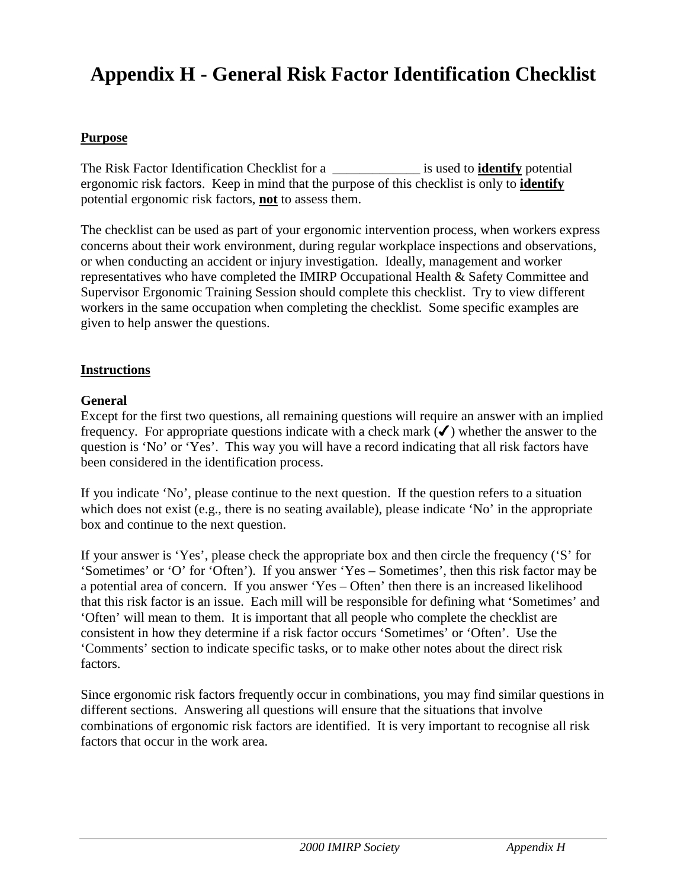# Appendix H - General Risk Factor Identification Checklist

## Purpose

The Risk Factor Identification Checklist for a _____________ is used to **identify** potential ergonomic risk factors. Keep in mind that the purpose of this checklist is only to **identify** potential ergonomic risk factors, **not** to assess them.

The checklist can be used as part of your ergonomic intervention process, when workers express concerns about their work environment, during regular workplace inspections and observations, or when conducting an accident or injury investigation. Ideally, management and worker representatives who have completed the IMIRP Occupational Health & Safety Committee and Supervisor Ergonomic Training Session should complete this checklist. Try to view different workers in the same occupation when completing the checklist. Some specific examples are given to help answer the questions.

## Instructions

### General

Except for the first two questions, all remaining questions will require an answer with an implied frequency. For appropriate questions indicate with a check mark (✓) whether the answer to the question is 'No' or 'Yes'. This way you will have a record indicating that all risk factors have been considered in the identification process.

If you indicate 'No', please continue to the next question. If the question refers to a situation which does not exist (e.g., there is no seating available), please indicate 'No' in the appropriate box and continue to the next question.

If your answer is 'Yes', please check the appropriate box and then circle the frequency ('S' for 'Sometimes' or 'O' for 'Often'). If you answer 'Yes – Sometimes', then this risk factor may be a potential area of concern. If you answer 'Yes – Often' then there is an increased likelihood that this risk factor is an issue. Each mill will be responsible for defining what 'Sometimes' and 'Often' will mean to them. It is important that all people who complete the checklist are consistent in how they determine if a risk factor occurs 'Sometimes' or 'Often'. Use the 'Comments' section to indicate specific tasks, or to make other notes about the direct risk factors.

Since ergonomic risk factors frequently occur in combinations, you may find similar questions in different sections. Answering all questions will ensure that the situations that involve combinations of ergonomic risk factors are identified. It is very important to recognise all risk factors that occur in the work area.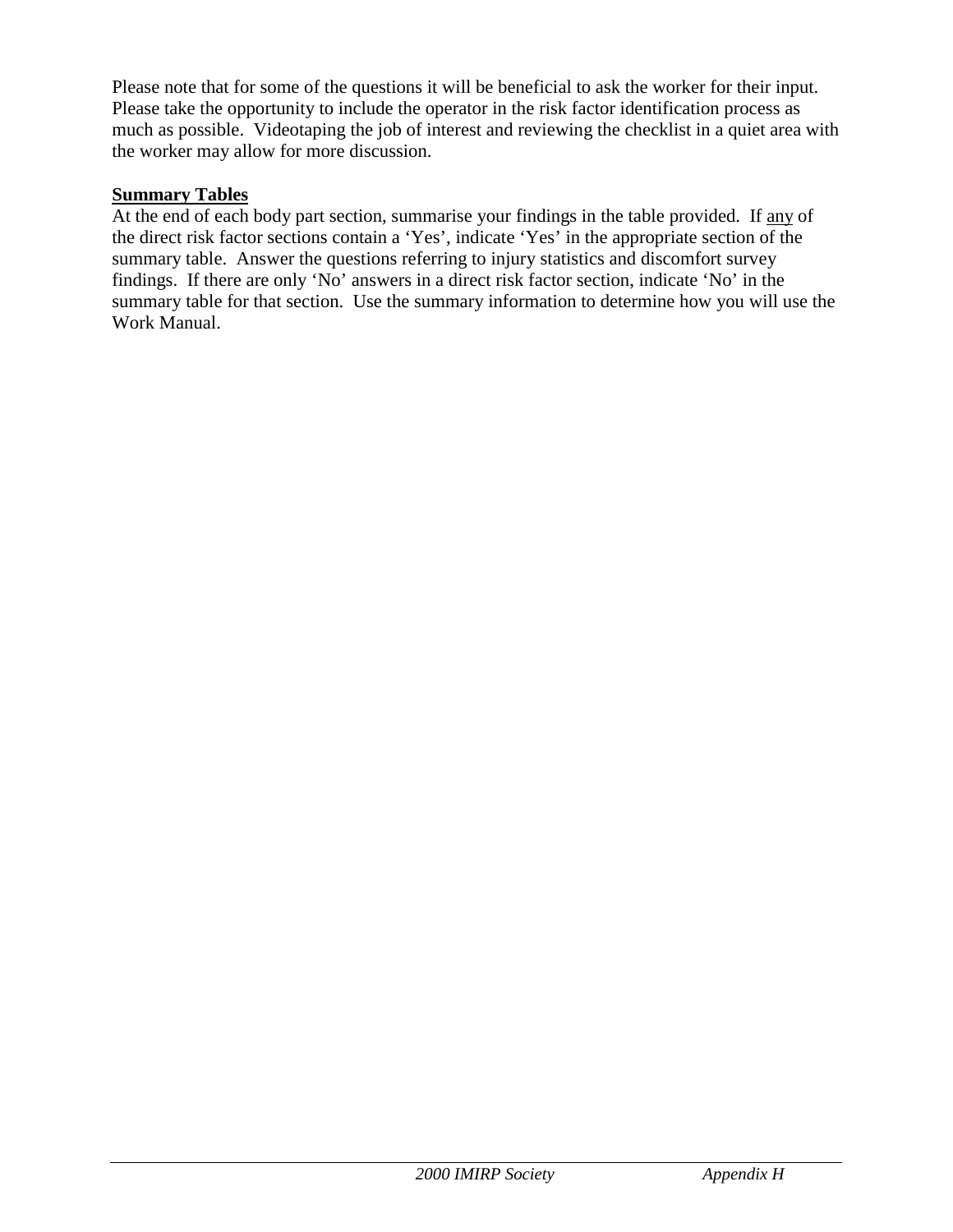Please note that for some of the questions it will be beneficial to ask the worker for their input. Please take the opportunity to include the operator in the risk factor identification process as much as possible. Videotaping the job of interest and reviewing the checklist in a quiet area with the worker may allow for more discussion.

**Summary Tables**

At the end of each body part section, summarise your findings in the table provided. If any of the direct risk factor sections contain a 'Yes', indicate 'Yes' in the appropriate section of the summary table. Answer the questions referring to injury statistics and discomfort survey findings. If there are only 'No' answers in a direct risk factor section, indicate 'No' in the summary table for that section. Use the summary information to determine how you will use the Work Manual.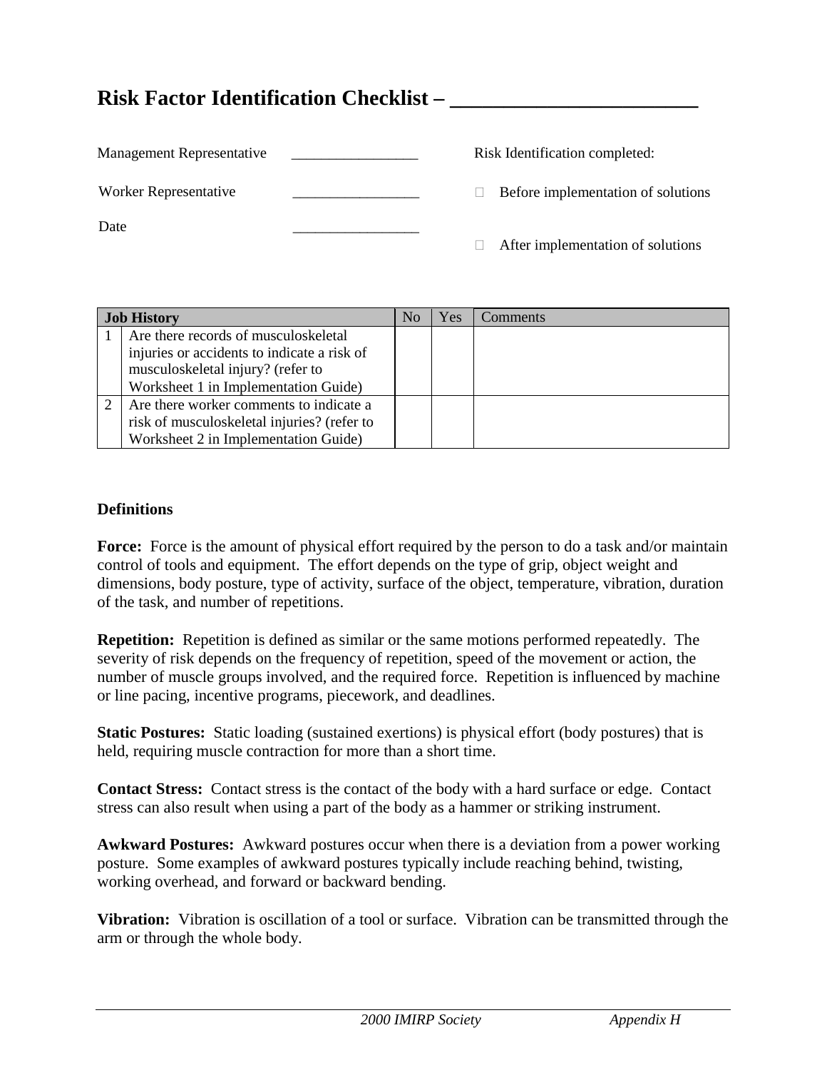# Risk Factor Identification Checklist – ______________________

Management Representative _________________

Worker Representative _________________

Date _________________

Risk Identification completed:

□ Before implementation of solutions

□ After implementation of solutions

| Job History | | No | Yes | Comments |
|---|---|---|---|---|
| 1 | Are there records of musculoskeletal injuries or accidents to indicate a risk of musculoskeletal injury? (refer to Worksheet 1 in Implementation Guide) | | | |
| 2 | Are there worker comments to indicate a risk of musculoskeletal injuries? (refer to Worksheet 2 in Implementation Guide) | | | |

**Definitions**

**Force:** Force is the amount of physical effort required by the person to do a task and/or maintain control of tools and equipment. The effort depends on the type of grip, object weight and dimensions, body posture, type of activity, surface of the object, temperature, vibration, duration of the task, and number of repetitions.

**Repetition:** Repetition is defined as similar or the same motions performed repeatedly. The severity of risk depends on the frequency of repetition, speed of the movement or action, the number of muscle groups involved, and the required force. Repetition is influenced by machine or line pacing, incentive programs, piecework, and deadlines.

**Static Postures:** Static loading (sustained exertions) is physical effort (body postures) that is held, requiring muscle contraction for more than a short time.

**Contact Stress:** Contact stress is the contact of the body with a hard surface or edge. Contact stress can also result when using a part of the body as a hammer or striking instrument.

**Awkward Postures:** Awkward postures occur when there is a deviation from a power working posture. Some examples of awkward postures typically include reaching behind, twisting, working overhead, and forward or backward bending.

**Vibration:** Vibration is oscillation of a tool or surface. Vibration can be transmitted through the arm or through the whole body.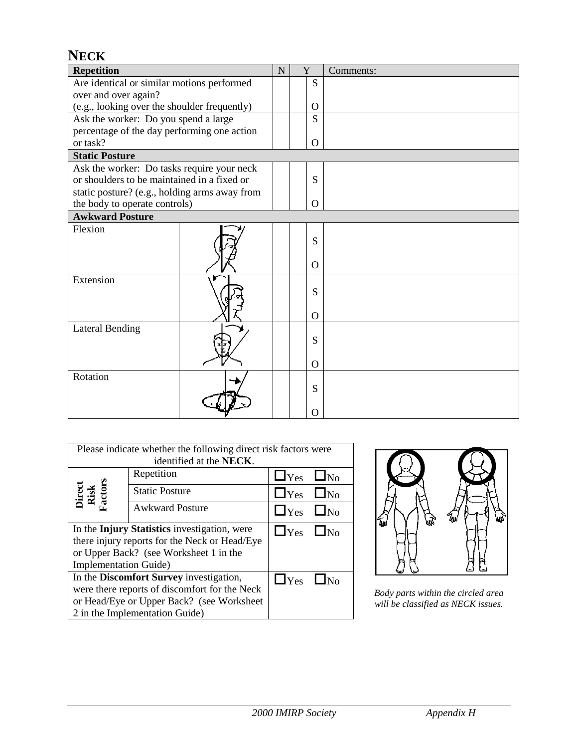# NECK

| Repetition | | N | Y | | Comments: |
|---|---|---|---|---|---|
| Are identical or similar motions performed over and over again? (e.g., looking over the shoulder frequently) | | | | S O | |
| Ask the worker: Do you spend a large percentage of the day performing one action or task? | | | | S O | |
| **Static Posture** | | | | | |
| Ask the worker: Do tasks require your neck or shoulders to be maintained in a fixed or static posture? (e.g., holding arms away from the body to operate controls) | | | | S O | |
| **Awkward Posture** | | | | | |
| Flexion | | | | S O | |
| Extension | | | | S O | |
| Lateral Bending | | | | S O | |
| Rotation | | | | S O | |

| Please indicate whether the following direct risk factors were identified at the **NECK**. | | |
|---|---|---|
| Direct Risk Factors | Repetition | ☐Yes ☐No |
| | Static Posture | ☐Yes ☐No |
| | Awkward Posture | ☐Yes ☐No |
| In the **Injury Statistics** investigation, were there injury reports for the Neck or Head/Eye or Upper Back? (see Worksheet 1 in the Implementation Guide) | | ☐Yes ☐No |
| In the **Discomfort Survey** investigation, were there reports of discomfort for the Neck or Head/Eye or Upper Back? (see Worksheet 2 in the Implementation Guide) | | ☐Yes ☐No |

*Body parts within the circled area will be classified as NECK issues.*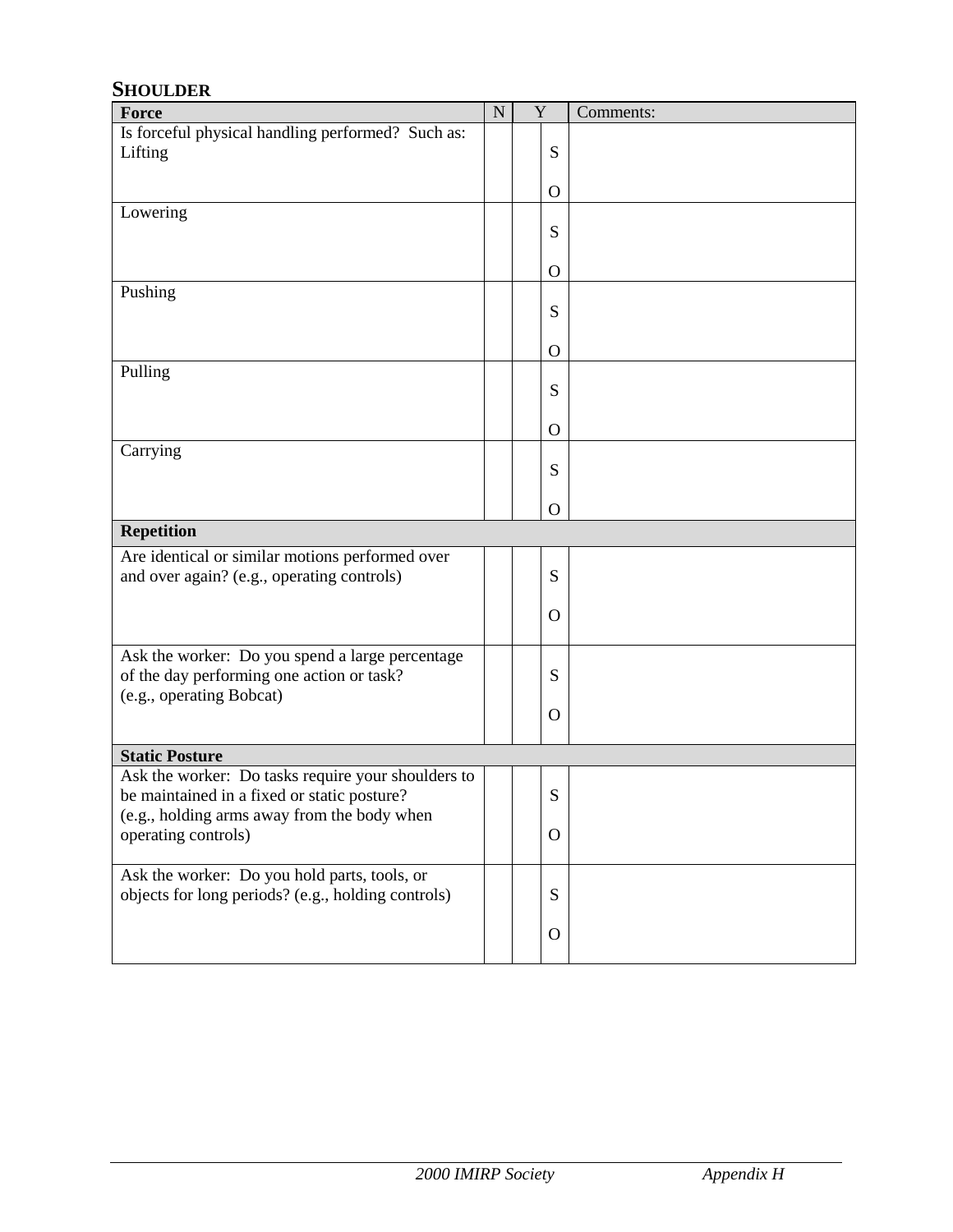## SHOULDER

| Force | N | Y | | Comments: |
|---|---|---|---|---|
| Is forceful physical handling performed? Such as: Lifting | | | S<br>O | |
| Lowering | | | S<br>O | |
| Pushing | | | S<br>O | |
| Pulling | | | S<br>O | |
| Carrying | | | S<br>O | |
| **Repetition** | | | | |
| Are identical or similar motions performed over and over again? (e.g., operating controls) | | | S<br>O | |
| Ask the worker: Do you spend a large percentage of the day performing one action or task? (e.g., operating Bobcat) | | | S<br>O | |
| **Static Posture** | | | | |
| Ask the worker: Do tasks require your shoulders to be maintained in a fixed or static posture? (e.g., holding arms away from the body when operating controls) | | | S<br>O | |
| Ask the worker: Do you hold parts, tools, or objects for long periods? (e.g., holding controls) | | | S<br>O | |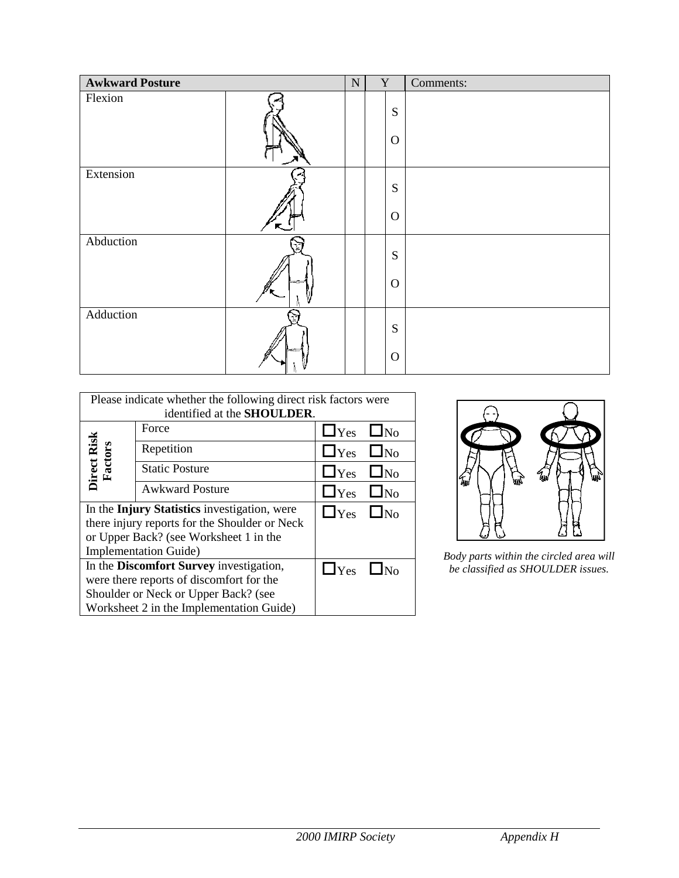| **Awkward Posture** | | N | Y | | Comments: |
|---|---|---|---|---|---|
| Flexion | | | | S<br><br>O | |
| Extension | | | | S<br><br>O | |
| Abduction | | | | S<br><br>O | |
| Adduction | | | | S<br><br>O | |

| Please indicate whether the following direct risk factors were identified at the **SHOULDER**. | | |
|---|---|---|
| **Direct Risk Factors** | Force | ☐Yes ☐No |
| | Repetition | ☐Yes ☐No |
| | Static Posture | ☐Yes ☐No |
| | Awkward Posture | ☐Yes ☐No |
| In the **Injury Statistics** investigation, were there injury reports for the Shoulder or Neck or Upper Back? (see Worksheet 1 in the Implementation Guide) | | ☐Yes ☐No |
| In the **Discomfort Survey** investigation, were there reports of discomfort for the Shoulder or Neck or Upper Back? (see Worksheet 2 in the Implementation Guide) | | ☐Yes ☐No |

*Body parts within the circled area will be classified as SHOULDER issues.*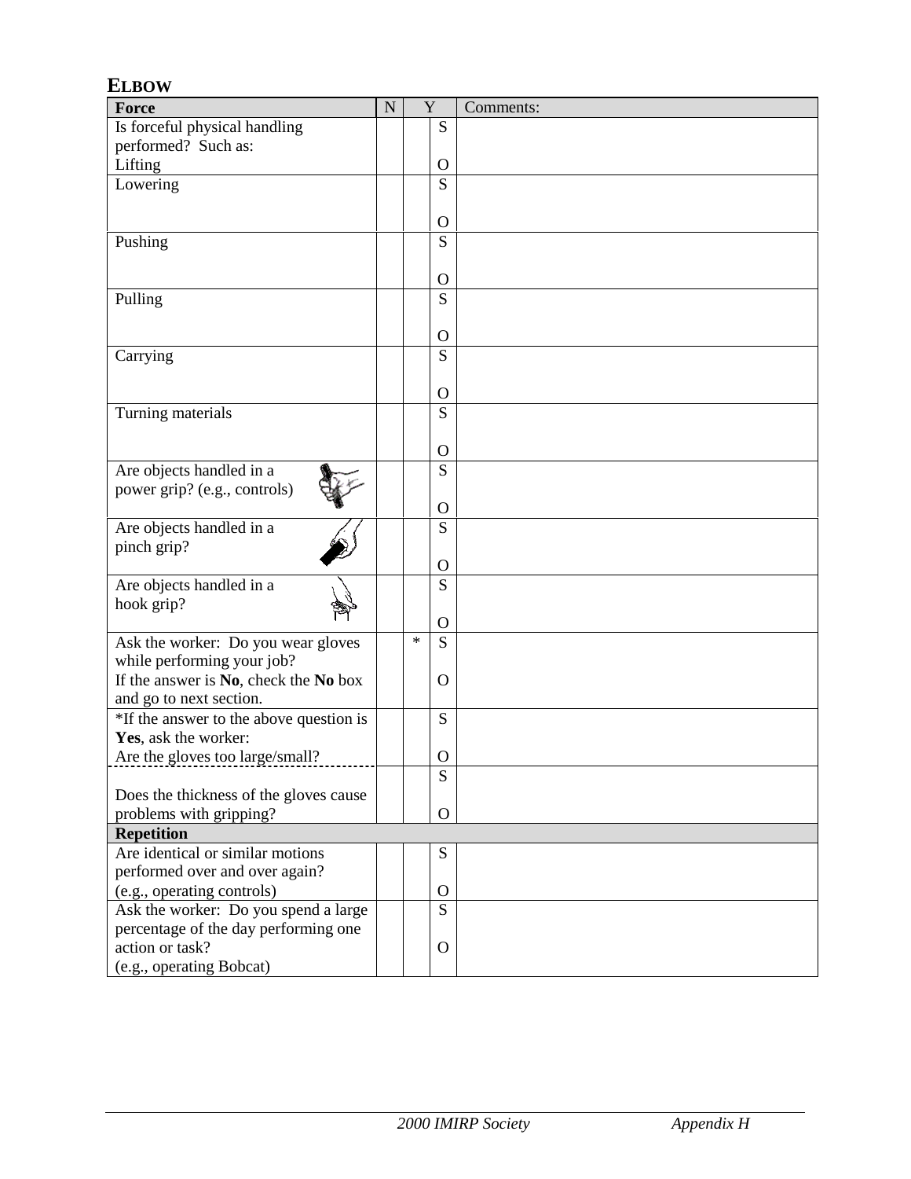## ELBOW

| Force | N | Y | | Comments: |
|---|---|---|---|---|
| Is forceful physical handling performed? Such as: Lifting | | | S O | |
| Lowering | | | S O | |
| Pushing | | | S O | |
| Pulling | | | S O | |
| Carrying | | | S O | |
| Turning materials | | | S O | |
| Are objects handled in a power grip? (e.g., controls) | | | S O | |
| Are objects handled in a pinch grip? | | | S O | |
| Are objects handled in a hook grip? | | | S O | |
| Ask the worker: Do you wear gloves while performing your job? If the answer is **No**, check the **No** box and go to next section. | | * | S O | |
| *If the answer to the above question is **Yes**, ask the worker: Are the gloves too large/small? | | | S O | |
| Does the thickness of the gloves cause problems with gripping? | | | S O | |
| **Repetition** | | | | |
| Are identical or similar motions performed over and over again? (e.g., operating controls) | | | S O | |
| Ask the worker: Do you spend a large percentage of the day performing one action or task? (e.g., operating Bobcat) | | | S O | |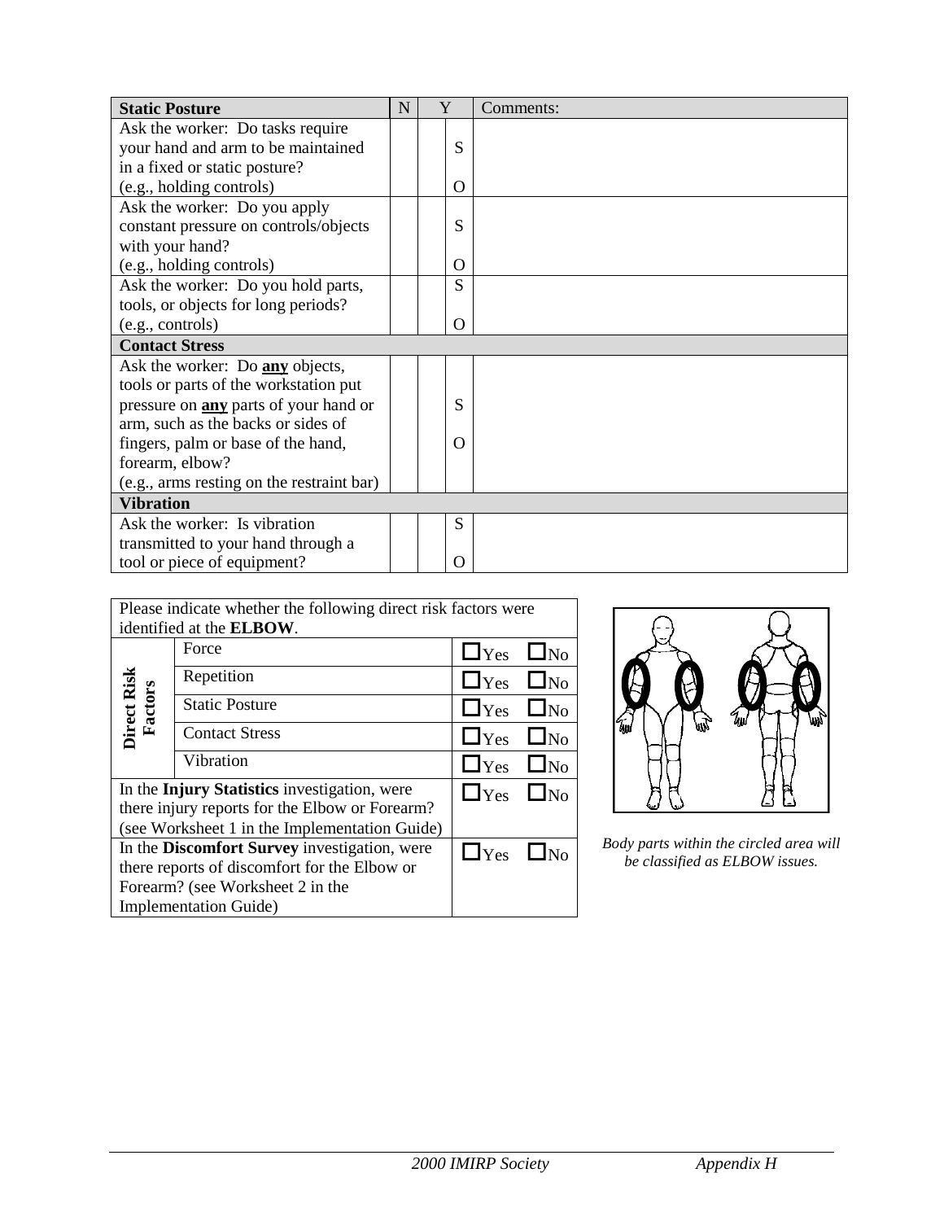| Static Posture | N | Y | | Comments: |
|---|---|---|---|---|
| Ask the worker: Do tasks require your hand and arm to be maintained in a fixed or static posture? (e.g., holding controls) | | | S<br>O | |
| Ask the worker: Do you apply constant pressure on controls/objects with your hand? (e.g., holding controls) | | | S<br>O | |
| Ask the worker: Do you hold parts, tools, or objects for long periods? (e.g., controls) | | | S<br>O | |
| **Contact Stress** | | | | |
| Ask the worker: Do **any** objects, tools or parts of the workstation put pressure on **any** parts of your hand or arm, such as the backs or sides of fingers, palm or base of the hand, forearm, elbow? (e.g., arms resting on the restraint bar) | | | S<br>O | |
| **Vibration** | | | | |
| Ask the worker: Is vibration transmitted to your hand through a tool or piece of equipment? | | | S<br>O | |

| Please indicate whether the following direct risk factors were identified at the **ELBOW**. | | |
|---|---|---|
| **Direct Risk Factors** | Force | ☐Yes ☐No |
| | Repetition | ☐Yes ☐No |
| | Static Posture | ☐Yes ☐No |
| | Contact Stress | ☐Yes ☐No |
| | Vibration | ☐Yes ☐No |
| In the **Injury Statistics** investigation, were there injury reports for the Elbow or Forearm? (see Worksheet 1 in the Implementation Guide) | | ☐Yes ☐No |
| In the **Discomfort Survey** investigation, were there reports of discomfort for the Elbow or Forearm? (see Worksheet 2 in the Implementation Guide) | | ☐Yes ☐No |

*Body parts within the circled area will be classified as ELBOW issues.*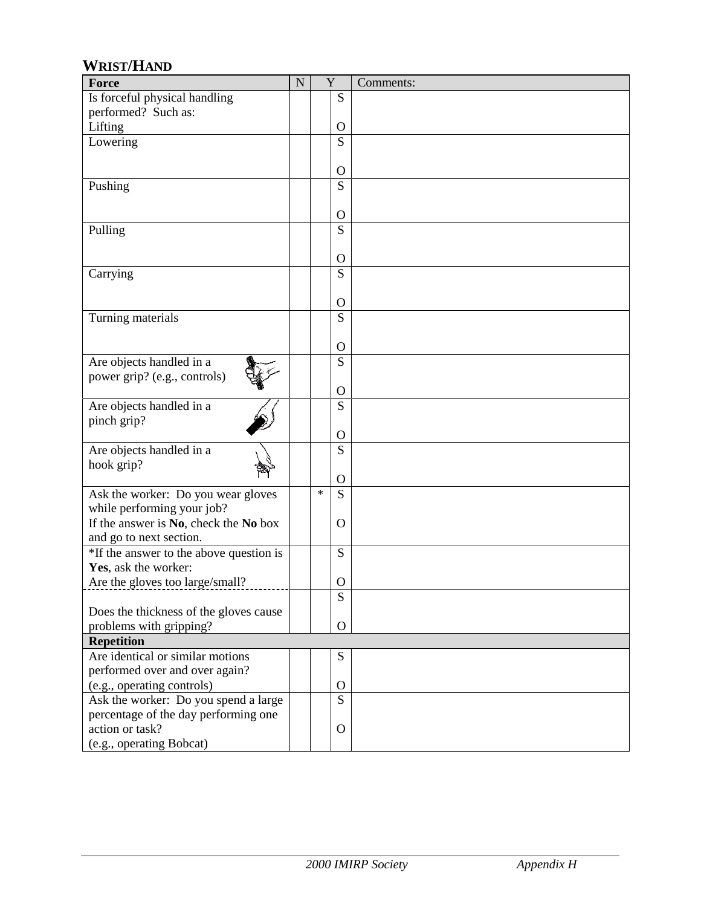## WRIST/HAND

| Force | N | Y | | Comments: |
|---|---|---|---|---|
| Is forceful physical handling performed? Such as: Lifting | | | S O | |
| Lowering | | | S O | |
| Pushing | | | S O | |
| Pulling | | | S O | |
| Carrying | | | S O | |
| Turning materials | | | S O | |
| Are objects handled in a power grip? (e.g., controls) | | | S O | |
| Are objects handled in a pinch grip? | | | S O | |
| Are objects handled in a hook grip? | | | S O | |
| Ask the worker: Do you wear gloves while performing your job? If the answer is **No**, check the **No** box and go to next section. | | * | S O | |
| *If the answer to the above question is **Yes**, ask the worker: Are the gloves too large/small? | | | S O | |
| Does the thickness of the gloves cause problems with gripping? | | | S O | |
| **Repetition** | | | | |
| Are identical or similar motions performed over and over again? (e.g., operating controls) | | | S O | |
| Ask the worker: Do you spend a large percentage of the day performing one action or task? (e.g., operating Bobcat) | | | S O | |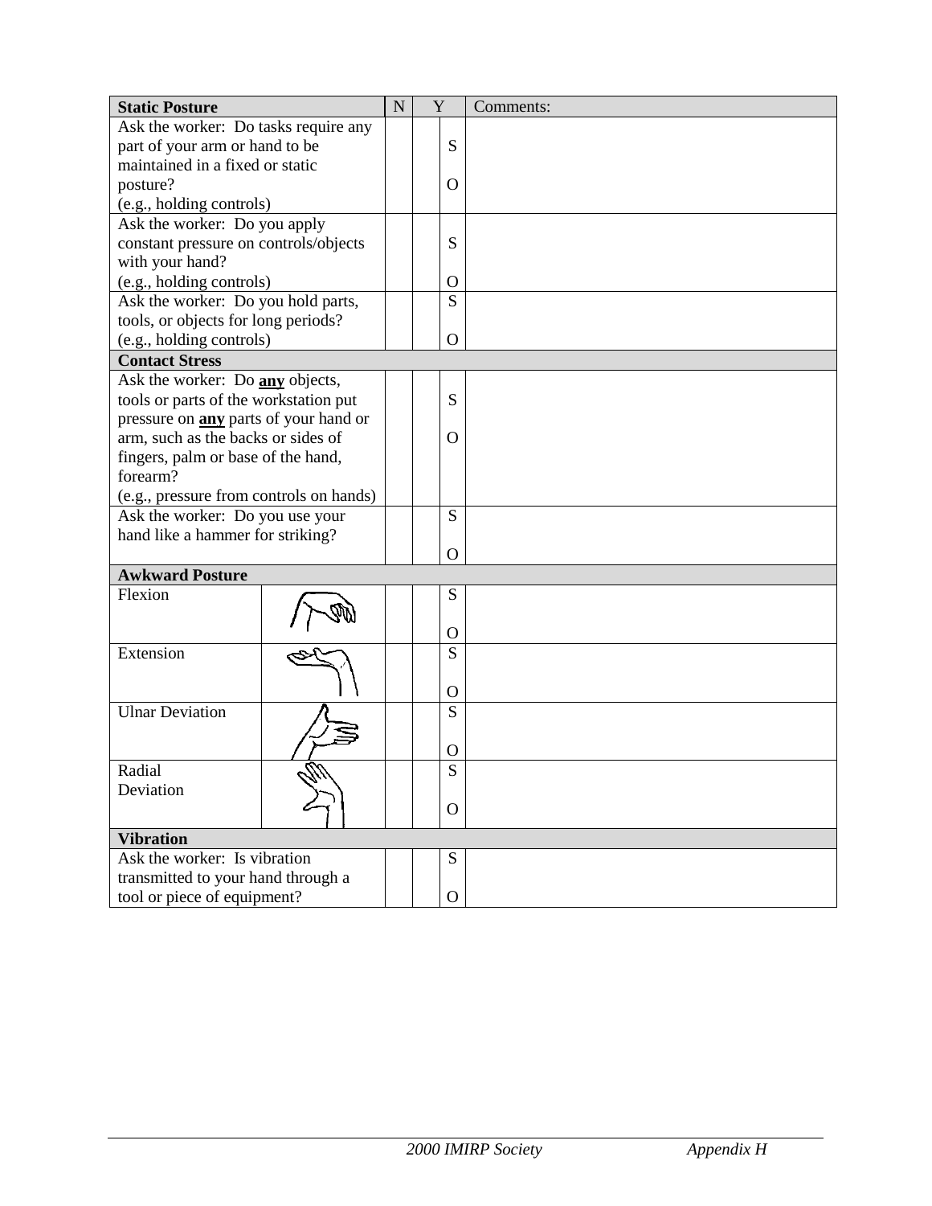| Static Posture | N | Y | | Comments: |
|---|---|---|---|---|
| Ask the worker: Do tasks require any part of your arm or hand to be maintained in a fixed or static posture? (e.g., holding controls) | | | S<br>O | |
| Ask the worker: Do you apply constant pressure on controls/objects with your hand? (e.g., holding controls) | | | S<br>O | |
| Ask the worker: Do you hold parts, tools, or objects for long periods? (e.g., holding controls) | | | S<br>O | |
| **Contact Stress** | | | | |
| Ask the worker: Do **any** objects, tools or parts of the workstation put pressure on **any** parts of your hand or arm, such as the backs or sides of fingers, palm or base of the hand, forearm? (e.g., pressure from controls on hands) | | | S<br>O | |
| Ask the worker: Do you use your hand like a hammer for striking? | | | S<br>O | |
| **Awkward Posture** | | | | |
| Flexion | | | S<br>O | |
| Extension | | | S<br>O | |
| Ulnar Deviation | | | S<br>O | |
| Radial Deviation | | | S<br>O | |
| **Vibration** | | | | |
| Ask the worker: Is vibration transmitted to your hand through a tool or piece of equipment? | | | S<br>O | |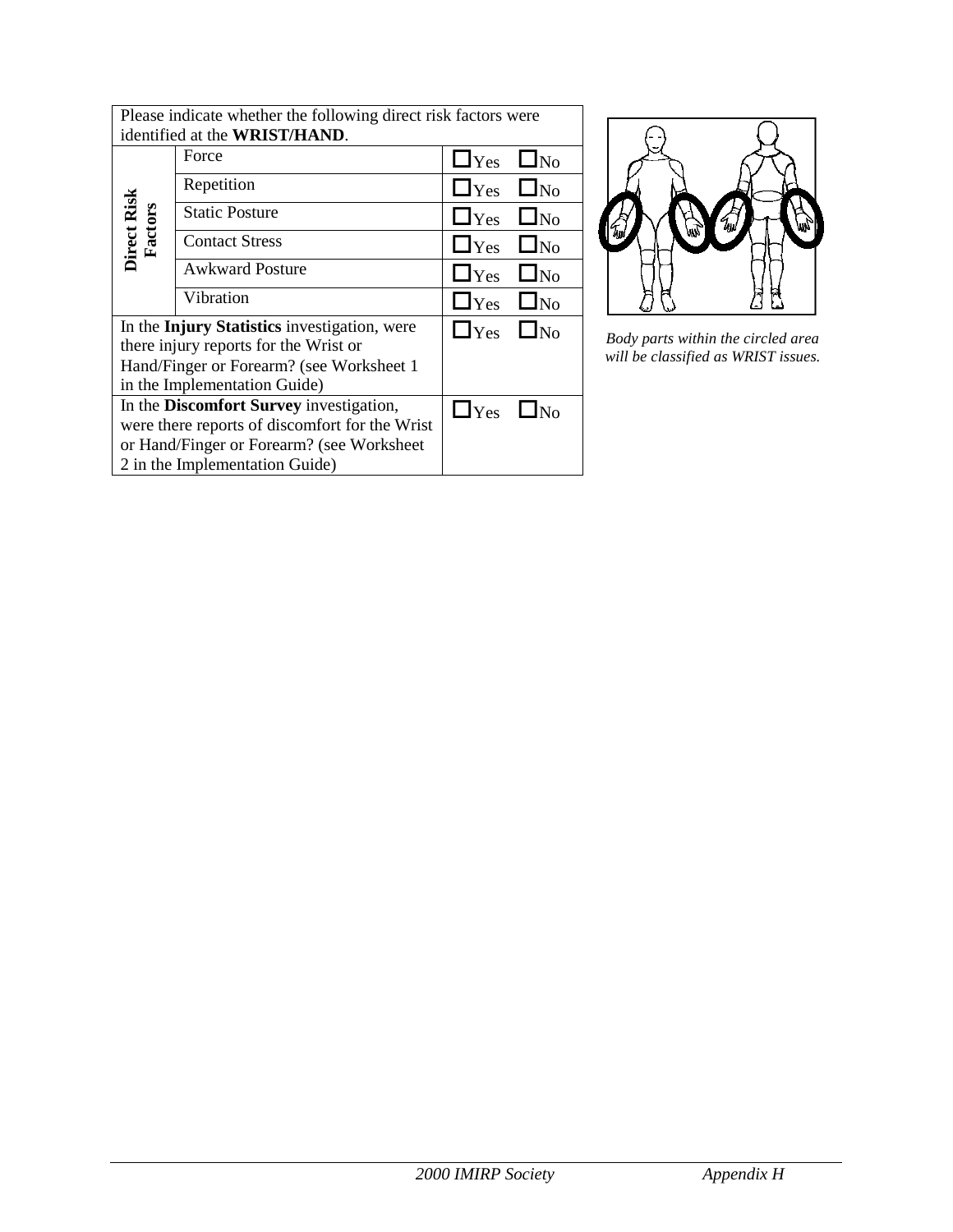| Please indicate whether the following direct risk factors were identified at the **WRIST/HAND**. | | |
|---|---|---|
| **Direct Risk Factors** | Force | ☐Yes ☐No |
| | Repetition | ☐Yes ☐No |
| | Static Posture | ☐Yes ☐No |
| | Contact Stress | ☐Yes ☐No |
| | Awkward Posture | ☐Yes ☐No |
| | Vibration | ☐Yes ☐No |
| In the **Injury Statistics** investigation, were there injury reports for the Wrist or Hand/Finger or Forearm? (see Worksheet 1 in the Implementation Guide) | | ☐Yes ☐No |
| In the **Discomfort Survey** investigation, were there reports of discomfort for the Wrist or Hand/Finger or Forearm? (see Worksheet 2 in the Implementation Guide) | | ☐Yes ☐No |

*Body parts within the circled area will be classified as WRIST issues.*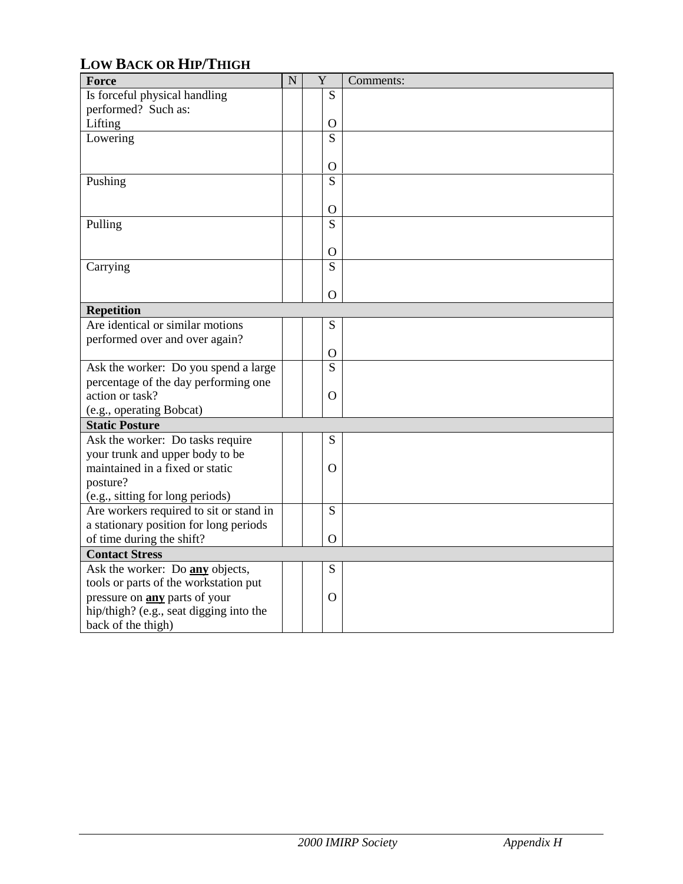## LOW BACK OR HIP/THIGH

| Force | N | Y | | Comments: |
|---|---|---|---|---|
| Is forceful physical handling performed? Such as: Lifting | | | S<br><br>O | |
| Lowering | | | S<br><br>O | |
| Pushing | | | S<br><br>O | |
| Pulling | | | S<br><br>O | |
| Carrying | | | S<br><br>O | |
| **Repetition** | | | | |
| Are identical or similar motions performed over and over again? | | | S<br><br>O | |
| Ask the worker: Do you spend a large percentage of the day performing one action or task? (e.g., operating Bobcat) | | | S<br><br>O | |
| **Static Posture** | | | | |
| Ask the worker: Do tasks require your trunk and upper body to be maintained in a fixed or static posture? (e.g., sitting for long periods) | | | S<br><br>O | |
| Are workers required to sit or stand in a stationary position for long periods of time during the shift? | | | S<br><br>O | |
| **Contact Stress** | | | | |
| Ask the worker: Do **any** objects, tools or parts of the workstation put pressure on **any** parts of your hip/thigh? (e.g., seat digging into the back of the thigh) | | | S<br><br>O | |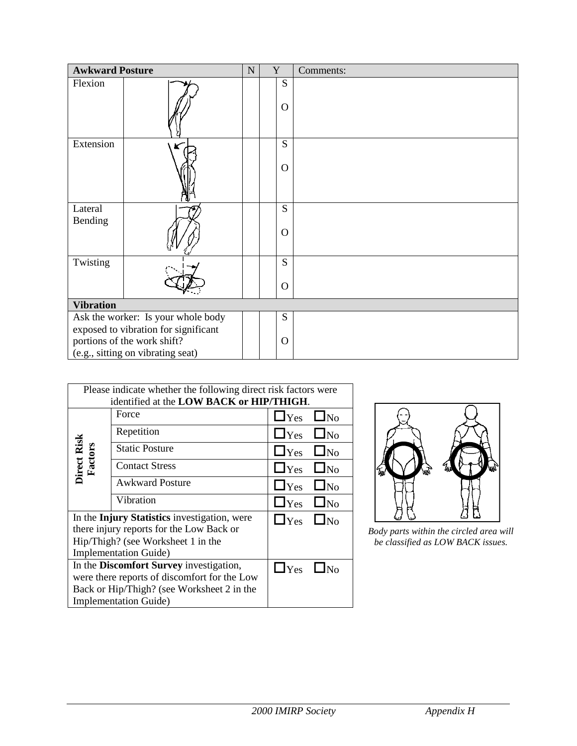| Awkward Posture | | N | Y | | Comments: |
|---|---|---|---|---|---|
| Flexion | | | | S<br><br>O | |
| Extension | | | | S<br><br>O | |
| Lateral Bending | | | | S<br><br>O | |
| Twisting | | | | S<br><br>O | |
| **Vibration** | | | | | |
| Ask the worker: Is your whole body exposed to vibration for significant portions of the work shift? (e.g., sitting on vibrating seat) | | | | S<br><br>O | |

| Please indicate whether the following direct risk factors were identified at the **LOW BACK or HIP/THIGH**. | | |
|---|---|---|
| **Direct Risk Factors** | Force | ☐Yes ☐No |
| | Repetition | ☐Yes ☐No |
| | Static Posture | ☐Yes ☐No |
| | Contact Stress | ☐Yes ☐No |
| | Awkward Posture | ☐Yes ☐No |
| | Vibration | ☐Yes ☐No |
| In the **Injury Statistics** investigation, were there injury reports for the Low Back or Hip/Thigh? (see Worksheet 1 in the Implementation Guide) | | ☐Yes ☐No |
| In the **Discomfort Survey** investigation, were there reports of discomfort for the Low Back or Hip/Thigh? (see Worksheet 2 in the Implementation Guide) | | ☐Yes ☐No |

*Body parts within the circled area will be classified as LOW BACK issues.*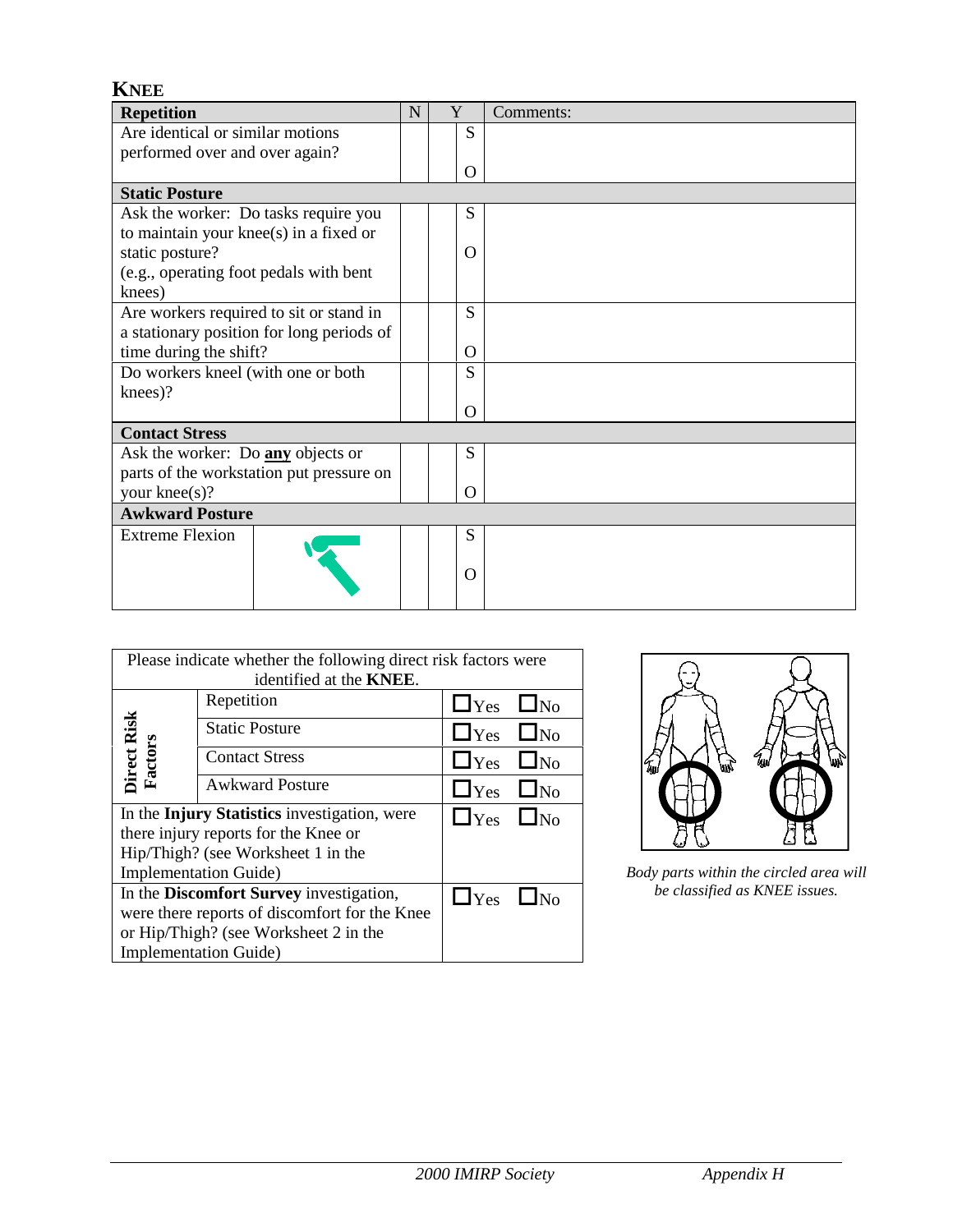## KNEE

| Repetition | | N | Y | | Comments: |
|---|---|---|---|---|---|
| Are identical or similar motions performed over and over again? | | | | S<br><br>O | |
| **Static Posture** | | | | | |
| Ask the worker: Do tasks require you to maintain your knee(s) in a fixed or static posture? (e.g., operating foot pedals with bent knees) | | | | S<br><br>O | |
| Are workers required to sit or stand in a stationary position for long periods of time during the shift? | | | | S<br><br>O | |
| Do workers kneel (with one or both knees)? | | | | S<br><br>O | |
| **Contact Stress** | | | | | |
| Ask the worker: Do **any** objects or parts of the workstation put pressure on your knee(s)? | | | | S<br><br>O | |
| **Awkward Posture** | | | | | |
| Extreme Flexion | | | | S<br><br>O | |

| Please indicate whether the following direct risk factors were identified at the **KNEE**. | | |
|---|---|---|
| **Direct Risk Factors** | Repetition | ☐Yes ☐No |
| | Static Posture | ☐Yes ☐No |
| | Contact Stress | ☐Yes ☐No |
| | Awkward Posture | ☐Yes ☐No |
| In the **Injury Statistics** investigation, were there injury reports for the Knee or Hip/Thigh? (see Worksheet 1 in the Implementation Guide) | | ☐Yes ☐No |
| In the **Discomfort Survey** investigation, were there reports of discomfort for the Knee or Hip/Thigh? (see Worksheet 2 in the Implementation Guide) | | ☐Yes ☐No |

*Body parts within the circled area will be classified as KNEE issues.*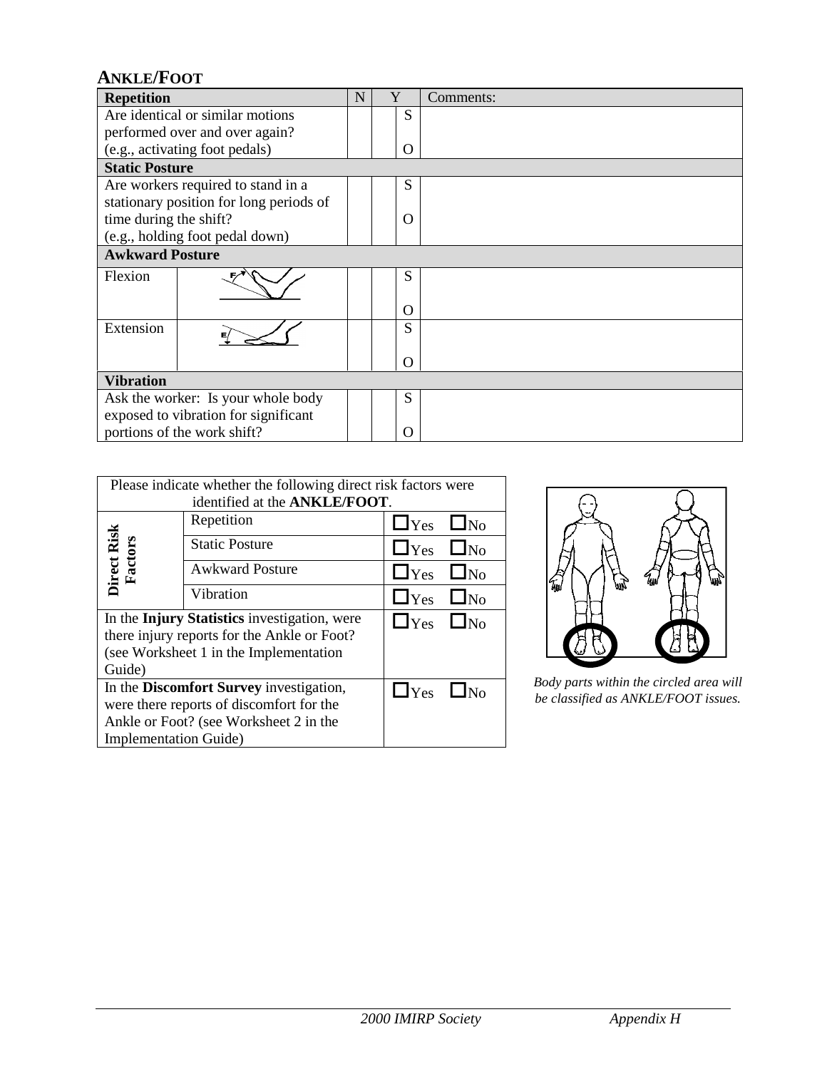## ANKLE/FOOT

| Repetition | | N | Y | | Comments: |
|---|---|---|---|---|---|
| Are identical or similar motions performed over and over again? (e.g., activating foot pedals) | | | | S<br>O | |
| **Static Posture** | | | | | |
| Are workers required to stand in a stationary position for long periods of time during the shift? (e.g., holding foot pedal down) | | | | S<br>O | |
| **Awkward Posture** | | | | | |
| Flexion | | | | S<br>O | |
| Extension | | | | S<br>O | |
| **Vibration** | | | | | |
| Ask the worker: Is your whole body exposed to vibration for significant portions of the work shift? | | | | S<br>O | |

| Please indicate whether the following direct risk factors were identified at the **ANKLE/FOOT**. | | |
|---|---|---|
| **Direct Risk Factors** | Repetition | ☐Yes ☐No |
| | Static Posture | ☐Yes ☐No |
| | Awkward Posture | ☐Yes ☐No |
| | Vibration | ☐Yes ☐No |
| In the **Injury Statistics** investigation, were there injury reports for the Ankle or Foot? (see Worksheet 1 in the Implementation Guide) | | ☐Yes ☐No |
| In the **Discomfort Survey** investigation, were there reports of discomfort for the Ankle or Foot? (see Worksheet 2 in the Implementation Guide) | | ☐Yes ☐No |

*Body parts within the circled area will be classified as ANKLE/FOOT issues.*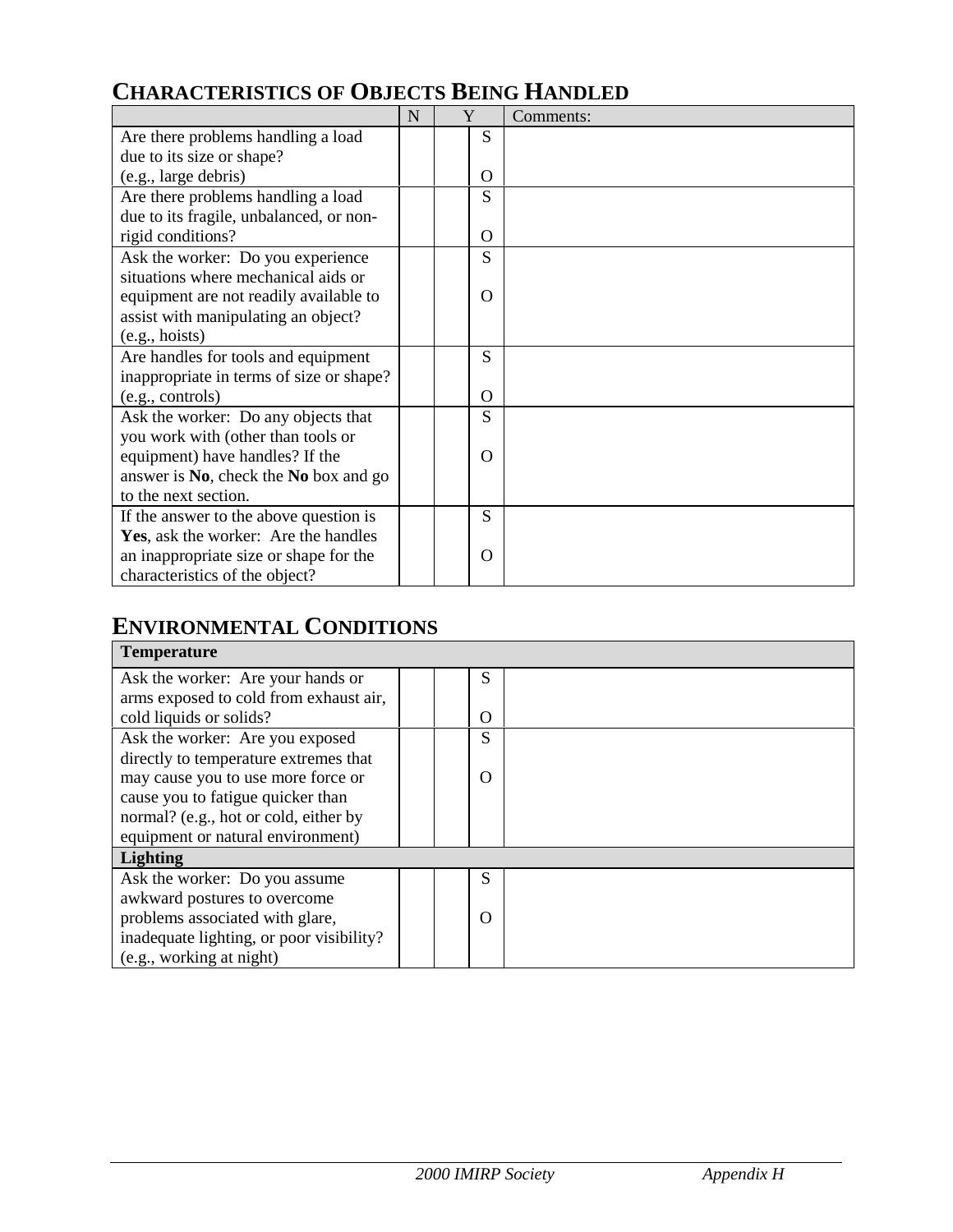## CHARACTERISTICS OF OBJECTS BEING HANDLED

| | N | Y | | Comments: |
|---|---|---|---|---|
| Are there problems handling a load due to its size or shape? (e.g., large debris) | | | S O | |
| Are there problems handling a load due to its fragile, unbalanced, or non-rigid conditions? | | | S O | |
| Ask the worker: Do you experience situations where mechanical aids or equipment are not readily available to assist with manipulating an object? (e.g., hoists) | | | S O | |
| Are handles for tools and equipment inappropriate in terms of size or shape? (e.g., controls) | | | S O | |
| Ask the worker: Do any objects that you work with (other than tools or equipment) have handles? If the answer is **No**, check the **No** box and go to the next section. | | | S O | |
| If the answer to the above question is **Yes**, ask the worker: Are the handles an inappropriate size or shape for the characteristics of the object? | | | S O | |

## ENVIRONMENTAL CONDITIONS

| **Temperature** | | | | |
|---|---|---|---|---|
| Ask the worker: Are your hands or arms exposed to cold from exhaust air, cold liquids or solids? | | | S O | |
| Ask the worker: Are you exposed directly to temperature extremes that may cause you to use more force or cause you to fatigue quicker than normal? (e.g., hot or cold, either by equipment or natural environment) | | | S O | |
| **Lighting** | | | | |
| Ask the worker: Do you assume awkward postures to overcome problems associated with glare, inadequate lighting, or poor visibility? (e.g., working at night) | | | S O | |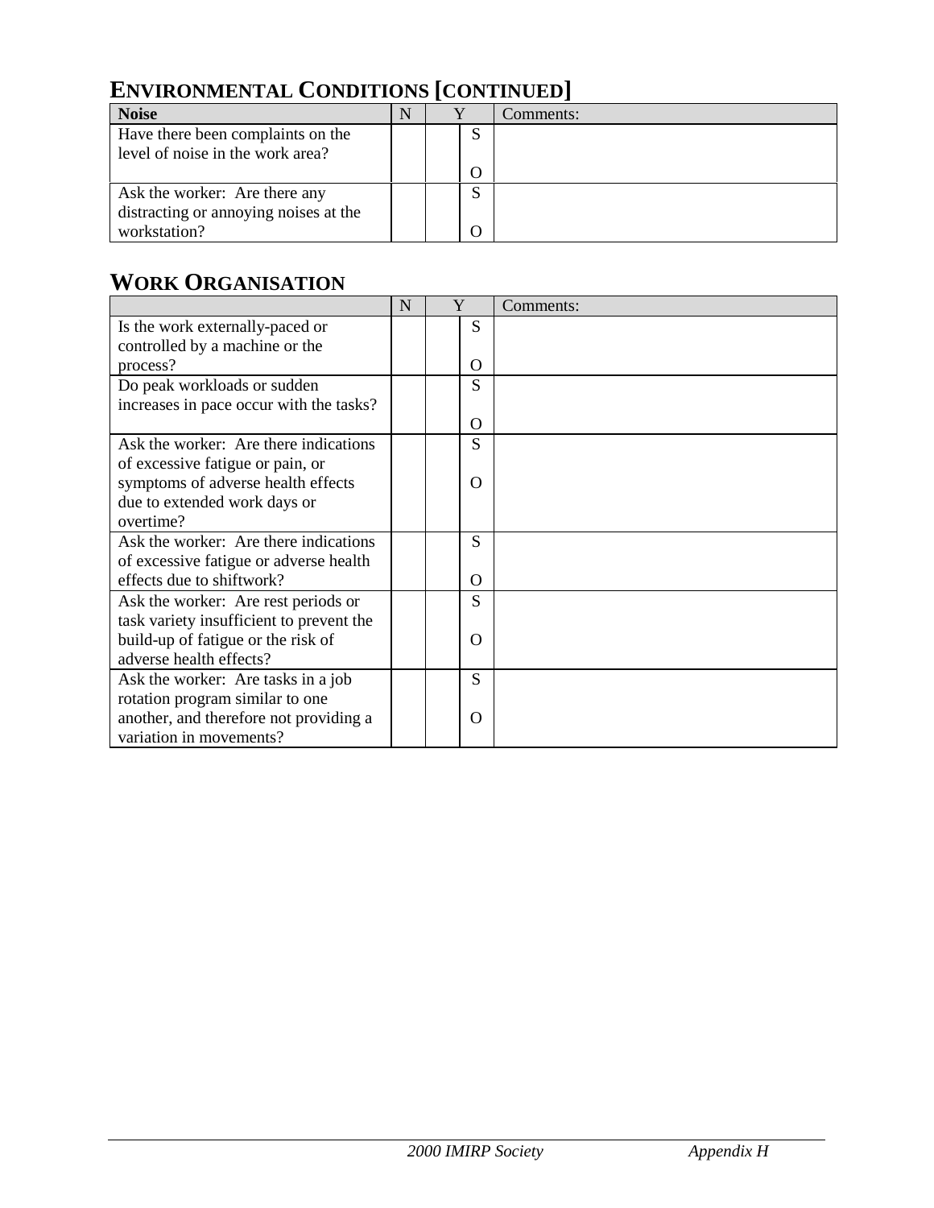## Environmental Conditions [continued]

| **Noise** | N | Y | | Comments: |
|---|---|---|---|---|
| Have there been complaints on the level of noise in the work area? | | | S<br><br>O | |
| Ask the worker: Are there any distracting or annoying noises at the workstation? | | | S<br><br>O | |

## Work Organisation

| | N | Y | | Comments: |
|---|---|---|---|---|
| Is the work externally-paced or controlled by a machine or the process? | | | S<br><br>O | |
| Do peak workloads or sudden increases in pace occur with the tasks? | | | S<br><br>O | |
| Ask the worker: Are there indications of excessive fatigue or pain, or symptoms of adverse health effects due to extended work days or overtime? | | | S<br><br>O | |
| Ask the worker: Are there indications of excessive fatigue or adverse health effects due to shiftwork? | | | S<br><br>O | |
| Ask the worker: Are rest periods or task variety insufficient to prevent the build-up of fatigue or the risk of adverse health effects? | | | S<br><br>O | |
| Ask the worker: Are tasks in a job rotation program similar to one another, and therefore not providing a variation in movements? | | | S<br><br>O | |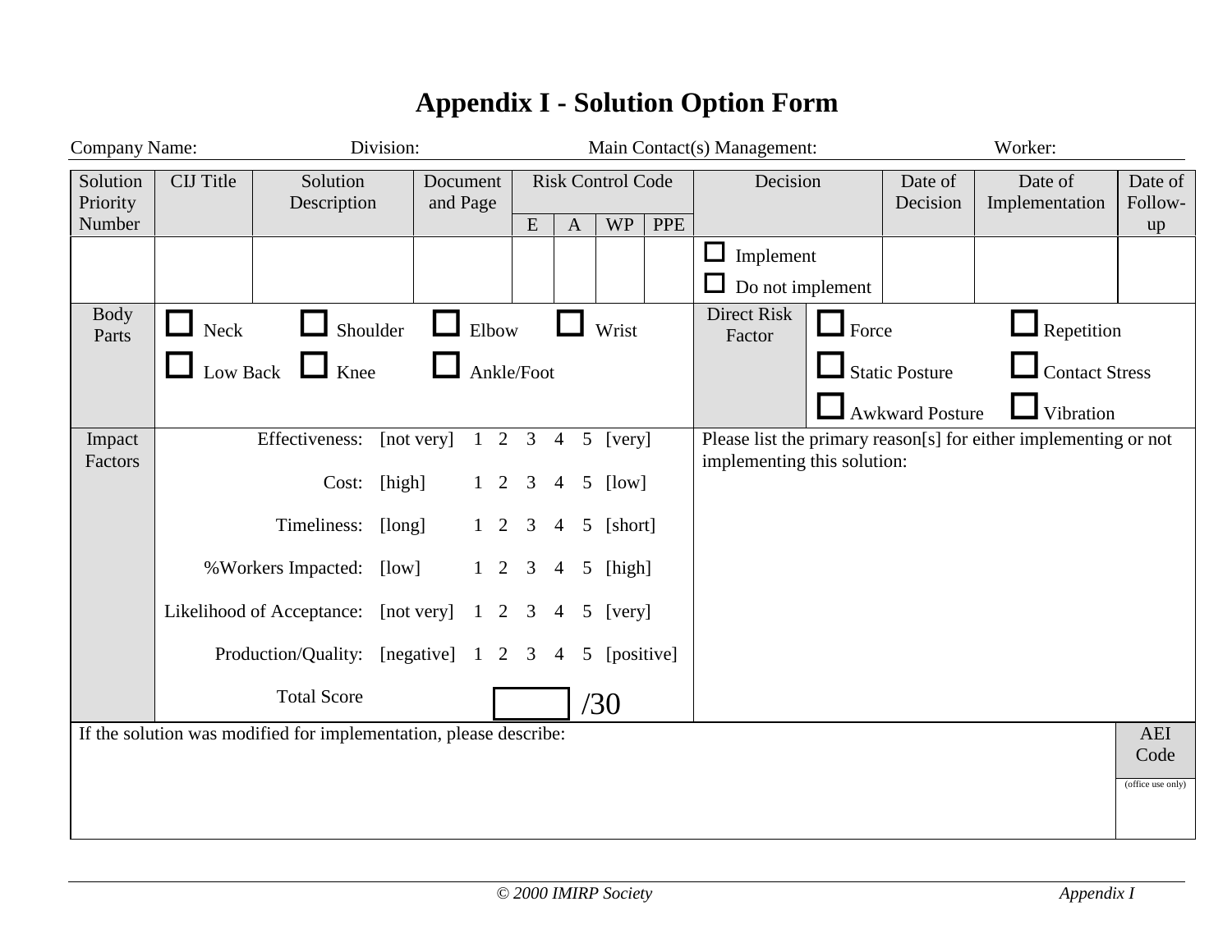# Appendix I - Solution Option Form

Company Name: Division: Main Contact(s) Management: Worker:

| Solution Priority Number | CIJ Title | Solution Description | Document and Page | Risk Control Code | | | | Decision | Date of Decision | Date of Implementation | Date of Follow-up |
|---|---|---|---|---|---|---|---|---|---|---|---|
| | | | | E | A | WP | PPE | | | | |
| | | | | | | | | ☐ Implement<br>☐ Do not implement | | | |

| Body Parts | ☐ Neck ☐ Shoulder ☐ Elbow ☐ Wrist<br>☐ Low Back ☐ Knee ☐ Ankle/Foot | Direct Risk Factor | ☐ Force ☐ Repetition<br>☐ Static Posture ☐ Contact Stress<br>☐ Awkward Posture ☐ Vibration |
|---|---|---|---|

| Impact Factors | | | | | | | | | Please list the primary reason[s] for either implementing or not implementing this solution: |
|---|---|---|---|---|---|---|---|---|---|
| Effectiveness: | [not very] | 1 | 2 | 3 | 4 | 5 | [very] | | |
| Cost: | [high] | 1 | 2 | 3 | 4 | 5 | [low] | | |
| Timeliness: | [long] | 1 | 2 | 3 | 4 | 5 | [short] | | |
| %Workers Impacted: | [low] | 1 | 2 | 3 | 4 | 5 | [high] | | |
| Likelihood of Acceptance: | [not very] | 1 | 2 | 3 | 4 | 5 | [very] | | |
| Production/Quality: | [negative] | 1 | 2 | 3 | 4 | 5 | [positive] | | |
| Total Score | | | | | | | ☐ /30 | | |

| If the solution was modified for implementation, please describe: | AEI Code<br>(office use only) |
|---|---|
| | |

© 2000 IMIRP Society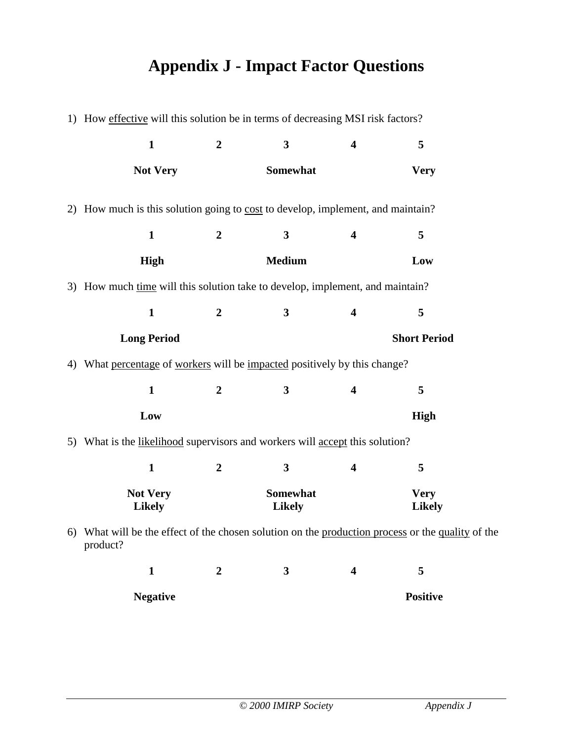# Appendix J - Impact Factor Questions

1) How <u>effective</u> will this solution be in terms of decreasing MSI risk factors?

| 1 | 2 | 3 | 4 | 5 |
|---|---|---|---|---|
| **Not Very** | | **Somewhat** | | **Very** |

2) How much is this solution going to <u>cost</u> to develop, implement, and maintain?

| 1 | 2 | 3 | 4 | 5 |
|---|---|---|---|---|
| **High** | | **Medium** | | **Low** |

3) How much <u>time</u> will this solution take to develop, implement, and maintain?

| 1 | 2 | 3 | 4 | 5 |
|---|---|---|---|---|
| **Long Period** | | | | **Short Period** |

4) What <u>percentage</u> of <u>workers</u> will be <u>impacted</u> positively by this change?

| 1 | 2 | 3 | 4 | 5 |
|---|---|---|---|---|
| **Low** | | | | **High** |

5) What is the <u>likelihood</u> supervisors and workers will <u>accept</u> this solution?

| 1 | 2 | 3 | 4 | 5 |
|---|---|---|---|---|
| **Not Very Likely** | | **Somewhat Likely** | | **Very Likely** |

6) What will be the effect of the chosen solution on the <u>production process</u> or the <u>quality</u> of the product?

| 1 | 2 | 3 | 4 | 5 |
|---|---|---|---|---|
| **Negative** | | | | **Positive** |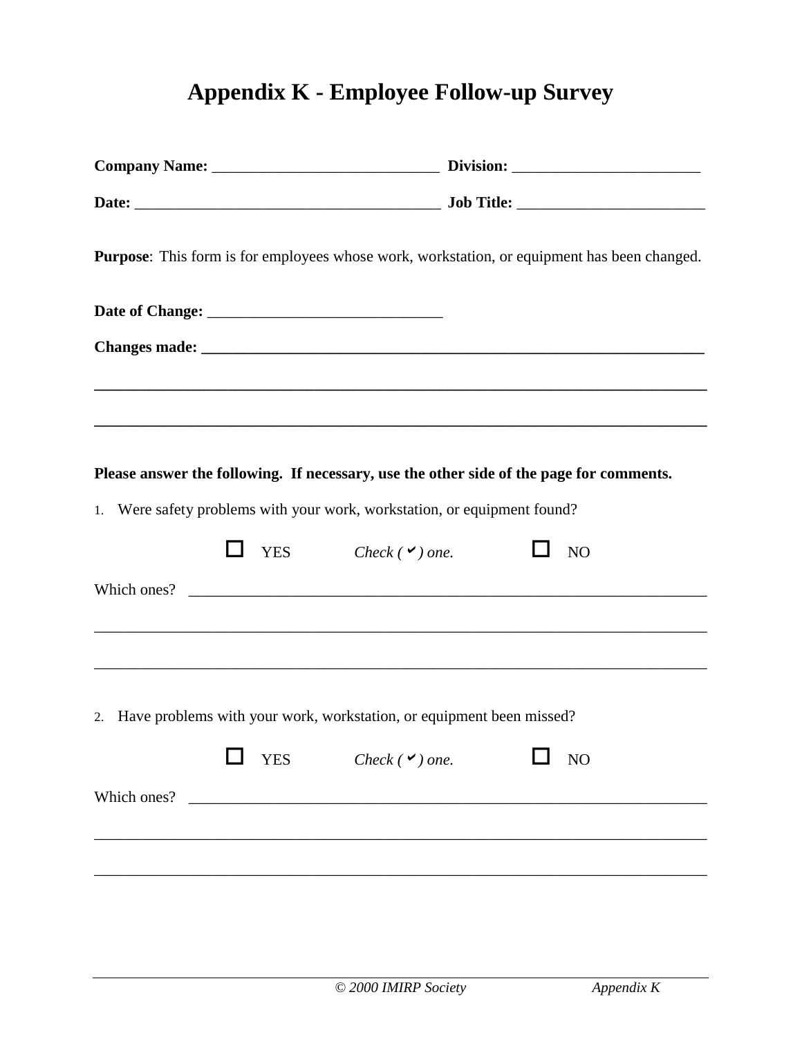# Appendix K - Employee Follow-up Survey

**Company Name:** _____________________________ **Division:** ________________________

**Date:** _______________________________________ **Job Title:** ________________________

**Purpose**: This form is for employees whose work, workstation, or equipment has been changed.

**Date of Change:** ______________________________

**Changes made:** ___________________________________________________________________

_______________________________________________________________________________

_______________________________________________________________________________

**Please answer the following. If necessary, use the other side of the page for comments.**

1. Were safety problems with your work, workstation, or equipment found?

   ☐ YES *Check (✔) one.* ☐ NO

Which ones? ___________________________________________________________________

_______________________________________________________________________________

_______________________________________________________________________________

2. Have problems with your work, workstation, or equipment been missed?

   ☐ YES *Check (✔) one.* ☐ NO

Which ones? ___________________________________________________________________

_______________________________________________________________________________

_______________________________________________________________________________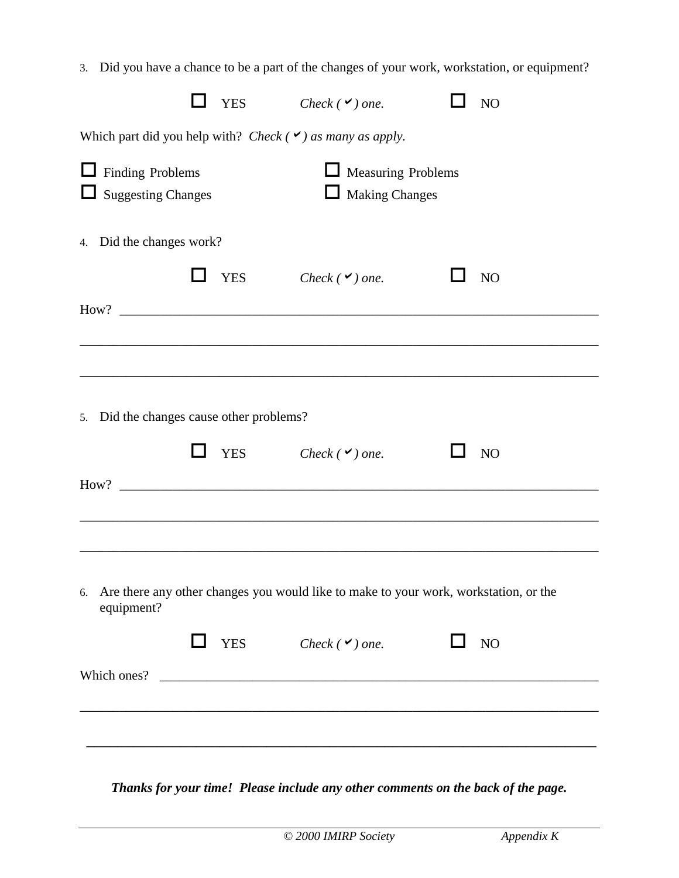3. Did you have a chance to be a part of the changes of your work, workstation, or equipment?

☐ YES *Check (✔) one.* ☐ NO

Which part did you help with? *Check (✔) as many as apply.*

☐ Finding Problems ☐ Measuring Problems
☐ Suggesting Changes ☐ Making Changes

4. Did the changes work?

☐ YES *Check (✔) one.* ☐ NO

How? ______________________________________________________________________

______________________________________________________________________

______________________________________________________________________

5. Did the changes cause other problems?

☐ YES *Check (✔) one.* ☐ NO

How? ______________________________________________________________________

______________________________________________________________________

______________________________________________________________________

6. Are there any other changes you would like to make to your work, workstation, or the equipment?

☐ YES *Check (✔) one.* ☐ NO

Which ones? ________________________________________________________________

______________________________________________________________________

______________________________________________________________________

***Thanks for your time! Please include any other comments on the back of the page.***

*© 2000 IMIRP Society* *Appendix K*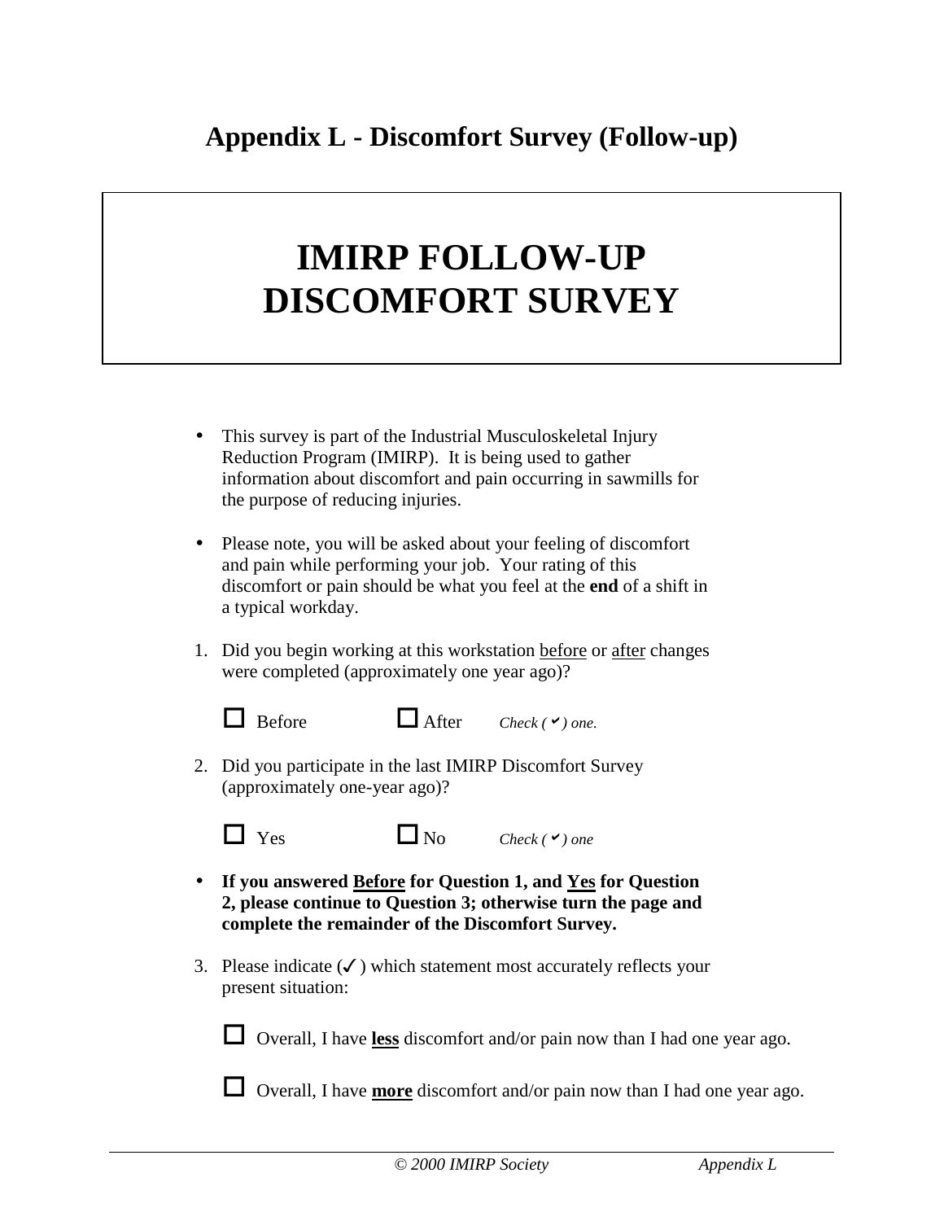# Appendix L - Discomfort Survey (Follow-up)

# IMIRP FOLLOW-UP DISCOMFORT SURVEY

- This survey is part of the Industrial Musculoskeletal Injury Reduction Program (IMIRP). It is being used to gather information about discomfort and pain occurring in sawmills for the purpose of reducing injuries.

- Please note, you will be asked about your feeling of discomfort and pain while performing your job. Your rating of this discomfort or pain should be what you feel at the **end** of a shift in a typical workday.

1. Did you begin working at this workstation before or after changes were completed (approximately one year ago)?

   ☐ Before ☐ After *Check (✔) one.*

2. Did you participate in the last IMIRP Discomfort Survey (approximately one-year ago)?

   ☐ Yes ☐ No *Check (✔) one*

- **If you answered Before for Question 1, and Yes for Question 2, please continue to Question 3; otherwise turn the page and complete the remainder of the Discomfort Survey.**

3. Please indicate (✓) which statement most accurately reflects your present situation:

   ☐ Overall, I have **less** discomfort and/or pain now than I had one year ago.

   ☐ Overall, I have **more** discomfort and/or pain now than I had one year ago.

*© 2000 IMIRP Society*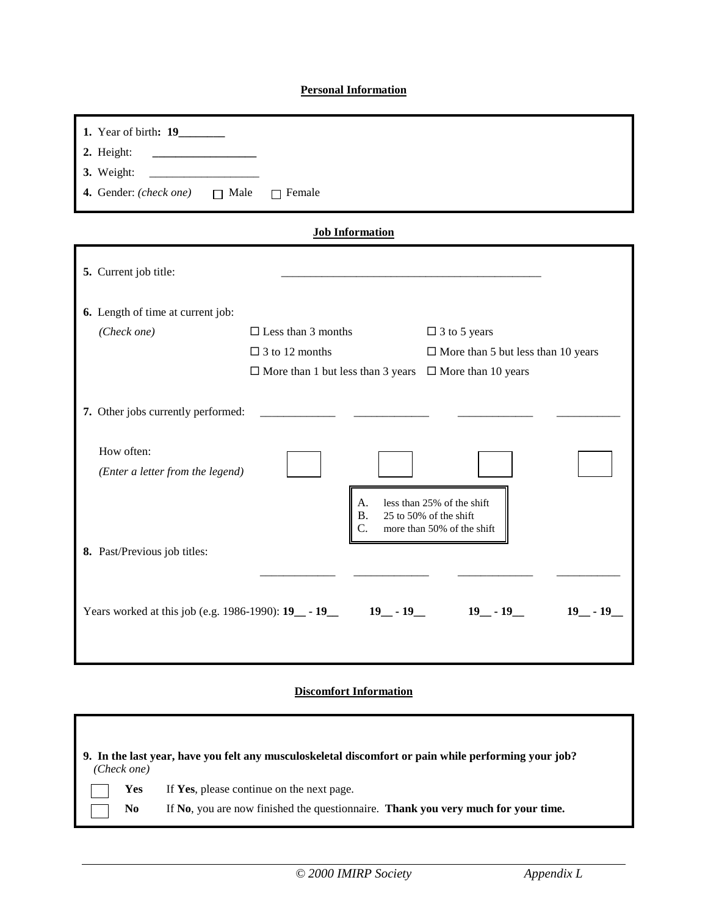**Personal Information**

**1.** Year of birth**: 19________**

**2.** Height: __________________

**3.** Weight: ___________________

**4.** Gender: *(check one)* ☐ Male ☐ Female

**Job Information**

**5.** Current job title: _____________________________________________

**6.** Length of time at current job:
*(Check one)*

☐ Less than 3 months
☐ 3 to 12 months
☐ More than 1 but less than 3 years
☐ 3 to 5 years
☐ More than 5 but less than 10 years
☐ More than 10 years

**7.** Other jobs currently performed: _____________ _____________ _____________ ___________

How often:
*(Enter a letter from the legend)* ☐ ☐ ☐ ☐

A. less than 25% of the shift
B. 25 to 50% of the shift
C. more than 50% of the shift

**8.** Past/Previous job titles:

_____________ _____________ _____________ ___________

Years worked at this job (e.g. 1986-1990): **19__ - 19__** **19__ - 19__** **19__ - 19__** **19__ - 19__**

**Discomfort Information**

**9. In the last year, have you felt any musculoskeletal discomfort or pain while performing your job?**
*(Check one)*

☐ **Yes** If **Yes**, please continue on the next page.

☐ **No** If **No**, you are now finished the questionnaire. **Thank you very much for your time.**

*© 2000 IMIRP Society* *Appendix L*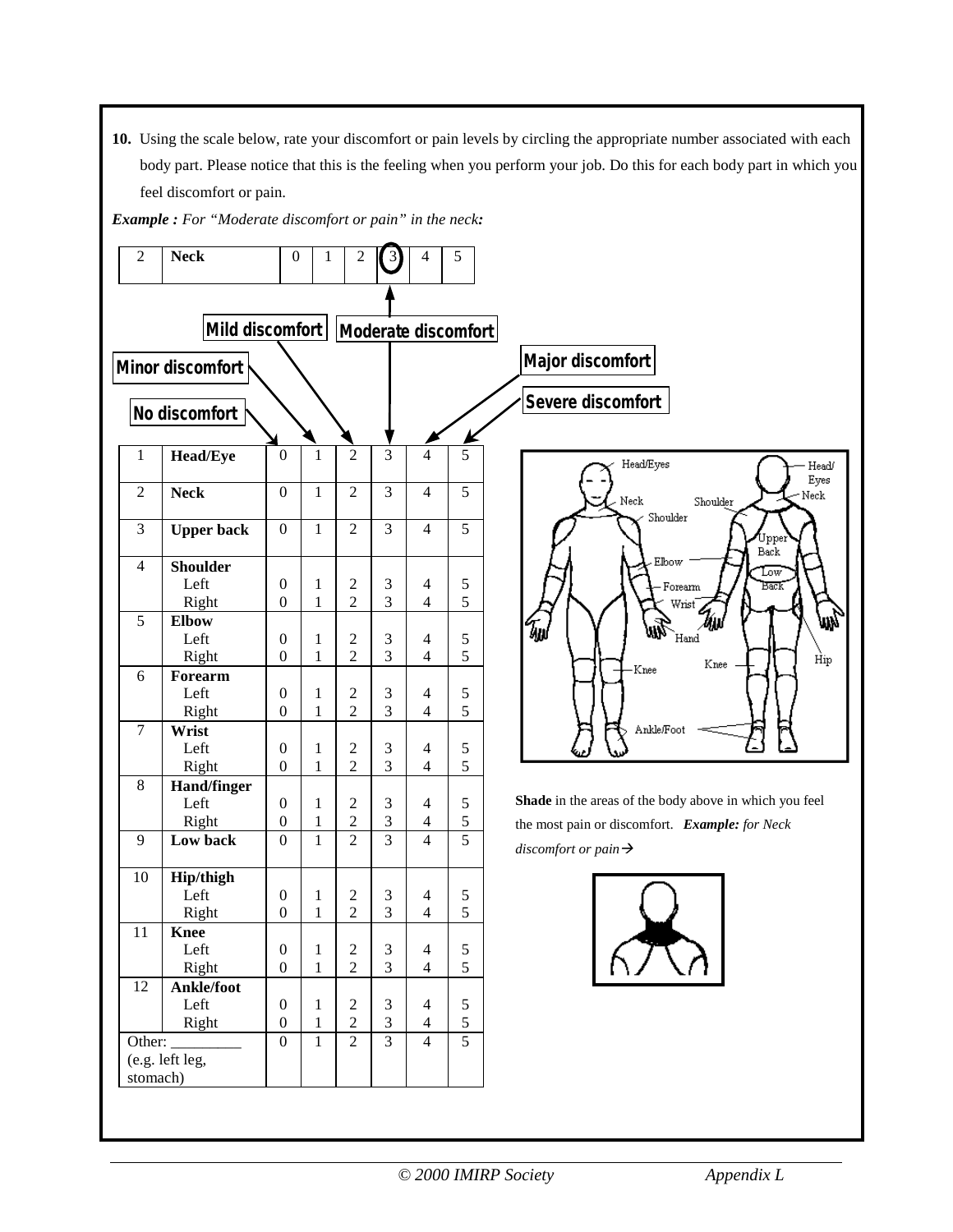**10.** Using the scale below, rate your discomfort or pain levels by circling the appropriate number associated with each body part. Please notice that this is the feeling when you perform your job. Do this for each body part in which you feel discomfort or pain.

***Example :** For "Moderate discomfort or pain" in the neck:*

| 2 | **Neck** | 0 | 1 | 2 | (3) | 4 | 5 |
|---|---|---|---|---|---|---|---|

No discomfort (0), Minor discomfort (1), Mild discomfort (2), Moderate discomfort (3), Major discomfort (4), Severe discomfort (5)

| | | | | | | | |
|---|---|---|---|---|---|---|---|
| 1 | **Head/Eye** | 0 | 1 | 2 | 3 | 4 | 5 |
| 2 | **Neck** | 0 | 1 | 2 | 3 | 4 | 5 |
| 3 | **Upper back** | 0 | 1 | 2 | 3 | 4 | 5 |
| 4 | **Shoulder** | | | | | | |
| | Left | 0 | 1 | 2 | 3 | 4 | 5 |
| | Right | 0 | 1 | 2 | 3 | 4 | 5 |
| 5 | **Elbow** | | | | | | |
| | Left | 0 | 1 | 2 | 3 | 4 | 5 |
| | Right | 0 | 1 | 2 | 3 | 4 | 5 |
| 6 | **Forearm** | | | | | | |
| | Left | 0 | 1 | 2 | 3 | 4 | 5 |
| | Right | 0 | 1 | 2 | 3 | 4 | 5 |
| 7 | **Wrist** | | | | | | |
| | Left | 0 | 1 | 2 | 3 | 4 | 5 |
| | Right | 0 | 1 | 2 | 3 | 4 | 5 |
| 8 | **Hand/finger** | | | | | | |
| | Left | 0 | 1 | 2 | 3 | 4 | 5 |
| | Right | 0 | 1 | 2 | 3 | 4 | 5 |
| 9 | **Low back** | 0 | 1 | 2 | 3 | 4 | 5 |
| 10 | **Hip/thigh** | | | | | | |
| | Left | 0 | 1 | 2 | 3 | 4 | 5 |
| | Right | 0 | 1 | 2 | 3 | 4 | 5 |
| 11 | **Knee** | | | | | | |
| | Left | 0 | 1 | 2 | 3 | 4 | 5 |
| | Right | 0 | 1 | 2 | 3 | 4 | 5 |
| 12 | **Ankle/foot** | | | | | | |
| | Left | 0 | 1 | 2 | 3 | 4 | 5 |
| | Right | 0 | 1 | 2 | 3 | 4 | 5 |
| Other: _________ (e.g. left leg, stomach) | | 0 | 1 | 2 | 3 | 4 | 5 |

Head/Eyes, Neck, Shoulder, Elbow, Forearm, Wrist, Hand, Knee, Ankle/Foot, Upper Back, Low Back, Hip

**Shade** in the areas of the body above in which you feel the most pain or discomfort. ***Example:** for Neck discomfort or pain→*

© 2000 IMIRP Society — Appendix L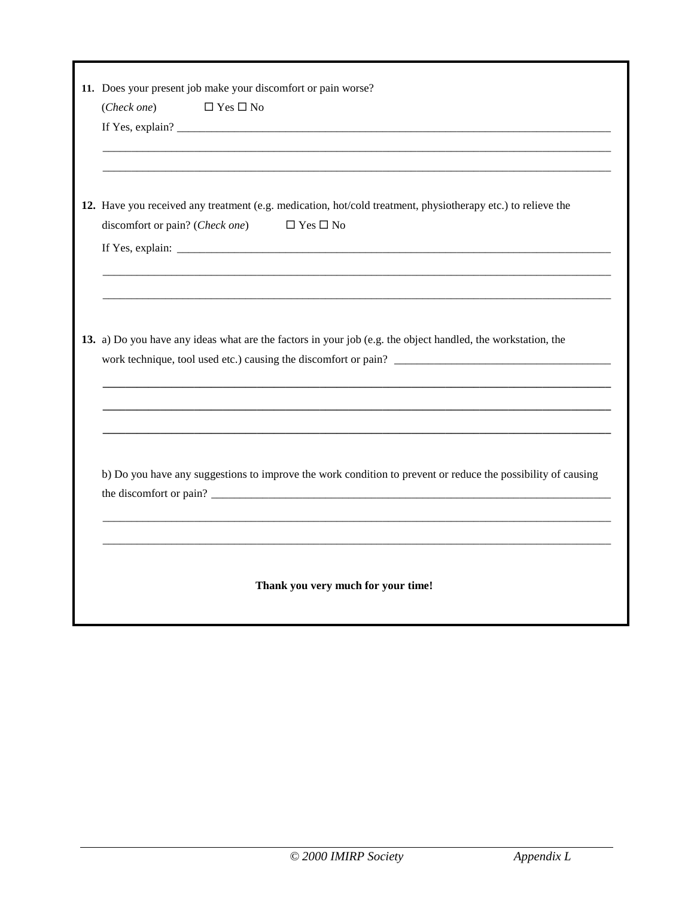**11.** Does your present job make your discomfort or pain worse?

(*Check one*) ☐ Yes ☐ No

If Yes, explain? ______________________________________________________________________________

_____________________________________________________________________________________________

_____________________________________________________________________________________________

**12.** Have you received any treatment (e.g. medication, hot/cold treatment, physiotherapy etc.) to relieve the discomfort or pain? (*Check one*) ☐ Yes ☐ No

If Yes, explain: ______________________________________________________________________________

_____________________________________________________________________________________________

_____________________________________________________________________________________________

**13.** a) Do you have any ideas what are the factors in your job (e.g. the object handled, the workstation, the work technique, tool used etc.) causing the discomfort or pain? ______________________________________

_____________________________________________________________________________________________

_____________________________________________________________________________________________

_____________________________________________________________________________________________

b) Do you have any suggestions to improve the work condition to prevent or reduce the possibility of causing the discomfort or pain? ___________________________________________________________________________

_____________________________________________________________________________________________

_____________________________________________________________________________________________

**Thank you very much for your time!**